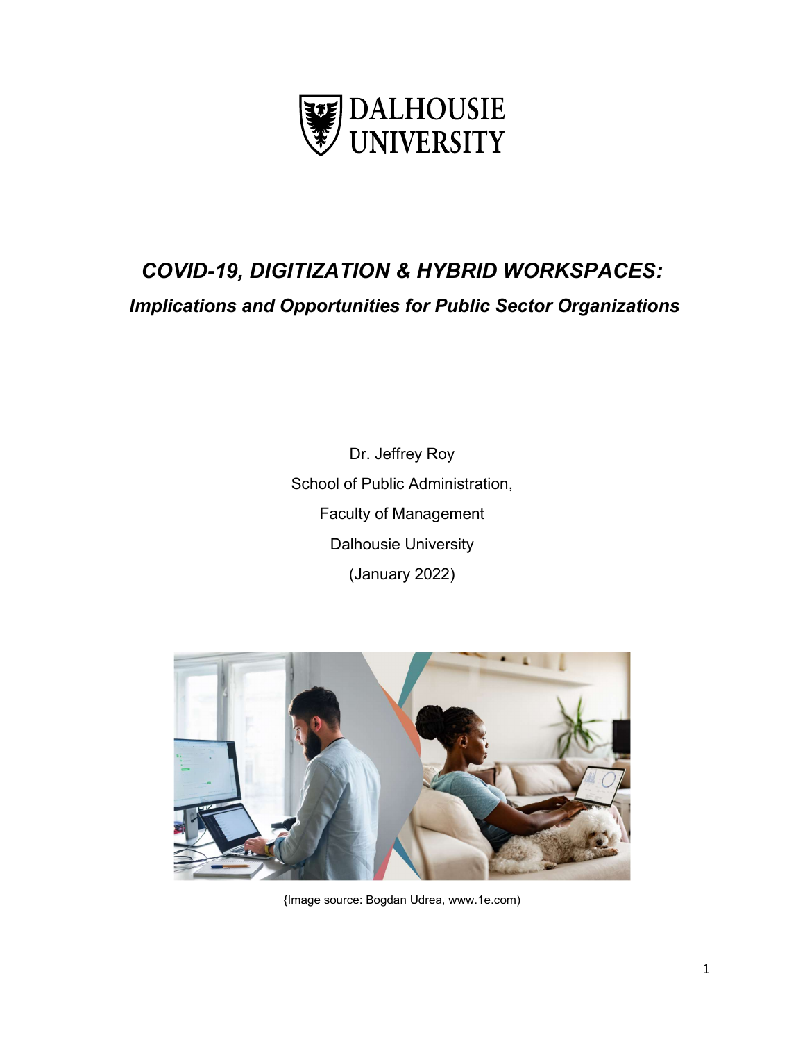DALHOUSIE UNIVERSITY

# *COVID-19, DIGITIZATION & HYBRID WORKSPACES:*

## *Implications and Opportunities for Public Sector Organizations*

Dr. Jeffrey Roy

School of Public Administration,

Faculty of Management

Dalhousie University

(January 2022)

{Image source: Bogdan Udrea, www.1e.com)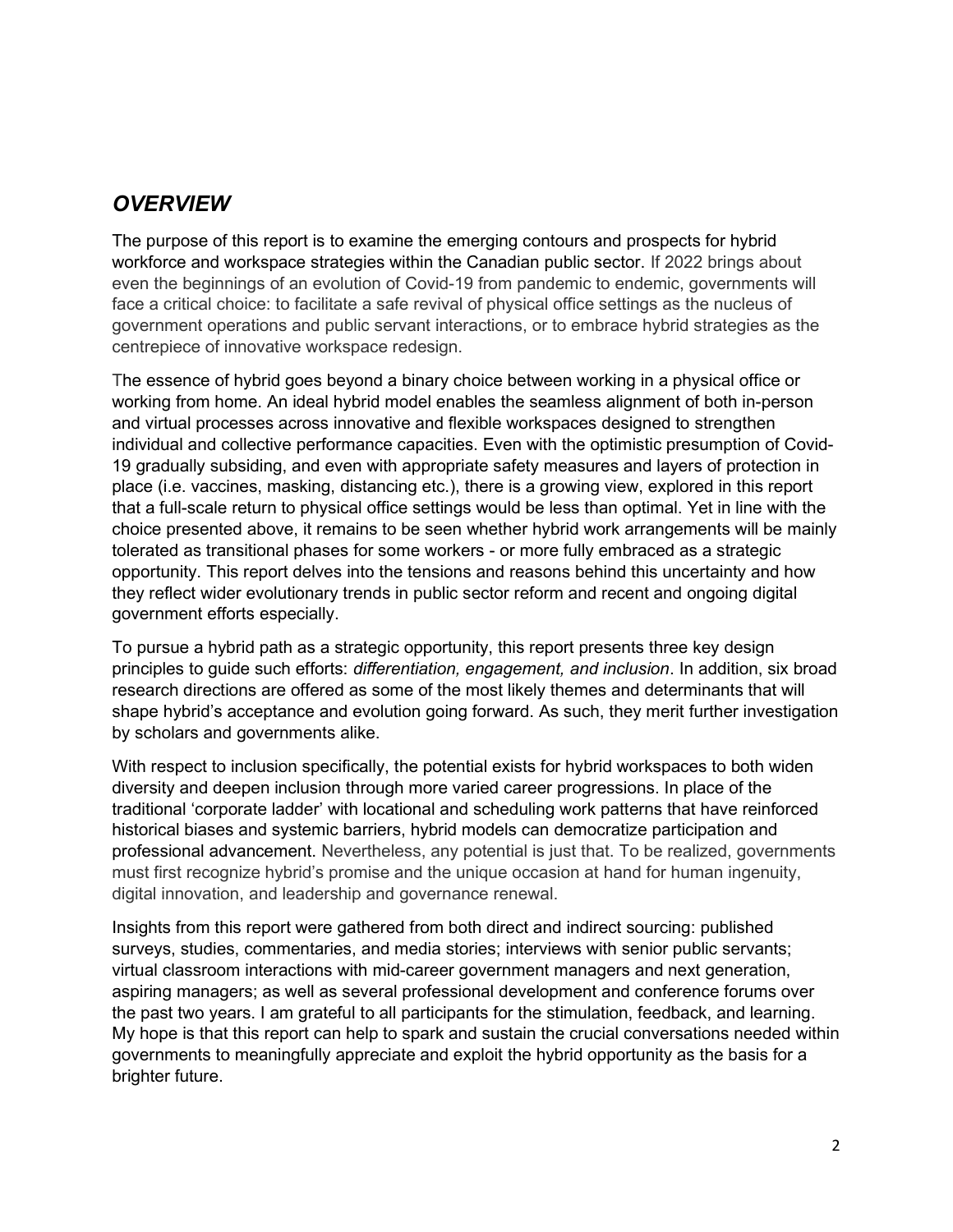## *OVERVIEW*

The purpose of this report is to examine the emerging contours and prospects for hybrid workforce and workspace strategies within the Canadian public sector. If 2022 brings about even the beginnings of an evolution of Covid-19 from pandemic to endemic, governments will face a critical choice: to facilitate a safe revival of physical office settings as the nucleus of government operations and public servant interactions, or to embrace hybrid strategies as the centrepiece of innovative workspace redesign.

The essence of hybrid goes beyond a binary choice between working in a physical office or working from home. An ideal hybrid model enables the seamless alignment of both in-person and virtual processes across innovative and flexible workspaces designed to strengthen individual and collective performance capacities. Even with the optimistic presumption of Covid-19 gradually subsiding, and even with appropriate safety measures and layers of protection in place (i.e. vaccines, masking, distancing etc.), there is a growing view, explored in this report that a full-scale return to physical office settings would be less than optimal. Yet in line with the choice presented above, it remains to be seen whether hybrid work arrangements will be mainly tolerated as transitional phases for some workers - or more fully embraced as a strategic opportunity. This report delves into the tensions and reasons behind this uncertainty and how they reflect wider evolutionary trends in public sector reform and recent and ongoing digital government efforts especially.

To pursue a hybrid path as a strategic opportunity, this report presents three key design principles to guide such efforts: *differentiation, engagement, and inclusion*. In addition, six broad research directions are offered as some of the most likely themes and determinants that will shape hybrid's acceptance and evolution going forward. As such, they merit further investigation by scholars and governments alike.

With respect to inclusion specifically, the potential exists for hybrid workspaces to both widen diversity and deepen inclusion through more varied career progressions. In place of the traditional 'corporate ladder' with locational and scheduling work patterns that have reinforced historical biases and systemic barriers, hybrid models can democratize participation and professional advancement. Nevertheless, any potential is just that. To be realized, governments must first recognize hybrid's promise and the unique occasion at hand for human ingenuity, digital innovation, and leadership and governance renewal.

Insights from this report were gathered from both direct and indirect sourcing: published surveys, studies, commentaries, and media stories; interviews with senior public servants; virtual classroom interactions with mid-career government managers and next generation, aspiring managers; as well as several professional development and conference forums over the past two years. I am grateful to all participants for the stimulation, feedback, and learning. My hope is that this report can help to spark and sustain the crucial conversations needed within governments to meaningfully appreciate and exploit the hybrid opportunity as the basis for a brighter future.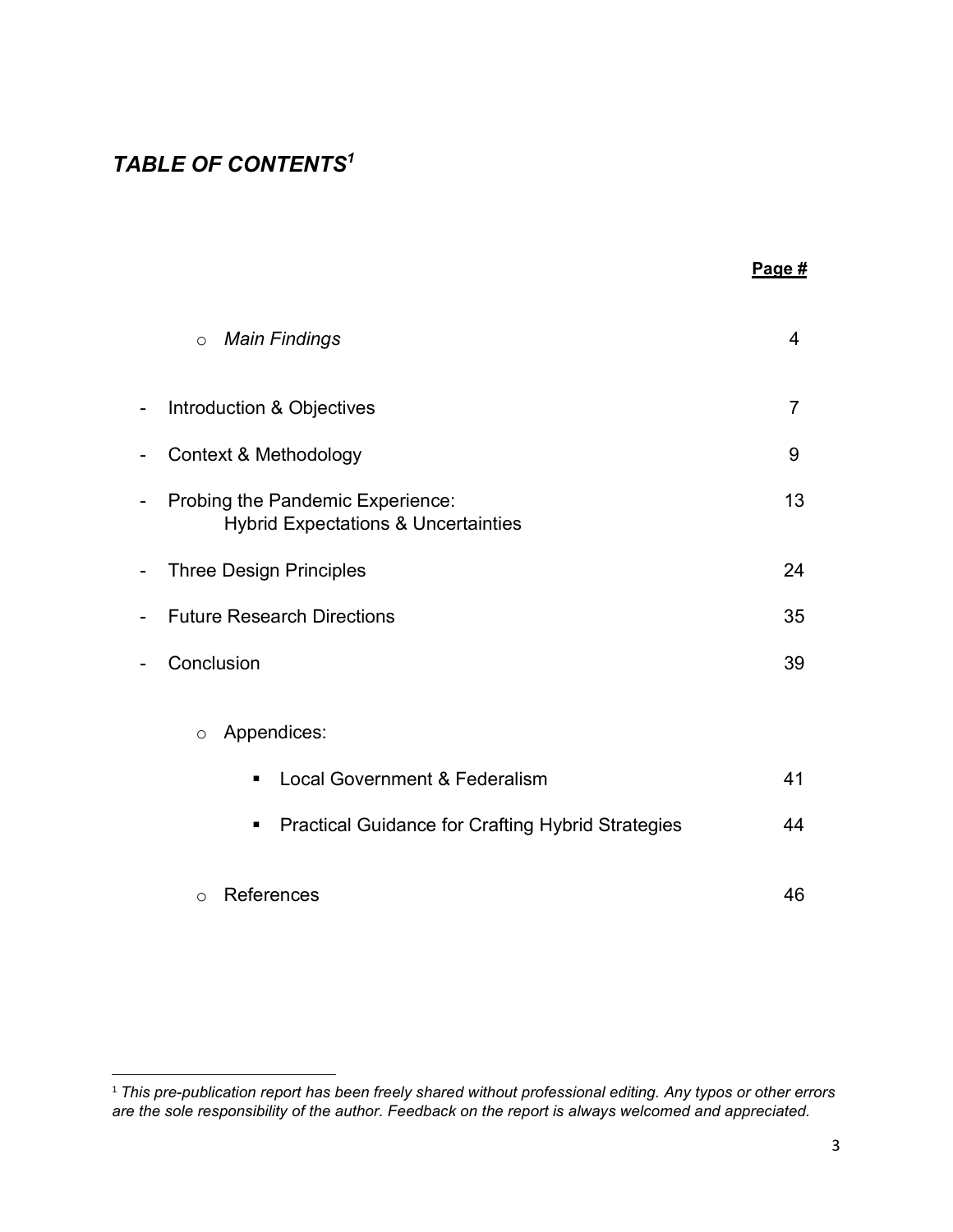## *TABLE OF CONTENTS*[1]

| | **Page #** |
|---|---|
| ○ *Main Findings* | 4 |
| - Introduction & Objectives | 7 |
| - Context & Methodology | 9 |
| - Probing the Pandemic Experience: Hybrid Expectations & Uncertainties | 13 |
| - Three Design Principles | 24 |
| - Future Research Directions | 35 |
| - Conclusion | 39 |
| ○ Appendices: | |
| ▪ Local Government & Federalism | 41 |
| ▪ Practical Guidance for Crafting Hybrid Strategies | 44 |
| ○ References | 46 |

---

[1] *This pre-publication report has been freely shared without professional editing. Any typos or other errors are the sole responsibility of the author. Feedback on the report is always welcomed and appreciated.*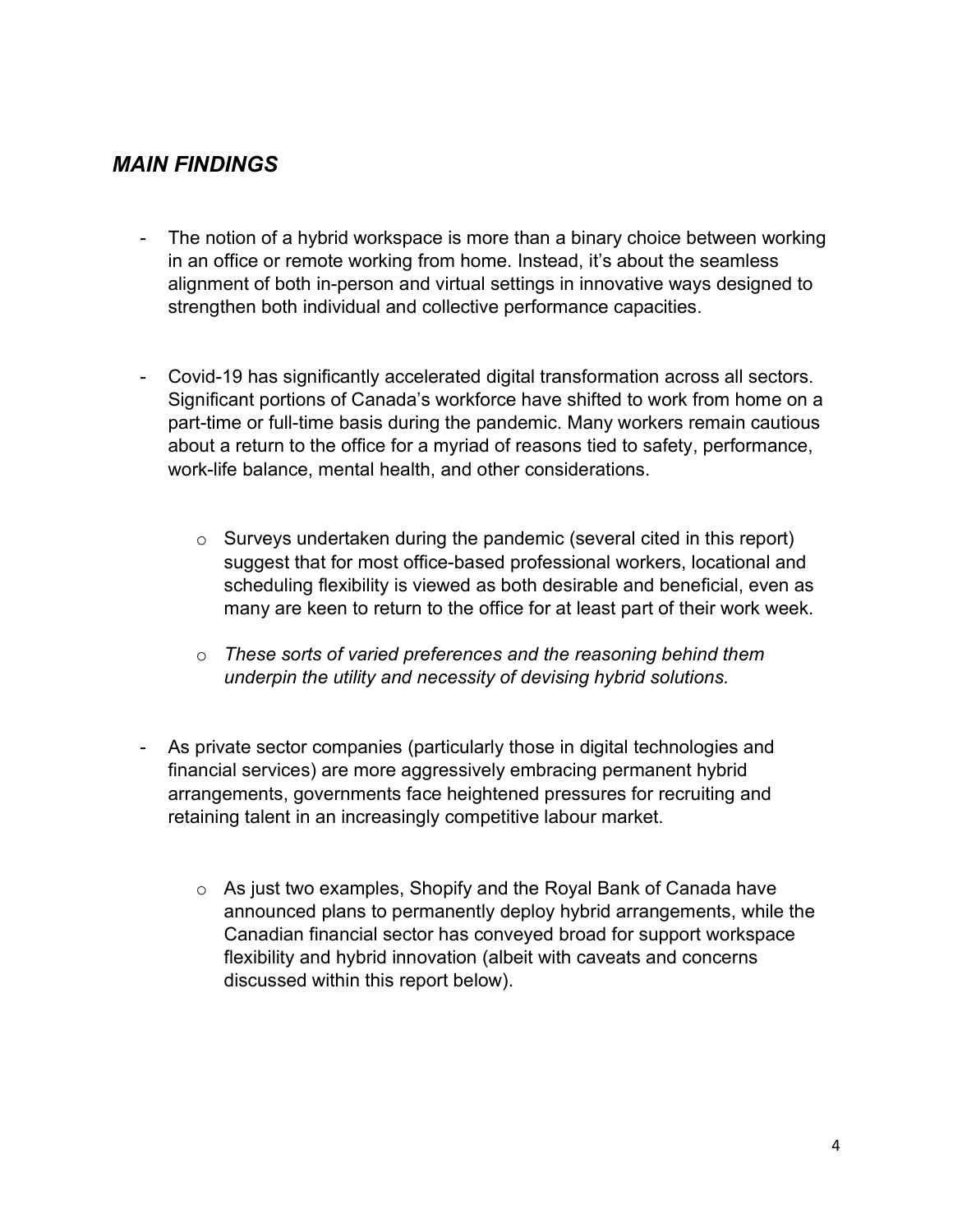## *MAIN FINDINGS*

- The notion of a hybrid workspace is more than a binary choice between working in an office or remote working from home. Instead, it's about the seamless alignment of both in-person and virtual settings in innovative ways designed to strengthen both individual and collective performance capacities.

- Covid-19 has significantly accelerated digital transformation across all sectors. Significant portions of Canada's workforce have shifted to work from home on a part-time or full-time basis during the pandemic. Many workers remain cautious about a return to the office for a myriad of reasons tied to safety, performance, work-life balance, mental health, and other considerations.

    - Surveys undertaken during the pandemic (several cited in this report) suggest that for most office-based professional workers, locational and scheduling flexibility is viewed as both desirable and beneficial, even as many are keen to return to the office for at least part of their work week.

    - *These sorts of varied preferences and the reasoning behind them underpin the utility and necessity of devising hybrid solutions.*

- As private sector companies (particularly those in digital technologies and financial services) are more aggressively embracing permanent hybrid arrangements, governments face heightened pressures for recruiting and retaining talent in an increasingly competitive labour market.

    - As just two examples, Shopify and the Royal Bank of Canada have announced plans to permanently deploy hybrid arrangements, while the Canadian financial sector has conveyed broad for support workspace flexibility and hybrid innovation (albeit with caveats and concerns discussed within this report below).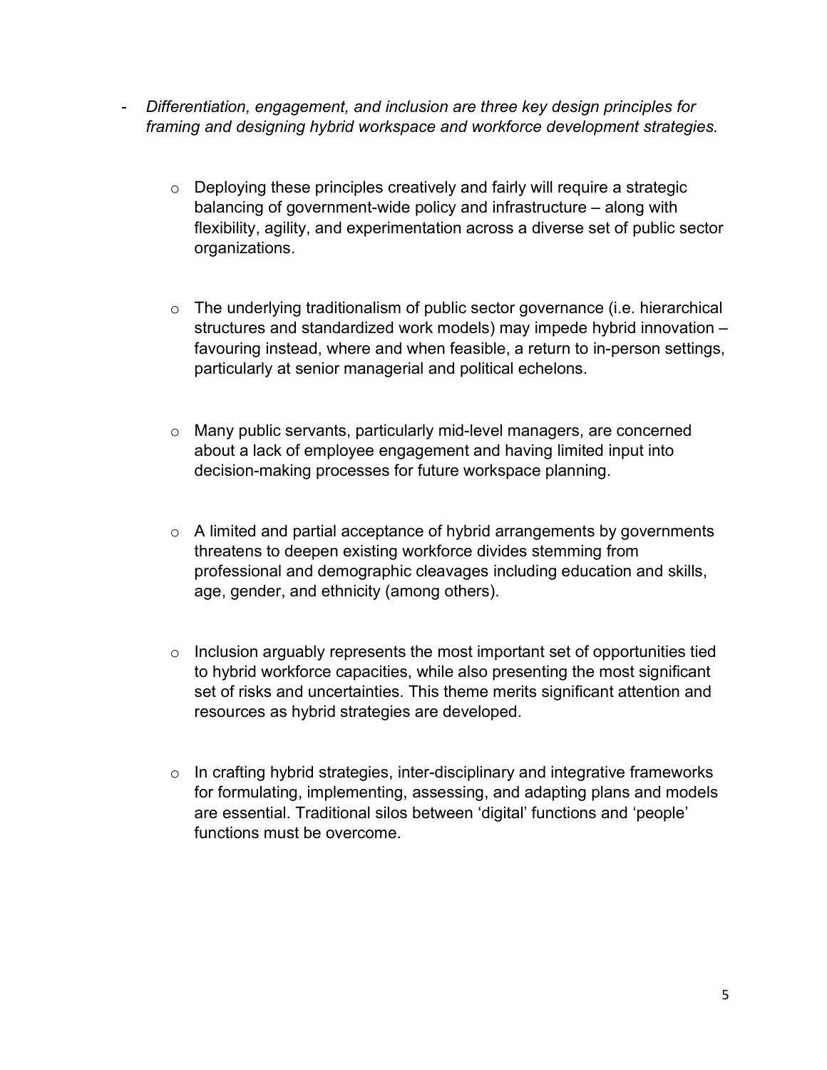- *Differentiation, engagement, and inclusion are three key design principles for framing and designing hybrid workspace and workforce development strategies.*

  - Deploying these principles creatively and fairly will require a strategic balancing of government-wide policy and infrastructure – along with flexibility, agility, and experimentation across a diverse set of public sector organizations.

  - The underlying traditionalism of public sector governance (i.e. hierarchical structures and standardized work models) may impede hybrid innovation – favouring instead, where and when feasible, a return to in-person settings, particularly at senior managerial and political echelons.

  - Many public servants, particularly mid-level managers, are concerned about a lack of employee engagement and having limited input into decision-making processes for future workspace planning.

  - A limited and partial acceptance of hybrid arrangements by governments threatens to deepen existing workforce divides stemming from professional and demographic cleavages including education and skills, age, gender, and ethnicity (among others).

  - Inclusion arguably represents the most important set of opportunities tied to hybrid workforce capacities, while also presenting the most significant set of risks and uncertainties. This theme merits significant attention and resources as hybrid strategies are developed.

  - In crafting hybrid strategies, inter-disciplinary and integrative frameworks for formulating, implementing, assessing, and adapting plans and models are essential. Traditional silos between 'digital' functions and 'people' functions must be overcome.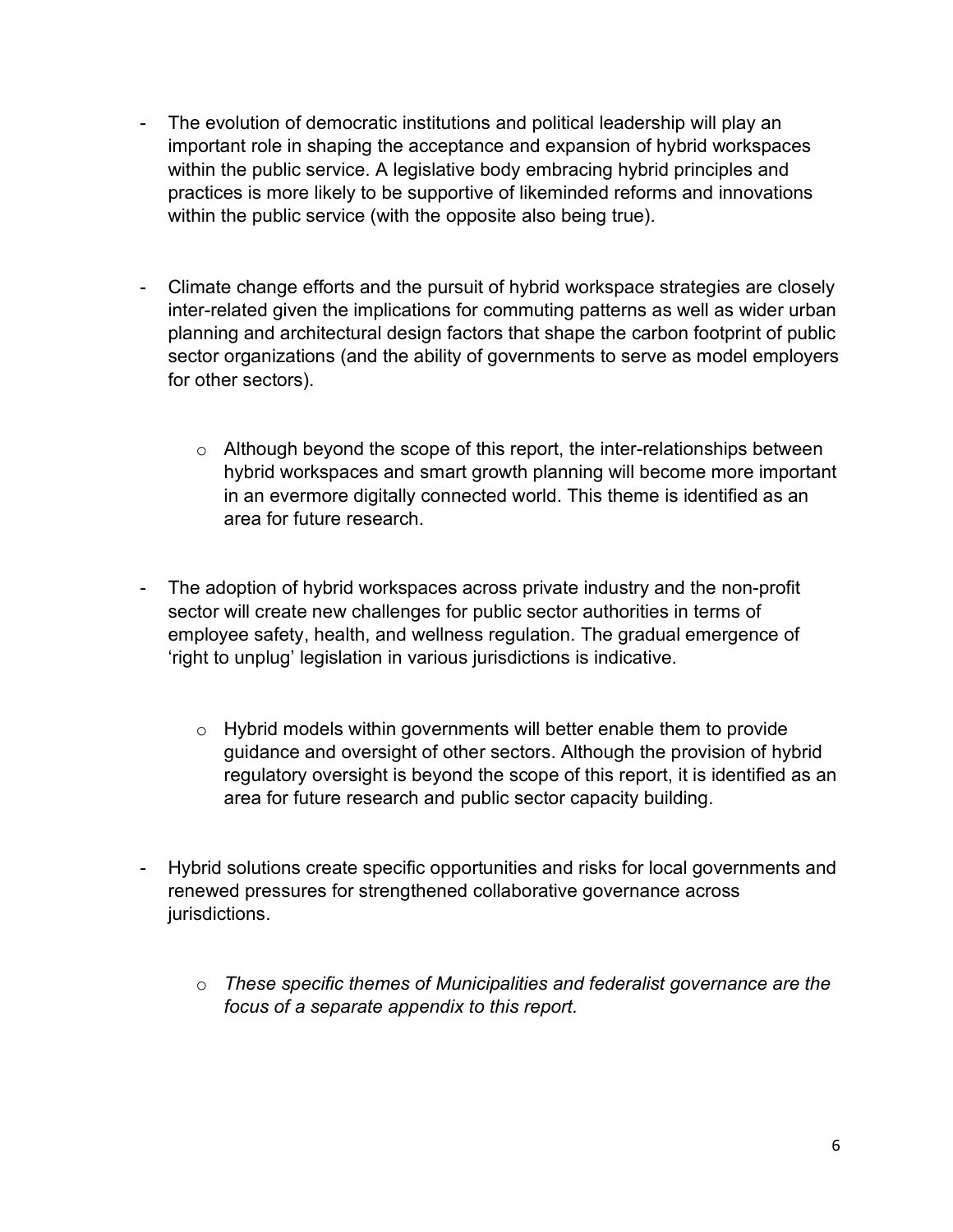- The evolution of democratic institutions and political leadership will play an important role in shaping the acceptance and expansion of hybrid workspaces within the public service. A legislative body embracing hybrid principles and practices is more likely to be supportive of likeminded reforms and innovations within the public service (with the opposite also being true).

- Climate change efforts and the pursuit of hybrid workspace strategies are closely inter-related given the implications for commuting patterns as well as wider urban planning and architectural design factors that shape the carbon footprint of public sector organizations (and the ability of governments to serve as model employers for other sectors).

  - Although beyond the scope of this report, the inter-relationships between hybrid workspaces and smart growth planning will become more important in an evermore digitally connected world. This theme is identified as an area for future research.

- The adoption of hybrid workspaces across private industry and the non-profit sector will create new challenges for public sector authorities in terms of employee safety, health, and wellness regulation. The gradual emergence of 'right to unplug' legislation in various jurisdictions is indicative.

  - Hybrid models within governments will better enable them to provide guidance and oversight of other sectors. Although the provision of hybrid regulatory oversight is beyond the scope of this report, it is identified as an area for future research and public sector capacity building.

- Hybrid solutions create specific opportunities and risks for local governments and renewed pressures for strengthened collaborative governance across jurisdictions.

  - *These specific themes of Municipalities and federalist governance are the focus of a separate appendix to this report.*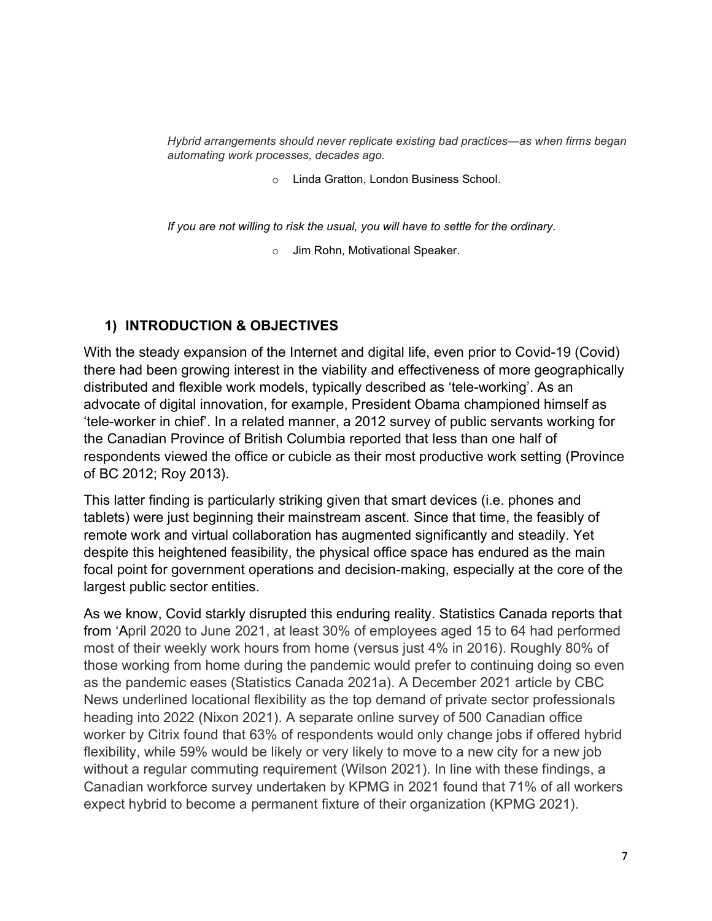*Hybrid arrangements should never replicate existing bad practices—as when firms began automating work processes, decades ago.*

- Linda Gratton, London Business School.

*If you are not willing to risk the usual, you will have to settle for the ordinary.*

- Jim Rohn, Motivational Speaker.

## 1) INTRODUCTION & OBJECTIVES

With the steady expansion of the Internet and digital life, even prior to Covid-19 (Covid) there had been growing interest in the viability and effectiveness of more geographically distributed and flexible work models, typically described as 'tele-working'. As an advocate of digital innovation, for example, President Obama championed himself as 'tele-worker in chief'. In a related manner, a 2012 survey of public servants working for the Canadian Province of British Columbia reported that less than one half of respondents viewed the office or cubicle as their most productive work setting (Province of BC 2012; Roy 2013).

This latter finding is particularly striking given that smart devices (i.e. phones and tablets) were just beginning their mainstream ascent. Since that time, the feasibly of remote work and virtual collaboration has augmented significantly and steadily. Yet despite this heightened feasibility, the physical office space has endured as the main focal point for government operations and decision-making, especially at the core of the largest public sector entities.

As we know, Covid starkly disrupted this enduring reality. Statistics Canada reports that from 'April 2020 to June 2021, at least 30% of employees aged 15 to 64 had performed most of their weekly work hours from home (versus just 4% in 2016). Roughly 80% of those working from home during the pandemic would prefer to continuing doing so even as the pandemic eases (Statistics Canada 2021a). A December 2021 article by CBC News underlined locational flexibility as the top demand of private sector professionals heading into 2022 (Nixon 2021). A separate online survey of 500 Canadian office worker by Citrix found that 63% of respondents would only change jobs if offered hybrid flexibility, while 59% would be likely or very likely to move to a new city for a new job without a regular commuting requirement (Wilson 2021). In line with these findings, a Canadian workforce survey undertaken by KPMG in 2021 found that 71% of all workers expect hybrid to become a permanent fixture of their organization (KPMG 2021).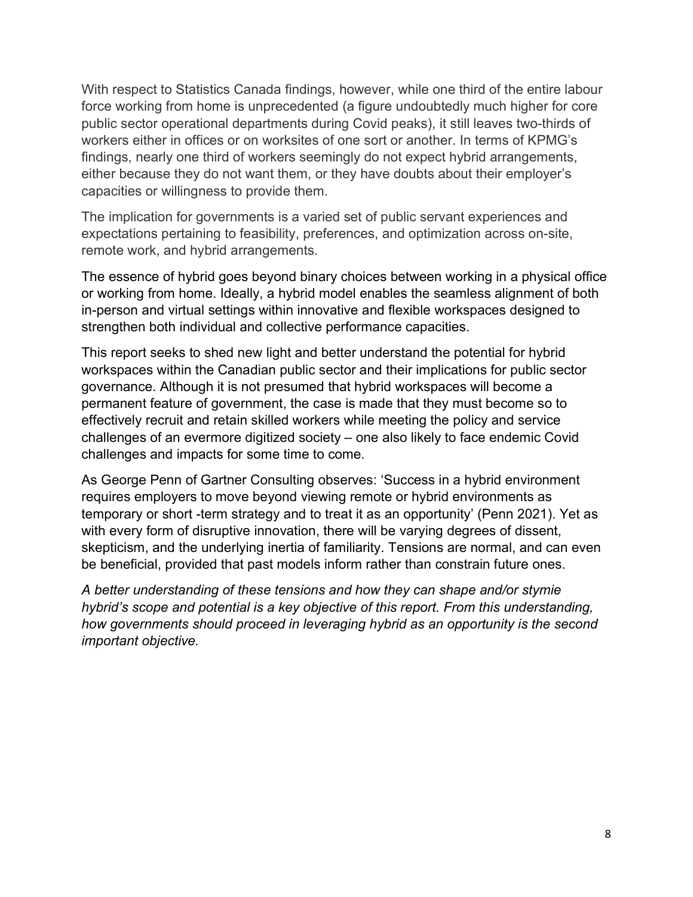With respect to Statistics Canada findings, however, while one third of the entire labour force working from home is unprecedented (a figure undoubtedly much higher for core public sector operational departments during Covid peaks), it still leaves two-thirds of workers either in offices or on worksites of one sort or another. In terms of KPMG's findings, nearly one third of workers seemingly do not expect hybrid arrangements, either because they do not want them, or they have doubts about their employer's capacities or willingness to provide them.

The implication for governments is a varied set of public servant experiences and expectations pertaining to feasibility, preferences, and optimization across on-site, remote work, and hybrid arrangements.

The essence of hybrid goes beyond binary choices between working in a physical office or working from home. Ideally, a hybrid model enables the seamless alignment of both in-person and virtual settings within innovative and flexible workspaces designed to strengthen both individual and collective performance capacities.

This report seeks to shed new light and better understand the potential for hybrid workspaces within the Canadian public sector and their implications for public sector governance. Although it is not presumed that hybrid workspaces will become a permanent feature of government, the case is made that they must become so to effectively recruit and retain skilled workers while meeting the policy and service challenges of an evermore digitized society – one also likely to face endemic Covid challenges and impacts for some time to come.

As George Penn of Gartner Consulting observes: 'Success in a hybrid environment requires employers to move beyond viewing remote or hybrid environments as temporary or short -term strategy and to treat it as an opportunity' (Penn 2021). Yet as with every form of disruptive innovation, there will be varying degrees of dissent, skepticism, and the underlying inertia of familiarity. Tensions are normal, and can even be beneficial, provided that past models inform rather than constrain future ones.

*A better understanding of these tensions and how they can shape and/or stymie hybrid's scope and potential is a key objective of this report. From this understanding, how governments should proceed in leveraging hybrid as an opportunity is the second important objective.*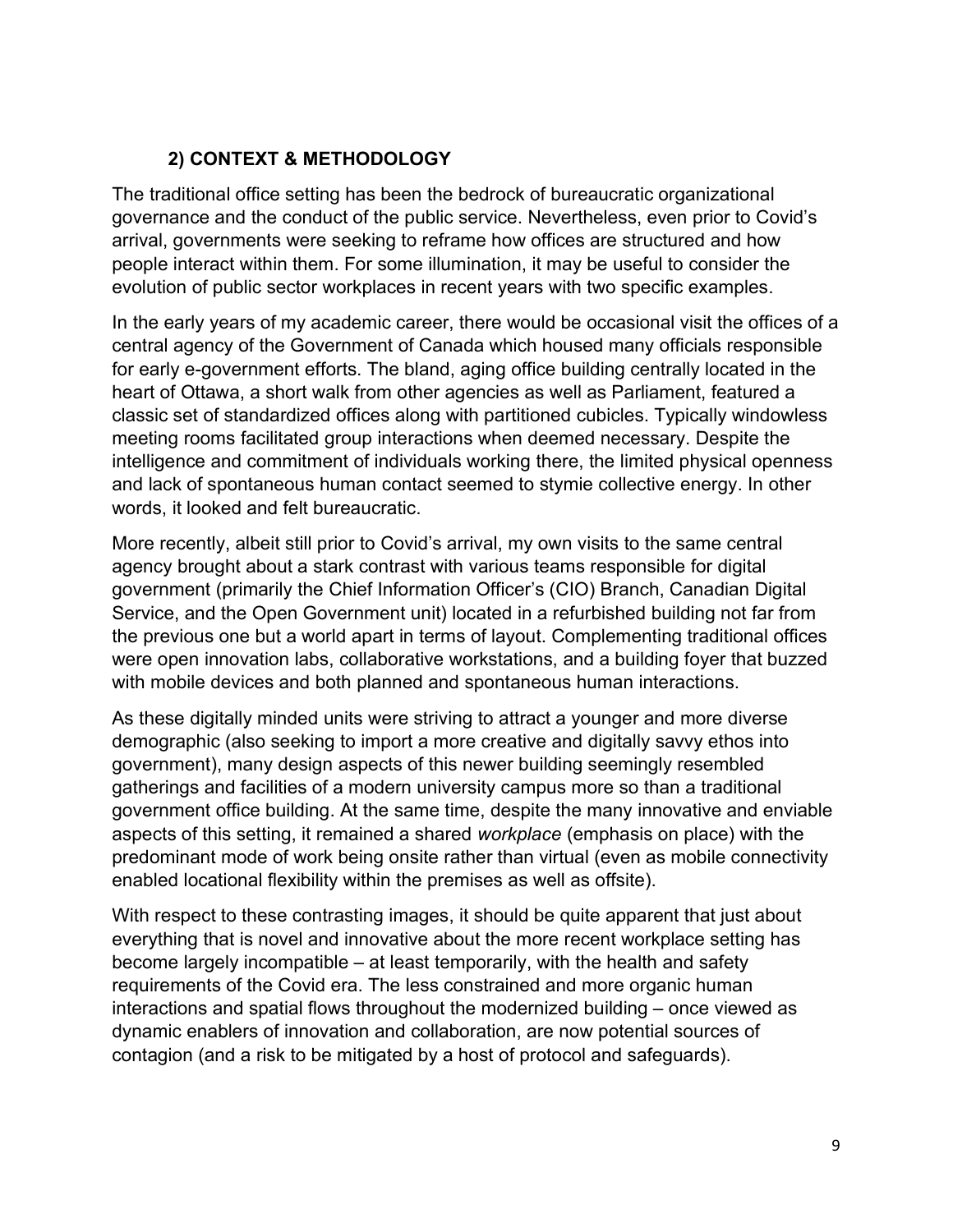## 2) CONTEXT & METHODOLOGY

The traditional office setting has been the bedrock of bureaucratic organizational governance and the conduct of the public service. Nevertheless, even prior to Covid's arrival, governments were seeking to reframe how offices are structured and how people interact within them. For some illumination, it may be useful to consider the evolution of public sector workplaces in recent years with two specific examples.

In the early years of my academic career, there would be occasional visit the offices of a central agency of the Government of Canada which housed many officials responsible for early e-government efforts. The bland, aging office building centrally located in the heart of Ottawa, a short walk from other agencies as well as Parliament, featured a classic set of standardized offices along with partitioned cubicles. Typically windowless meeting rooms facilitated group interactions when deemed necessary. Despite the intelligence and commitment of individuals working there, the limited physical openness and lack of spontaneous human contact seemed to stymie collective energy. In other words, it looked and felt bureaucratic.

More recently, albeit still prior to Covid's arrival, my own visits to the same central agency brought about a stark contrast with various teams responsible for digital government (primarily the Chief Information Officer's (CIO) Branch, Canadian Digital Service, and the Open Government unit) located in a refurbished building not far from the previous one but a world apart in terms of layout. Complementing traditional offices were open innovation labs, collaborative workstations, and a building foyer that buzzed with mobile devices and both planned and spontaneous human interactions.

As these digitally minded units were striving to attract a younger and more diverse demographic (also seeking to import a more creative and digitally savvy ethos into government), many design aspects of this newer building seemingly resembled gatherings and facilities of a modern university campus more so than a traditional government office building. At the same time, despite the many innovative and enviable aspects of this setting, it remained a shared *workplace* (emphasis on place) with the predominant mode of work being onsite rather than virtual (even as mobile connectivity enabled locational flexibility within the premises as well as offsite).

With respect to these contrasting images, it should be quite apparent that just about everything that is novel and innovative about the more recent workplace setting has become largely incompatible – at least temporarily, with the health and safety requirements of the Covid era. The less constrained and more organic human interactions and spatial flows throughout the modernized building – once viewed as dynamic enablers of innovation and collaboration, are now potential sources of contagion (and a risk to be mitigated by a host of protocol and safeguards).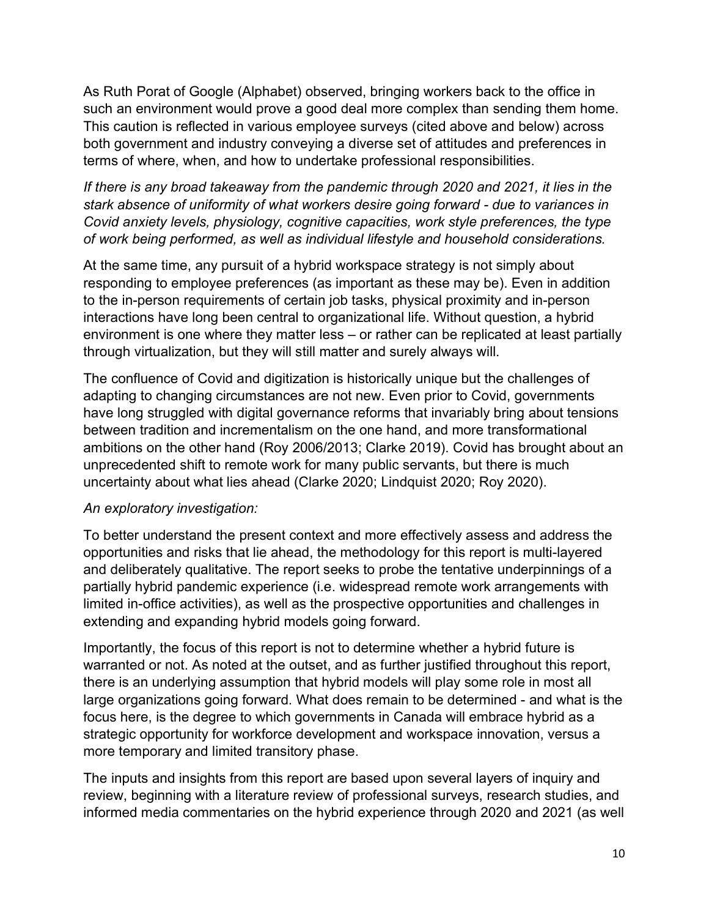As Ruth Porat of Google (Alphabet) observed, bringing workers back to the office in such an environment would prove a good deal more complex than sending them home. This caution is reflected in various employee surveys (cited above and below) across both government and industry conveying a diverse set of attitudes and preferences in terms of where, when, and how to undertake professional responsibilities.

*If there is any broad takeaway from the pandemic through 2020 and 2021, it lies in the stark absence of uniformity of what workers desire going forward - due to variances in Covid anxiety levels, physiology, cognitive capacities, work style preferences, the type of work being performed, as well as individual lifestyle and household considerations.*

At the same time, any pursuit of a hybrid workspace strategy is not simply about responding to employee preferences (as important as these may be). Even in addition to the in-person requirements of certain job tasks, physical proximity and in-person interactions have long been central to organizational life. Without question, a hybrid environment is one where they matter less – or rather can be replicated at least partially through virtualization, but they will still matter and surely always will.

The confluence of Covid and digitization is historically unique but the challenges of adapting to changing circumstances are not new. Even prior to Covid, governments have long struggled with digital governance reforms that invariably bring about tensions between tradition and incrementalism on the one hand, and more transformational ambitions on the other hand (Roy 2006/2013; Clarke 2019). Covid has brought about an unprecedented shift to remote work for many public servants, but there is much uncertainty about what lies ahead (Clarke 2020; Lindquist 2020; Roy 2020).

*An exploratory investigation:*

To better understand the present context and more effectively assess and address the opportunities and risks that lie ahead, the methodology for this report is multi-layered and deliberately qualitative. The report seeks to probe the tentative underpinnings of a partially hybrid pandemic experience (i.e. widespread remote work arrangements with limited in-office activities), as well as the prospective opportunities and challenges in extending and expanding hybrid models going forward.

Importantly, the focus of this report is not to determine whether a hybrid future is warranted or not. As noted at the outset, and as further justified throughout this report, there is an underlying assumption that hybrid models will play some role in most all large organizations going forward. What does remain to be determined - and what is the focus here, is the degree to which governments in Canada will embrace hybrid as a strategic opportunity for workforce development and workspace innovation, versus a more temporary and limited transitory phase.

The inputs and insights from this report are based upon several layers of inquiry and review, beginning with a literature review of professional surveys, research studies, and informed media commentaries on the hybrid experience through 2020 and 2021 (as well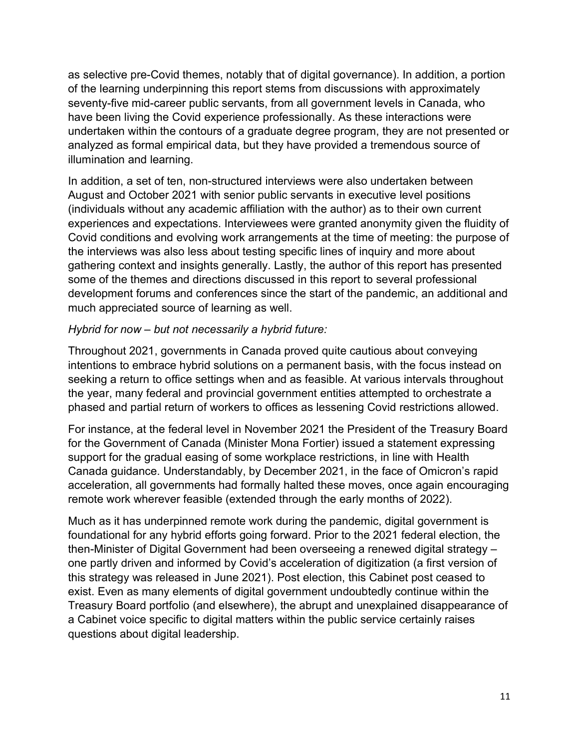as selective pre-Covid themes, notably that of digital governance). In addition, a portion of the learning underpinning this report stems from discussions with approximately seventy-five mid-career public servants, from all government levels in Canada, who have been living the Covid experience professionally. As these interactions were undertaken within the contours of a graduate degree program, they are not presented or analyzed as formal empirical data, but they have provided a tremendous source of illumination and learning.

In addition, a set of ten, non-structured interviews were also undertaken between August and October 2021 with senior public servants in executive level positions (individuals without any academic affiliation with the author) as to their own current experiences and expectations. Interviewees were granted anonymity given the fluidity of Covid conditions and evolving work arrangements at the time of meeting: the purpose of the interviews was also less about testing specific lines of inquiry and more about gathering context and insights generally. Lastly, the author of this report has presented some of the themes and directions discussed in this report to several professional development forums and conferences since the start of the pandemic, an additional and much appreciated source of learning as well.

*Hybrid for now – but not necessarily a hybrid future:*

Throughout 2021, governments in Canada proved quite cautious about conveying intentions to embrace hybrid solutions on a permanent basis, with the focus instead on seeking a return to office settings when and as feasible. At various intervals throughout the year, many federal and provincial government entities attempted to orchestrate a phased and partial return of workers to offices as lessening Covid restrictions allowed.

For instance, at the federal level in November 2021 the President of the Treasury Board for the Government of Canada (Minister Mona Fortier) issued a statement expressing support for the gradual easing of some workplace restrictions, in line with Health Canada guidance. Understandably, by December 2021, in the face of Omicron's rapid acceleration, all governments had formally halted these moves, once again encouraging remote work wherever feasible (extended through the early months of 2022).

Much as it has underpinned remote work during the pandemic, digital government is foundational for any hybrid efforts going forward. Prior to the 2021 federal election, the then-Minister of Digital Government had been overseeing a renewed digital strategy – one partly driven and informed by Covid's acceleration of digitization (a first version of this strategy was released in June 2021). Post election, this Cabinet post ceased to exist. Even as many elements of digital government undoubtedly continue within the Treasury Board portfolio (and elsewhere), the abrupt and unexplained disappearance of a Cabinet voice specific to digital matters within the public service certainly raises questions about digital leadership.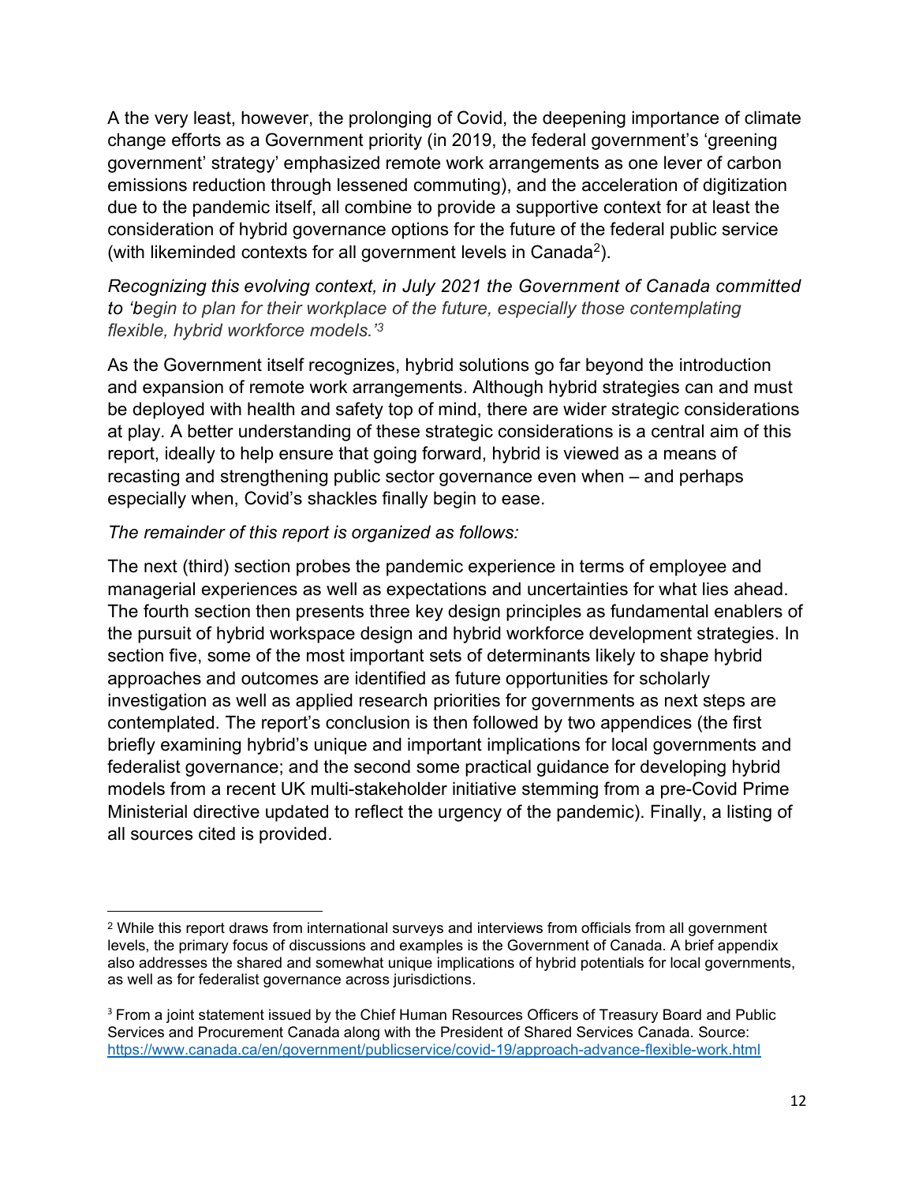A the very least, however, the prolonging of Covid, the deepening importance of climate change efforts as a Government priority (in 2019, the federal government's 'greening government' strategy' emphasized remote work arrangements as one lever of carbon emissions reduction through lessened commuting), and the acceleration of digitization due to the pandemic itself, all combine to provide a supportive context for at least the consideration of hybrid governance options for the future of the federal public service (with likeminded contexts for all government levels in Canada[2]).

*Recognizing this evolving context, in July 2021 the Government of Canada committed to 'begin to plan for their workplace of the future, especially those contemplating flexible, hybrid workforce models.'[3]*

As the Government itself recognizes, hybrid solutions go far beyond the introduction and expansion of remote work arrangements. Although hybrid strategies can and must be deployed with health and safety top of mind, there are wider strategic considerations at play. A better understanding of these strategic considerations is a central aim of this report, ideally to help ensure that going forward, hybrid is viewed as a means of recasting and strengthening public sector governance even when – and perhaps especially when, Covid's shackles finally begin to ease.

*The remainder of this report is organized as follows:*

The next (third) section probes the pandemic experience in terms of employee and managerial experiences as well as expectations and uncertainties for what lies ahead. The fourth section then presents three key design principles as fundamental enablers of the pursuit of hybrid workspace design and hybrid workforce development strategies. In section five, some of the most important sets of determinants likely to shape hybrid approaches and outcomes are identified as future opportunities for scholarly investigation as well as applied research priorities for governments as next steps are contemplated. The report's conclusion is then followed by two appendices (the first briefly examining hybrid's unique and important implications for local governments and federalist governance; and the second some practical guidance for developing hybrid models from a recent UK multi-stakeholder initiative stemming from a pre-Covid Prime Ministerial directive updated to reflect the urgency of the pandemic). Finally, a listing of all sources cited is provided.

---

[2] While this report draws from international surveys and interviews from officials from all government levels, the primary focus of discussions and examples is the Government of Canada. A brief appendix also addresses the shared and somewhat unique implications of hybrid potentials for local governments, as well as for federalist governance across jurisdictions.

[3] From a joint statement issued by the Chief Human Resources Officers of Treasury Board and Public Services and Procurement Canada along with the President of Shared Services Canada. Source: https://www.canada.ca/en/government/publicservice/covid-19/approach-advance-flexible-work.html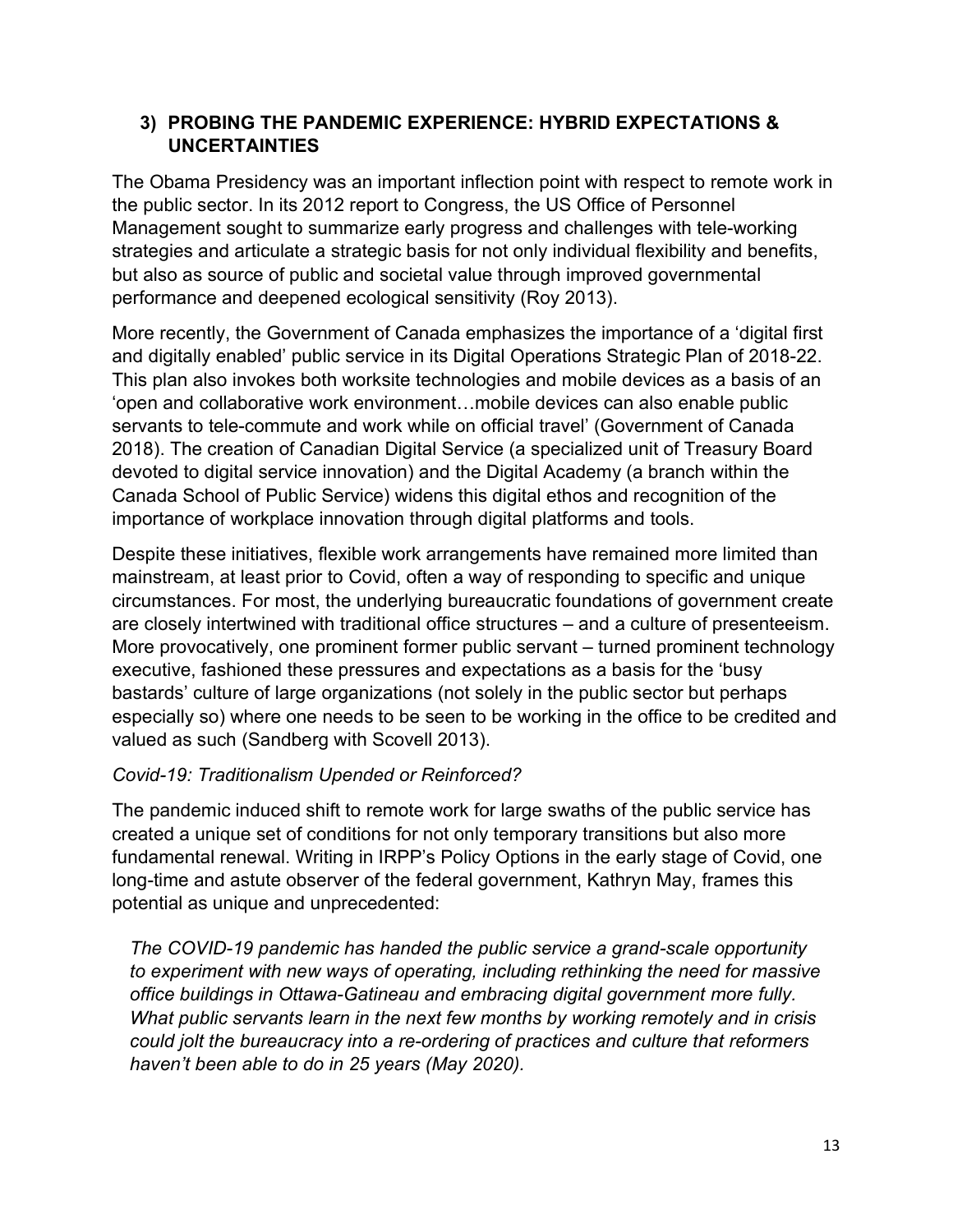## 3) PROBING THE PANDEMIC EXPERIENCE: HYBRID EXPECTATIONS & UNCERTAINTIES

The Obama Presidency was an important inflection point with respect to remote work in the public sector. In its 2012 report to Congress, the US Office of Personnel Management sought to summarize early progress and challenges with tele-working strategies and articulate a strategic basis for not only individual flexibility and benefits, but also as source of public and societal value through improved governmental performance and deepened ecological sensitivity (Roy 2013).

More recently, the Government of Canada emphasizes the importance of a 'digital first and digitally enabled' public service in its Digital Operations Strategic Plan of 2018-22. This plan also invokes both worksite technologies and mobile devices as a basis of an 'open and collaborative work environment…mobile devices can also enable public servants to tele-commute and work while on official travel' (Government of Canada 2018). The creation of Canadian Digital Service (a specialized unit of Treasury Board devoted to digital service innovation) and the Digital Academy (a branch within the Canada School of Public Service) widens this digital ethos and recognition of the importance of workplace innovation through digital platforms and tools.

Despite these initiatives, flexible work arrangements have remained more limited than mainstream, at least prior to Covid, often a way of responding to specific and unique circumstances. For most, the underlying bureaucratic foundations of government create are closely intertwined with traditional office structures – and a culture of presenteeism. More provocatively, one prominent former public servant – turned prominent technology executive, fashioned these pressures and expectations as a basis for the 'busy bastards' culture of large organizations (not solely in the public sector but perhaps especially so) where one needs to be seen to be working in the office to be credited and valued as such (Sandberg with Scovell 2013).

*Covid-19: Traditionalism Upended or Reinforced?*

The pandemic induced shift to remote work for large swaths of the public service has created a unique set of conditions for not only temporary transitions but also more fundamental renewal. Writing in IRPP's Policy Options in the early stage of Covid, one long-time and astute observer of the federal government, Kathryn May, frames this potential as unique and unprecedented:

> *The COVID-19 pandemic has handed the public service a grand-scale opportunity to experiment with new ways of operating, including rethinking the need for massive office buildings in Ottawa-Gatineau and embracing digital government more fully. What public servants learn in the next few months by working remotely and in crisis could jolt the bureaucracy into a re-ordering of practices and culture that reformers haven't been able to do in 25 years (May 2020).*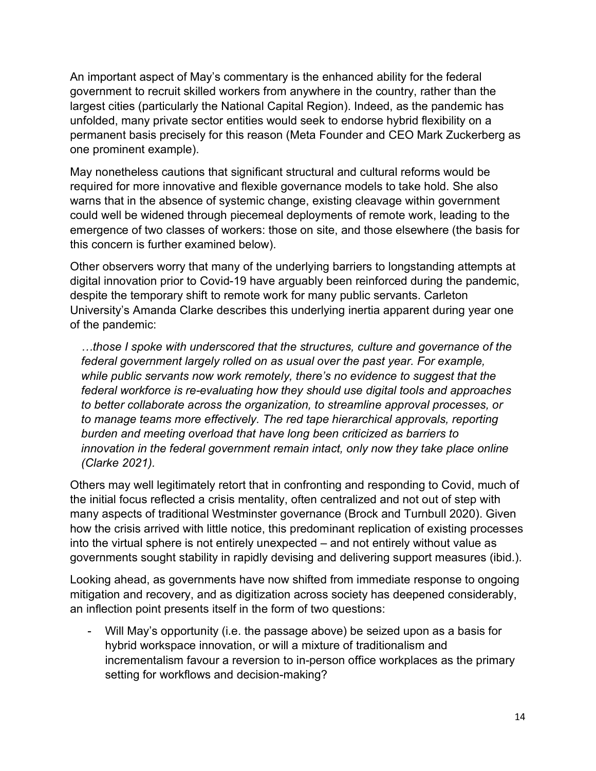An important aspect of May's commentary is the enhanced ability for the federal government to recruit skilled workers from anywhere in the country, rather than the largest cities (particularly the National Capital Region). Indeed, as the pandemic has unfolded, many private sector entities would seek to endorse hybrid flexibility on a permanent basis precisely for this reason (Meta Founder and CEO Mark Zuckerberg as one prominent example).

May nonetheless cautions that significant structural and cultural reforms would be required for more innovative and flexible governance models to take hold. She also warns that in the absence of systemic change, existing cleavage within government could well be widened through piecemeal deployments of remote work, leading to the emergence of two classes of workers: those on site, and those elsewhere (the basis for this concern is further examined below).

Other observers worry that many of the underlying barriers to longstanding attempts at digital innovation prior to Covid-19 have arguably been reinforced during the pandemic, despite the temporary shift to remote work for many public servants. Carleton University's Amanda Clarke describes this underlying inertia apparent during year one of the pandemic:

> *…those I spoke with underscored that the structures, culture and governance of the federal government largely rolled on as usual over the past year. For example, while public servants now work remotely, there's no evidence to suggest that the federal workforce is re-evaluating how they should use digital tools and approaches to better collaborate across the organization, to streamline approval processes, or to manage teams more effectively. The red tape hierarchical approvals, reporting burden and meeting overload that have long been criticized as barriers to innovation in the federal government remain intact, only now they take place online (Clarke 2021).*

Others may well legitimately retort that in confronting and responding to Covid, much of the initial focus reflected a crisis mentality, often centralized and not out of step with many aspects of traditional Westminster governance (Brock and Turnbull 2020). Given how the crisis arrived with little notice, this predominant replication of existing processes into the virtual sphere is not entirely unexpected – and not entirely without value as governments sought stability in rapidly devising and delivering support measures (ibid.).

Looking ahead, as governments have now shifted from immediate response to ongoing mitigation and recovery, and as digitization across society has deepened considerably, an inflection point presents itself in the form of two questions:

- Will May's opportunity (i.e. the passage above) be seized upon as a basis for hybrid workspace innovation, or will a mixture of traditionalism and incrementalism favour a reversion to in-person office workplaces as the primary setting for workflows and decision-making?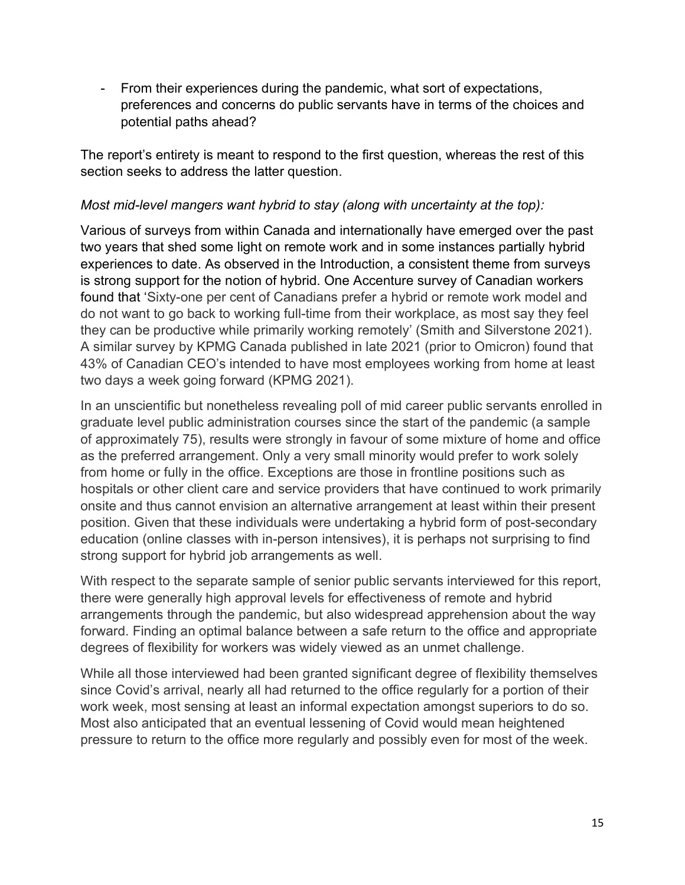- From their experiences during the pandemic, what sort of expectations, preferences and concerns do public servants have in terms of the choices and potential paths ahead?

The report's entirety is meant to respond to the first question, whereas the rest of this section seeks to address the latter question.

*Most mid-level mangers want hybrid to stay (along with uncertainty at the top):*

Various of surveys from within Canada and internationally have emerged over the past two years that shed some light on remote work and in some instances partially hybrid experiences to date. As observed in the Introduction, a consistent theme from surveys is strong support for the notion of hybrid. One Accenture survey of Canadian workers found that 'Sixty-one per cent of Canadians prefer a hybrid or remote work model and do not want to go back to working full-time from their workplace, as most say they feel they can be productive while primarily working remotely' (Smith and Silverstone 2021). A similar survey by KPMG Canada published in late 2021 (prior to Omicron) found that 43% of Canadian CEO's intended to have most employees working from home at least two days a week going forward (KPMG 2021).

In an unscientific but nonetheless revealing poll of mid career public servants enrolled in graduate level public administration courses since the start of the pandemic (a sample of approximately 75), results were strongly in favour of some mixture of home and office as the preferred arrangement. Only a very small minority would prefer to work solely from home or fully in the office. Exceptions are those in frontline positions such as hospitals or other client care and service providers that have continued to work primarily onsite and thus cannot envision an alternative arrangement at least within their present position. Given that these individuals were undertaking a hybrid form of post-secondary education (online classes with in-person intensives), it is perhaps not surprising to find strong support for hybrid job arrangements as well.

With respect to the separate sample of senior public servants interviewed for this report, there were generally high approval levels for effectiveness of remote and hybrid arrangements through the pandemic, but also widespread apprehension about the way forward. Finding an optimal balance between a safe return to the office and appropriate degrees of flexibility for workers was widely viewed as an unmet challenge.

While all those interviewed had been granted significant degree of flexibility themselves since Covid's arrival, nearly all had returned to the office regularly for a portion of their work week, most sensing at least an informal expectation amongst superiors to do so. Most also anticipated that an eventual lessening of Covid would mean heightened pressure to return to the office more regularly and possibly even for most of the week.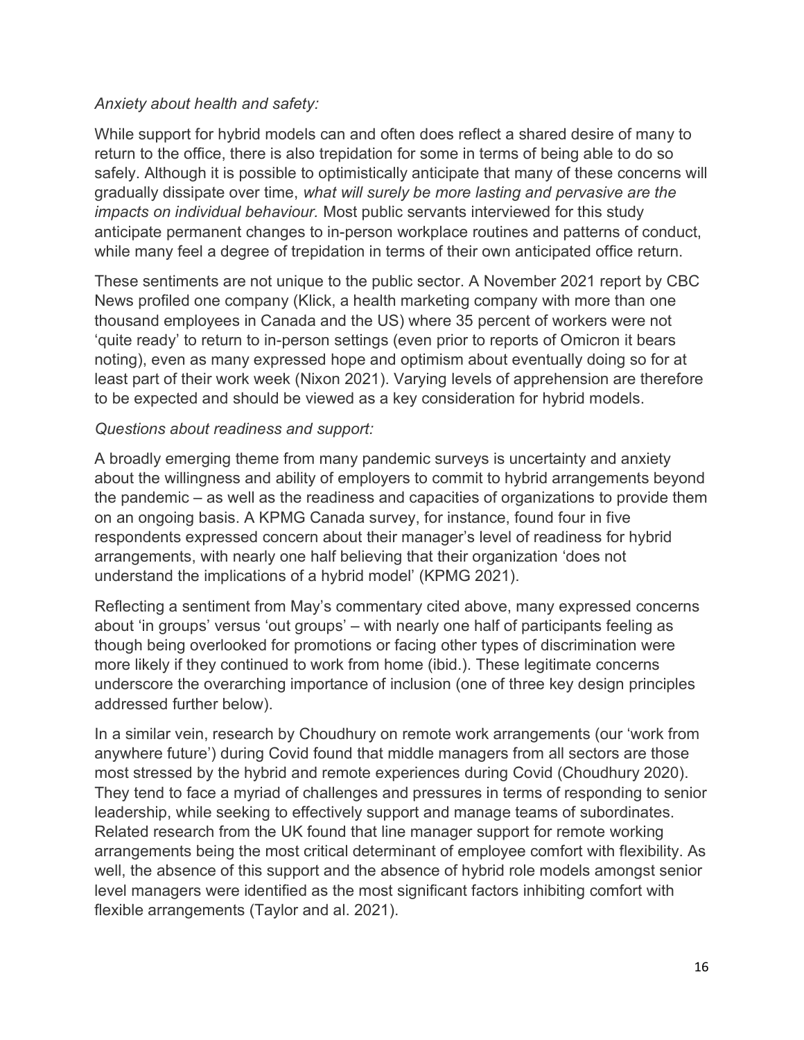*Anxiety about health and safety:*

While support for hybrid models can and often does reflect a shared desire of many to return to the office, there is also trepidation for some in terms of being able to do so safely. Although it is possible to optimistically anticipate that many of these concerns will gradually dissipate over time, *what will surely be more lasting and pervasive are the impacts on individual behaviour.* Most public servants interviewed for this study anticipate permanent changes to in-person workplace routines and patterns of conduct, while many feel a degree of trepidation in terms of their own anticipated office return.

These sentiments are not unique to the public sector. A November 2021 report by CBC News profiled one company (Klick, a health marketing company with more than one thousand employees in Canada and the US) where 35 percent of workers were not 'quite ready' to return to in-person settings (even prior to reports of Omicron it bears noting), even as many expressed hope and optimism about eventually doing so for at least part of their work week (Nixon 2021). Varying levels of apprehension are therefore to be expected and should be viewed as a key consideration for hybrid models.

*Questions about readiness and support:*

A broadly emerging theme from many pandemic surveys is uncertainty and anxiety about the willingness and ability of employers to commit to hybrid arrangements beyond the pandemic – as well as the readiness and capacities of organizations to provide them on an ongoing basis. A KPMG Canada survey, for instance, found four in five respondents expressed concern about their manager's level of readiness for hybrid arrangements, with nearly one half believing that their organization 'does not understand the implications of a hybrid model' (KPMG 2021).

Reflecting a sentiment from May's commentary cited above, many expressed concerns about 'in groups' versus 'out groups' – with nearly one half of participants feeling as though being overlooked for promotions or facing other types of discrimination were more likely if they continued to work from home (ibid.). These legitimate concerns underscore the overarching importance of inclusion (one of three key design principles addressed further below).

In a similar vein, research by Choudhury on remote work arrangements (our 'work from anywhere future') during Covid found that middle managers from all sectors are those most stressed by the hybrid and remote experiences during Covid (Choudhury 2020). They tend to face a myriad of challenges and pressures in terms of responding to senior leadership, while seeking to effectively support and manage teams of subordinates. Related research from the UK found that line manager support for remote working arrangements being the most critical determinant of employee comfort with flexibility. As well, the absence of this support and the absence of hybrid role models amongst senior level managers were identified as the most significant factors inhibiting comfort with flexible arrangements (Taylor and al. 2021).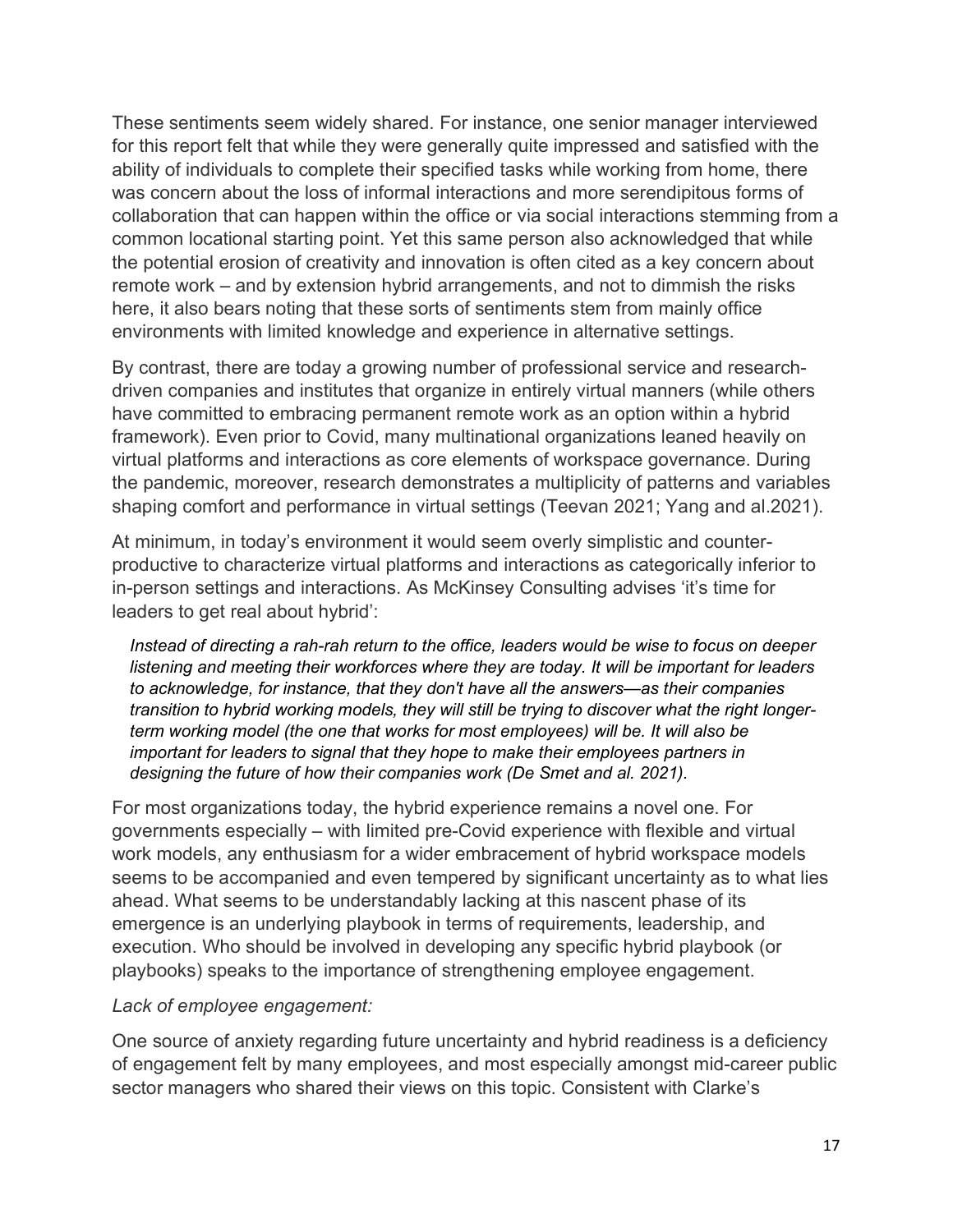These sentiments seem widely shared. For instance, one senior manager interviewed for this report felt that while they were generally quite impressed and satisfied with the ability of individuals to complete their specified tasks while working from home, there was concern about the loss of informal interactions and more serendipitous forms of collaboration that can happen within the office or via social interactions stemming from a common locational starting point. Yet this same person also acknowledged that while the potential erosion of creativity and innovation is often cited as a key concern about remote work – and by extension hybrid arrangements, and not to dimmish the risks here, it also bears noting that these sorts of sentiments stem from mainly office environments with limited knowledge and experience in alternative settings.

By contrast, there are today a growing number of professional service and research-driven companies and institutes that organize in entirely virtual manners (while others have committed to embracing permanent remote work as an option within a hybrid framework). Even prior to Covid, many multinational organizations leaned heavily on virtual platforms and interactions as core elements of workspace governance. During the pandemic, moreover, research demonstrates a multiplicity of patterns and variables shaping comfort and performance in virtual settings (Teevan 2021; Yang and al.2021).

At minimum, in today's environment it would seem overly simplistic and counter-productive to characterize virtual platforms and interactions as categorically inferior to in-person settings and interactions. As McKinsey Consulting advises 'it's time for leaders to get real about hybrid':

> *Instead of directing a rah-rah return to the office, leaders would be wise to focus on deeper listening and meeting their workforces where they are today. It will be important for leaders to acknowledge, for instance, that they don't have all the answers—as their companies transition to hybrid working models, they will still be trying to discover what the right longer-term working model (the one that works for most employees) will be. It will also be important for leaders to signal that they hope to make their employees partners in designing the future of how their companies work (De Smet and al. 2021).*

For most organizations today, the hybrid experience remains a novel one. For governments especially – with limited pre-Covid experience with flexible and virtual work models, any enthusiasm for a wider embracement of hybrid workspace models seems to be accompanied and even tempered by significant uncertainty as to what lies ahead. What seems to be understandably lacking at this nascent phase of its emergence is an underlying playbook in terms of requirements, leadership, and execution. Who should be involved in developing any specific hybrid playbook (or playbooks) speaks to the importance of strengthening employee engagement.

*Lack of employee engagement:*

One source of anxiety regarding future uncertainty and hybrid readiness is a deficiency of engagement felt by many employees, and most especially amongst mid-career public sector managers who shared their views on this topic. Consistent with Clarke's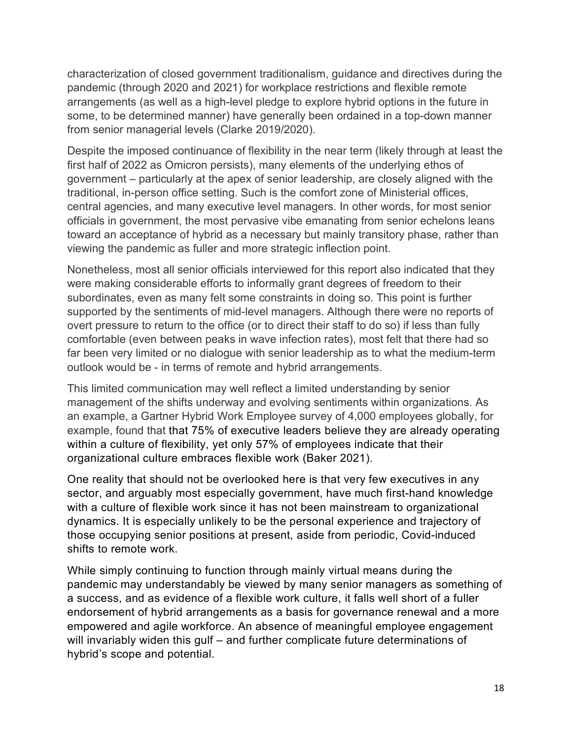characterization of closed government traditionalism, guidance and directives during the pandemic (through 2020 and 2021) for workplace restrictions and flexible remote arrangements (as well as a high-level pledge to explore hybrid options in the future in some, to be determined manner) have generally been ordained in a top-down manner from senior managerial levels (Clarke 2019/2020).

Despite the imposed continuance of flexibility in the near term (likely through at least the first half of 2022 as Omicron persists), many elements of the underlying ethos of government – particularly at the apex of senior leadership, are closely aligned with the traditional, in-person office setting. Such is the comfort zone of Ministerial offices, central agencies, and many executive level managers. In other words, for most senior officials in government, the most pervasive vibe emanating from senior echelons leans toward an acceptance of hybrid as a necessary but mainly transitory phase, rather than viewing the pandemic as fuller and more strategic inflection point.

Nonetheless, most all senior officials interviewed for this report also indicated that they were making considerable efforts to informally grant degrees of freedom to their subordinates, even as many felt some constraints in doing so. This point is further supported by the sentiments of mid-level managers. Although there were no reports of overt pressure to return to the office (or to direct their staff to do so) if less than fully comfortable (even between peaks in wave infection rates), most felt that there had so far been very limited or no dialogue with senior leadership as to what the medium-term outlook would be - in terms of remote and hybrid arrangements.

This limited communication may well reflect a limited understanding by senior management of the shifts underway and evolving sentiments within organizations. As an example, a Gartner Hybrid Work Employee survey of 4,000 employees globally, for example, found that that 75% of executive leaders believe they are already operating within a culture of flexibility, yet only 57% of employees indicate that their organizational culture embraces flexible work (Baker 2021).

One reality that should not be overlooked here is that very few executives in any sector, and arguably most especially government, have much first-hand knowledge with a culture of flexible work since it has not been mainstream to organizational dynamics. It is especially unlikely to be the personal experience and trajectory of those occupying senior positions at present, aside from periodic, Covid-induced shifts to remote work.

While simply continuing to function through mainly virtual means during the pandemic may understandably be viewed by many senior managers as something of a success, and as evidence of a flexible work culture, it falls well short of a fuller endorsement of hybrid arrangements as a basis for governance renewal and a more empowered and agile workforce. An absence of meaningful employee engagement will invariably widen this gulf – and further complicate future determinations of hybrid's scope and potential.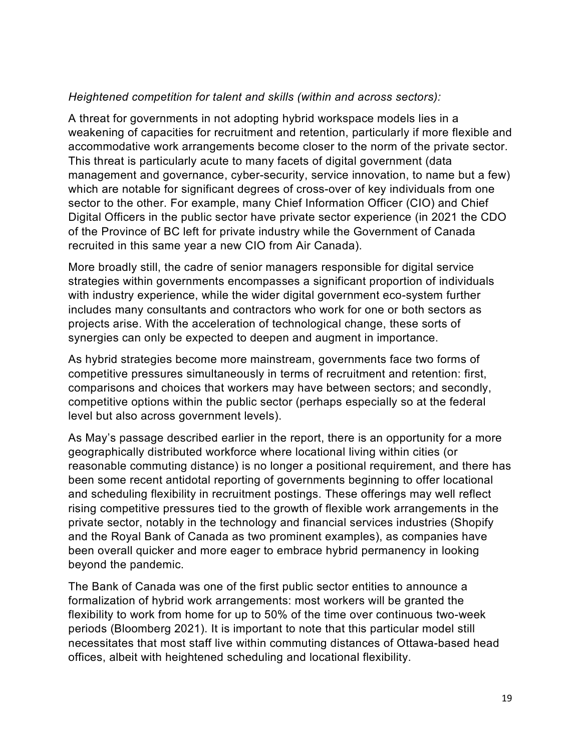*Heightened competition for talent and skills (within and across sectors):*

A threat for governments in not adopting hybrid workspace models lies in a weakening of capacities for recruitment and retention, particularly if more flexible and accommodative work arrangements become closer to the norm of the private sector. This threat is particularly acute to many facets of digital government (data management and governance, cyber-security, service innovation, to name but a few) which are notable for significant degrees of cross-over of key individuals from one sector to the other. For example, many Chief Information Officer (CIO) and Chief Digital Officers in the public sector have private sector experience (in 2021 the CDO of the Province of BC left for private industry while the Government of Canada recruited in this same year a new CIO from Air Canada).

More broadly still, the cadre of senior managers responsible for digital service strategies within governments encompasses a significant proportion of individuals with industry experience, while the wider digital government eco-system further includes many consultants and contractors who work for one or both sectors as projects arise. With the acceleration of technological change, these sorts of synergies can only be expected to deepen and augment in importance.

As hybrid strategies become more mainstream, governments face two forms of competitive pressures simultaneously in terms of recruitment and retention: first, comparisons and choices that workers may have between sectors; and secondly, competitive options within the public sector (perhaps especially so at the federal level but also across government levels).

As May's passage described earlier in the report, there is an opportunity for a more geographically distributed workforce where locational living within cities (or reasonable commuting distance) is no longer a positional requirement, and there has been some recent antidotal reporting of governments beginning to offer locational and scheduling flexibility in recruitment postings. These offerings may well reflect rising competitive pressures tied to the growth of flexible work arrangements in the private sector, notably in the technology and financial services industries (Shopify and the Royal Bank of Canada as two prominent examples), as companies have been overall quicker and more eager to embrace hybrid permanency in looking beyond the pandemic.

The Bank of Canada was one of the first public sector entities to announce a formalization of hybrid work arrangements: most workers will be granted the flexibility to work from home for up to 50% of the time over continuous two-week periods (Bloomberg 2021). It is important to note that this particular model still necessitates that most staff live within commuting distances of Ottawa-based head offices, albeit with heightened scheduling and locational flexibility.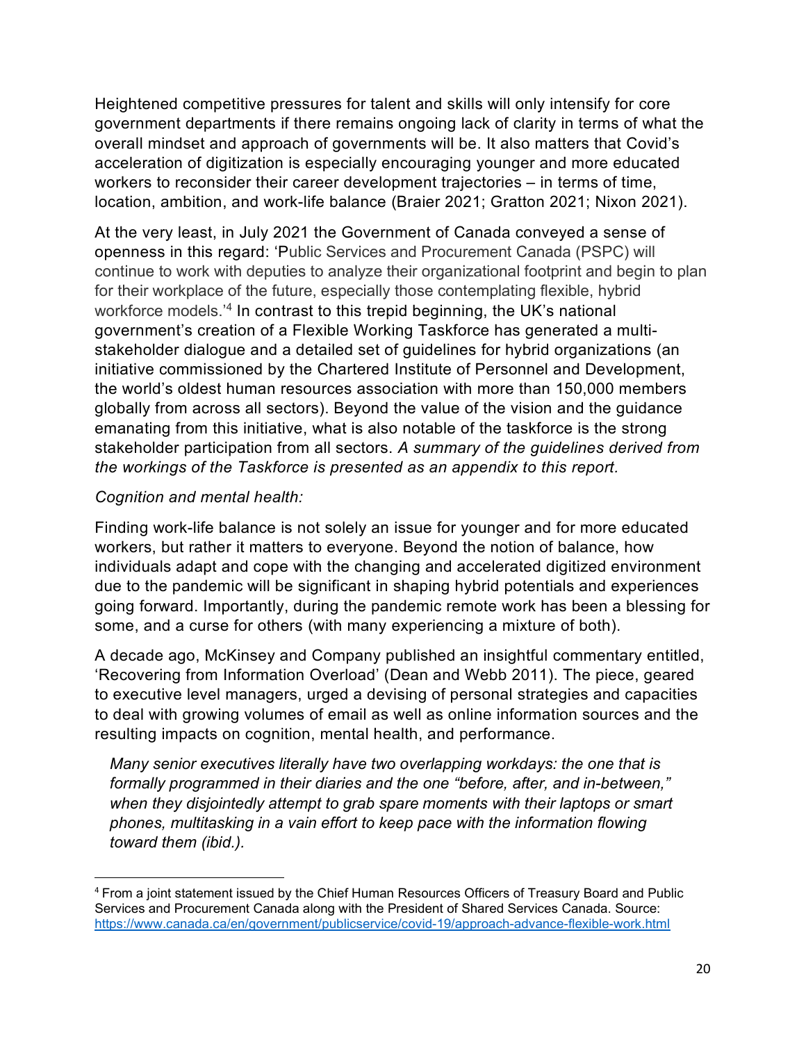Heightened competitive pressures for talent and skills will only intensify for core government departments if there remains ongoing lack of clarity in terms of what the overall mindset and approach of governments will be. It also matters that Covid's acceleration of digitization is especially encouraging younger and more educated workers to reconsider their career development trajectories – in terms of time, location, ambition, and work-life balance (Braier 2021; Gratton 2021; Nixon 2021).

At the very least, in July 2021 the Government of Canada conveyed a sense of openness in this regard: 'Public Services and Procurement Canada (PSPC) will continue to work with deputies to analyze their organizational footprint and begin to plan for their workplace of the future, especially those contemplating flexible, hybrid workforce models.'[4] In contrast to this trepid beginning, the UK's national government's creation of a Flexible Working Taskforce has generated a multi-stakeholder dialogue and a detailed set of guidelines for hybrid organizations (an initiative commissioned by the Chartered Institute of Personnel and Development, the world's oldest human resources association with more than 150,000 members globally from across all sectors). Beyond the value of the vision and the guidance emanating from this initiative, what is also notable of the taskforce is the strong stakeholder participation from all sectors. *A summary of the guidelines derived from the workings of the Taskforce is presented as an appendix to this report.*

*Cognition and mental health:*

Finding work-life balance is not solely an issue for younger and for more educated workers, but rather it matters to everyone. Beyond the notion of balance, how individuals adapt and cope with the changing and accelerated digitized environment due to the pandemic will be significant in shaping hybrid potentials and experiences going forward. Importantly, during the pandemic remote work has been a blessing for some, and a curse for others (with many experiencing a mixture of both).

A decade ago, McKinsey and Company published an insightful commentary entitled, 'Recovering from Information Overload' (Dean and Webb 2011). The piece, geared to executive level managers, urged a devising of personal strategies and capacities to deal with growing volumes of email as well as online information sources and the resulting impacts on cognition, mental health, and performance.

> *Many senior executives literally have two overlapping workdays: the one that is formally programmed in their diaries and the one "before, after, and in-between," when they disjointedly attempt to grab spare moments with their laptops or smart phones, multitasking in a vain effort to keep pace with the information flowing toward them (ibid.).*

---

[4] From a joint statement issued by the Chief Human Resources Officers of Treasury Board and Public Services and Procurement Canada along with the President of Shared Services Canada. Source: https://www.canada.ca/en/government/publicservice/covid-19/approach-advance-flexible-work.html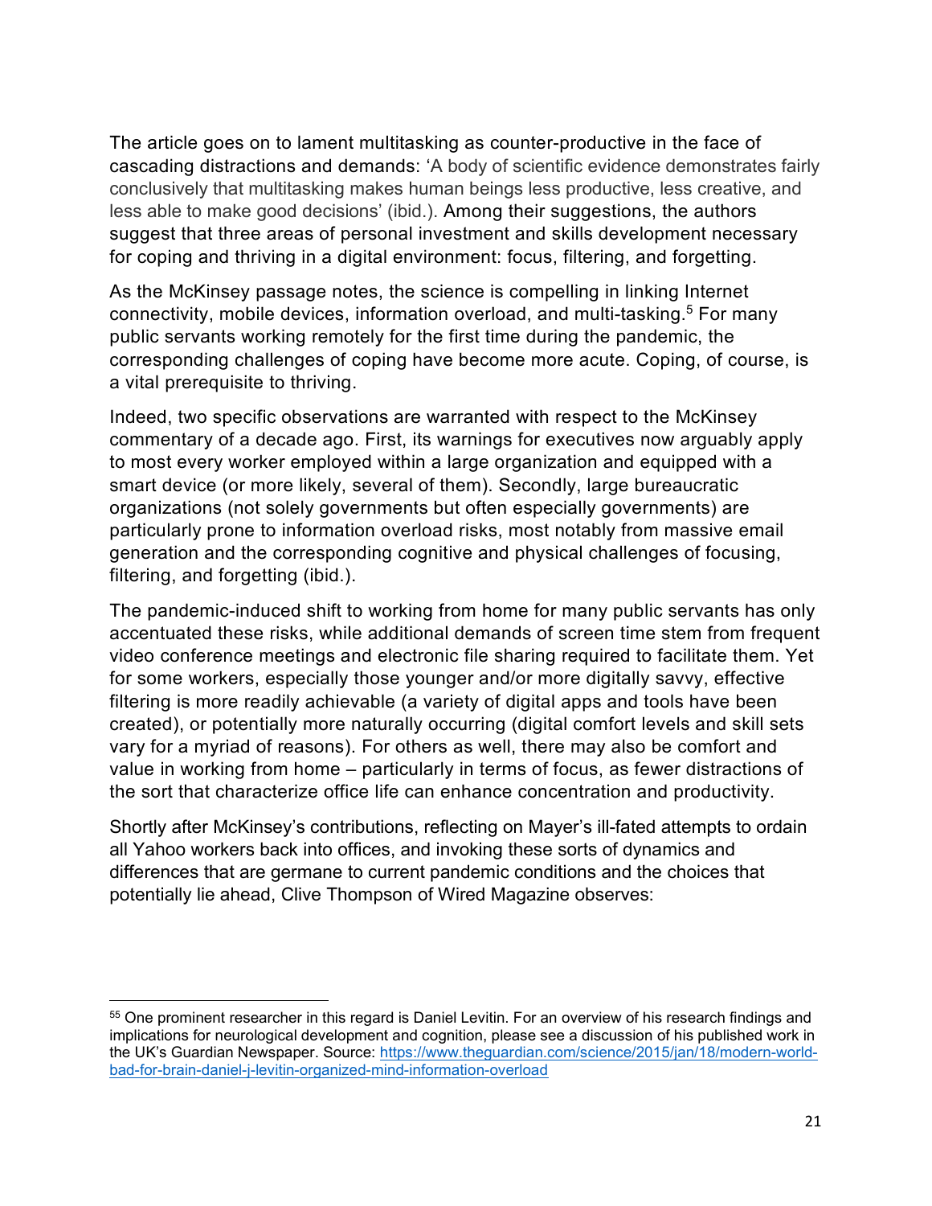The article goes on to lament multitasking as counter-productive in the face of cascading distractions and demands: 'A body of scientific evidence demonstrates fairly conclusively that multitasking makes human beings less productive, less creative, and less able to make good decisions' (ibid.). Among their suggestions, the authors suggest that three areas of personal investment and skills development necessary for coping and thriving in a digital environment: focus, filtering, and forgetting.

As the McKinsey passage notes, the science is compelling in linking Internet connectivity, mobile devices, information overload, and multi-tasking.[5] For many public servants working remotely for the first time during the pandemic, the corresponding challenges of coping have become more acute. Coping, of course, is a vital prerequisite to thriving.

Indeed, two specific observations are warranted with respect to the McKinsey commentary of a decade ago. First, its warnings for executives now arguably apply to most every worker employed within a large organization and equipped with a smart device (or more likely, several of them). Secondly, large bureaucratic organizations (not solely governments but often especially governments) are particularly prone to information overload risks, most notably from massive email generation and the corresponding cognitive and physical challenges of focusing, filtering, and forgetting (ibid.).

The pandemic-induced shift to working from home for many public servants has only accentuated these risks, while additional demands of screen time stem from frequent video conference meetings and electronic file sharing required to facilitate them. Yet for some workers, especially those younger and/or more digitally savvy, effective filtering is more readily achievable (a variety of digital apps and tools have been created), or potentially more naturally occurring (digital comfort levels and skill sets vary for a myriad of reasons). For others as well, there may also be comfort and value in working from home – particularly in terms of focus, as fewer distractions of the sort that characterize office life can enhance concentration and productivity.

Shortly after McKinsey's contributions, reflecting on Mayer's ill-fated attempts to ordain all Yahoo workers back into offices, and invoking these sorts of dynamics and differences that are germane to current pandemic conditions and the choices that potentially lie ahead, Clive Thompson of Wired Magazine observes:

---

[55] One prominent researcher in this regard is Daniel Levitin. For an overview of his research findings and implications for neurological development and cognition, please see a discussion of his published work in the UK's Guardian Newspaper. Source: https://www.theguardian.com/science/2015/jan/18/modern-world-bad-for-brain-daniel-j-levitin-organized-mind-information-overload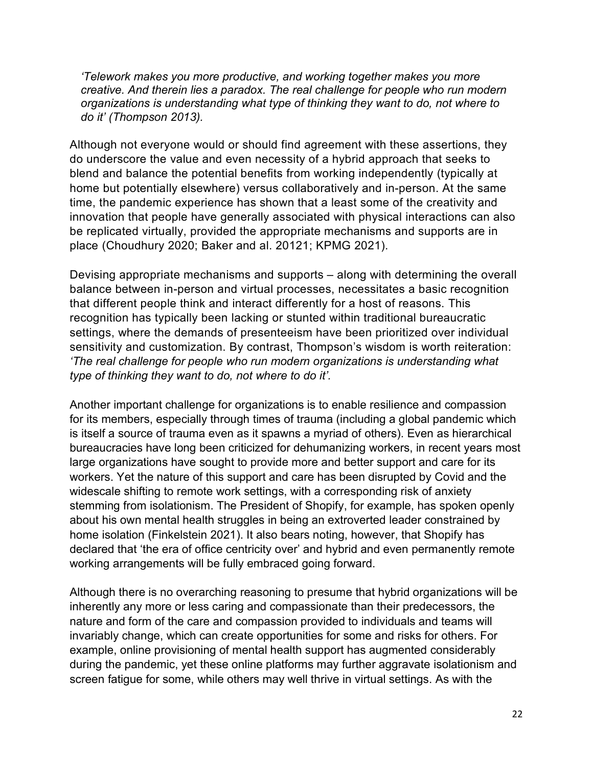*‘Telework makes you more productive, and working together makes you more creative. And therein lies a paradox. The real challenge for people who run modern organizations is understanding what type of thinking they want to do, not where to do it’ (Thompson 2013).*

Although not everyone would or should find agreement with these assertions, they do underscore the value and even necessity of a hybrid approach that seeks to blend and balance the potential benefits from working independently (typically at home but potentially elsewhere) versus collaboratively and in-person. At the same time, the pandemic experience has shown that a least some of the creativity and innovation that people have generally associated with physical interactions can also be replicated virtually, provided the appropriate mechanisms and supports are in place (Choudhury 2020; Baker and al. 20121; KPMG 2021).

Devising appropriate mechanisms and supports – along with determining the overall balance between in-person and virtual processes, necessitates a basic recognition that different people think and interact differently for a host of reasons. This recognition has typically been lacking or stunted within traditional bureaucratic settings, where the demands of presenteeism have been prioritized over individual sensitivity and customization. By contrast, Thompson’s wisdom is worth reiteration: *‘The real challenge for people who run modern organizations is understanding what type of thinking they want to do, not where to do it’.*

Another important challenge for organizations is to enable resilience and compassion for its members, especially through times of trauma (including a global pandemic which is itself a source of trauma even as it spawns a myriad of others). Even as hierarchical bureaucracies have long been criticized for dehumanizing workers, in recent years most large organizations have sought to provide more and better support and care for its workers. Yet the nature of this support and care has been disrupted by Covid and the widescale shifting to remote work settings, with a corresponding risk of anxiety stemming from isolationism. The President of Shopify, for example, has spoken openly about his own mental health struggles in being an extroverted leader constrained by home isolation (Finkelstein 2021). It also bears noting, however, that Shopify has declared that ‘the era of office centricity over’ and hybrid and even permanently remote working arrangements will be fully embraced going forward.

Although there is no overarching reasoning to presume that hybrid organizations will be inherently any more or less caring and compassionate than their predecessors, the nature and form of the care and compassion provided to individuals and teams will invariably change, which can create opportunities for some and risks for others. For example, online provisioning of mental health support has augmented considerably during the pandemic, yet these online platforms may further aggravate isolationism and screen fatigue for some, while others may well thrive in virtual settings. As with the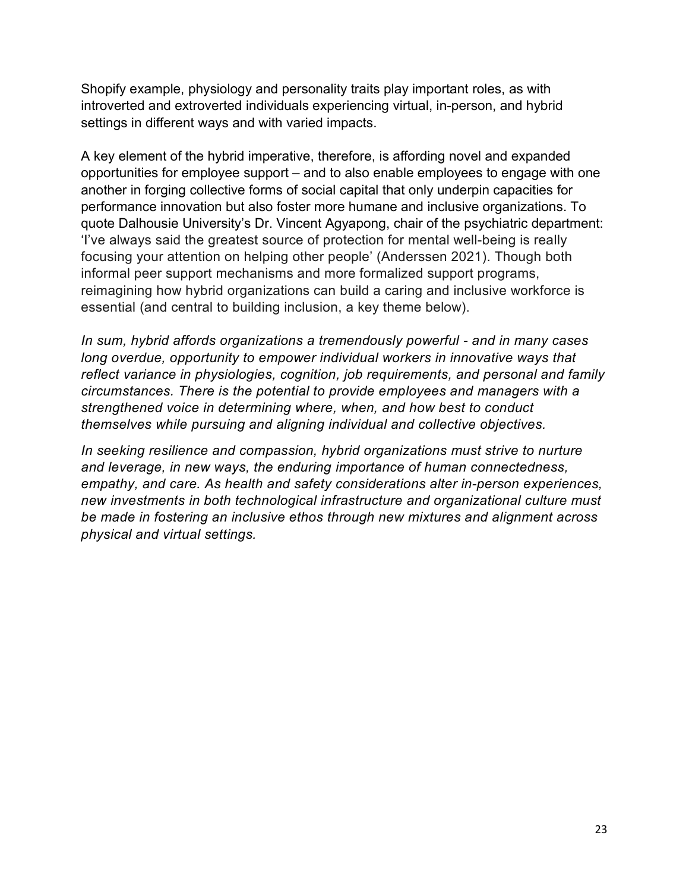Shopify example, physiology and personality traits play important roles, as with introverted and extroverted individuals experiencing virtual, in-person, and hybrid settings in different ways and with varied impacts.

A key element of the hybrid imperative, therefore, is affording novel and expanded opportunities for employee support – and to also enable employees to engage with one another in forging collective forms of social capital that only underpin capacities for performance innovation but also foster more humane and inclusive organizations. To quote Dalhousie University's Dr. Vincent Agyapong, chair of the psychiatric department: 'I've always said the greatest source of protection for mental well-being is really focusing your attention on helping other people' (Anderssen 2021). Though both informal peer support mechanisms and more formalized support programs, reimagining how hybrid organizations can build a caring and inclusive workforce is essential (and central to building inclusion, a key theme below).

*In sum, hybrid affords organizations a tremendously powerful - and in many cases long overdue, opportunity to empower individual workers in innovative ways that reflect variance in physiologies, cognition, job requirements, and personal and family circumstances. There is the potential to provide employees and managers with a strengthened voice in determining where, when, and how best to conduct themselves while pursuing and aligning individual and collective objectives.*

*In seeking resilience and compassion, hybrid organizations must strive to nurture and leverage, in new ways, the enduring importance of human connectedness, empathy, and care. As health and safety considerations alter in-person experiences, new investments in both technological infrastructure and organizational culture must be made in fostering an inclusive ethos through new mixtures and alignment across physical and virtual settings.*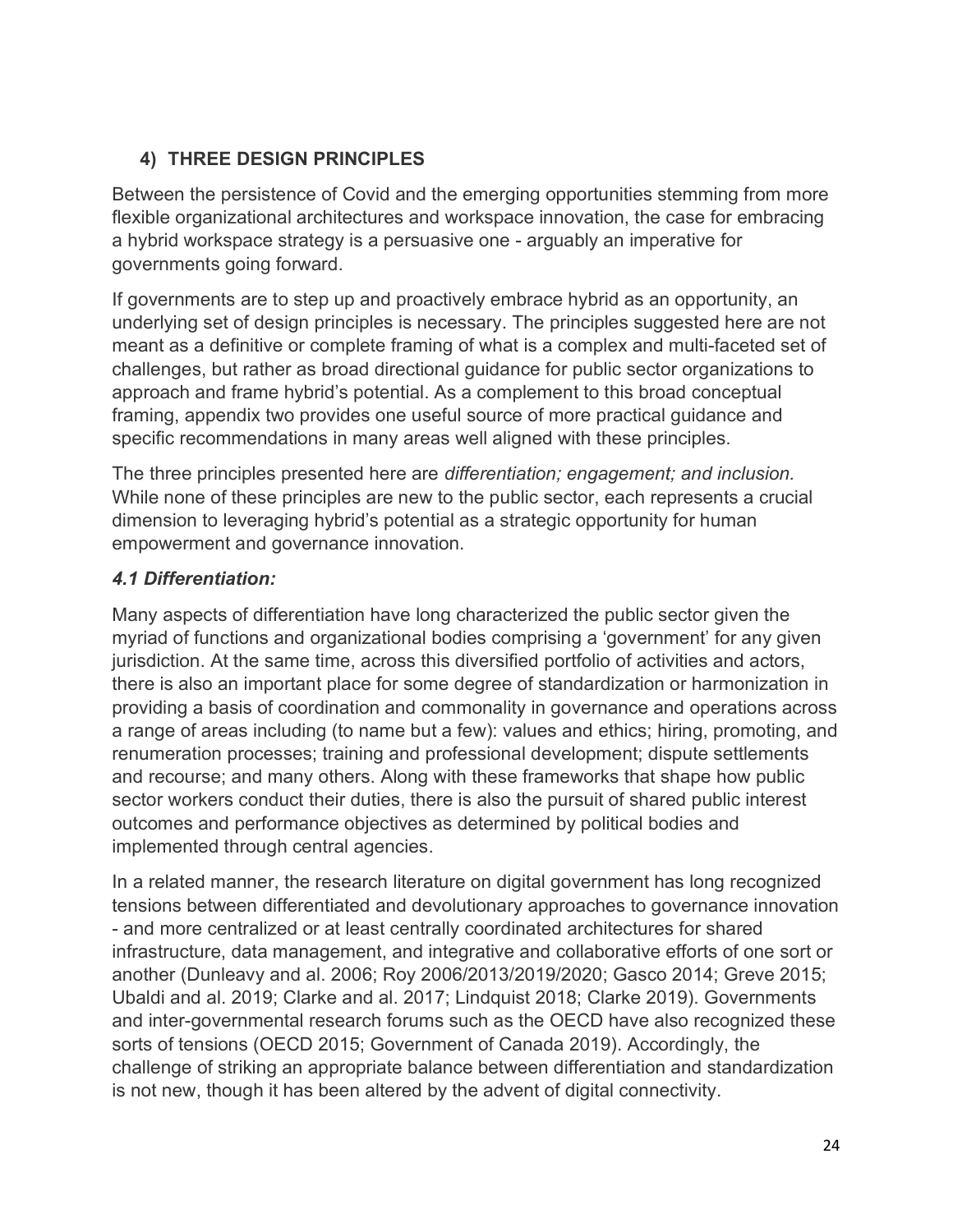## 4) THREE DESIGN PRINCIPLES

Between the persistence of Covid and the emerging opportunities stemming from more flexible organizational architectures and workspace innovation, the case for embracing a hybrid workspace strategy is a persuasive one - arguably an imperative for governments going forward.

If governments are to step up and proactively embrace hybrid as an opportunity, an underlying set of design principles is necessary. The principles suggested here are not meant as a definitive or complete framing of what is a complex and multi-faceted set of challenges, but rather as broad directional guidance for public sector organizations to approach and frame hybrid's potential. As a complement to this broad conceptual framing, appendix two provides one useful source of more practical guidance and specific recommendations in many areas well aligned with these principles.

The three principles presented here are *differentiation; engagement; and inclusion.* While none of these principles are new to the public sector, each represents a crucial dimension to leveraging hybrid's potential as a strategic opportunity for human empowerment and governance innovation.

### *4.1 Differentiation:*

Many aspects of differentiation have long characterized the public sector given the myriad of functions and organizational bodies comprising a 'government' for any given jurisdiction. At the same time, across this diversified portfolio of activities and actors, there is also an important place for some degree of standardization or harmonization in providing a basis of coordination and commonality in governance and operations across a range of areas including (to name but a few): values and ethics; hiring, promoting, and renumeration processes; training and professional development; dispute settlements and recourse; and many others. Along with these frameworks that shape how public sector workers conduct their duties, there is also the pursuit of shared public interest outcomes and performance objectives as determined by political bodies and implemented through central agencies.

In a related manner, the research literature on digital government has long recognized tensions between differentiated and devolutionary approaches to governance innovation - and more centralized or at least centrally coordinated architectures for shared infrastructure, data management, and integrative and collaborative efforts of one sort or another (Dunleavy and al. 2006; Roy 2006/2013/2019/2020; Gasco 2014; Greve 2015; Ubaldi and al. 2019; Clarke and al. 2017; Lindquist 2018; Clarke 2019). Governments and inter-governmental research forums such as the OECD have also recognized these sorts of tensions (OECD 2015; Government of Canada 2019). Accordingly, the challenge of striking an appropriate balance between differentiation and standardization is not new, though it has been altered by the advent of digital connectivity.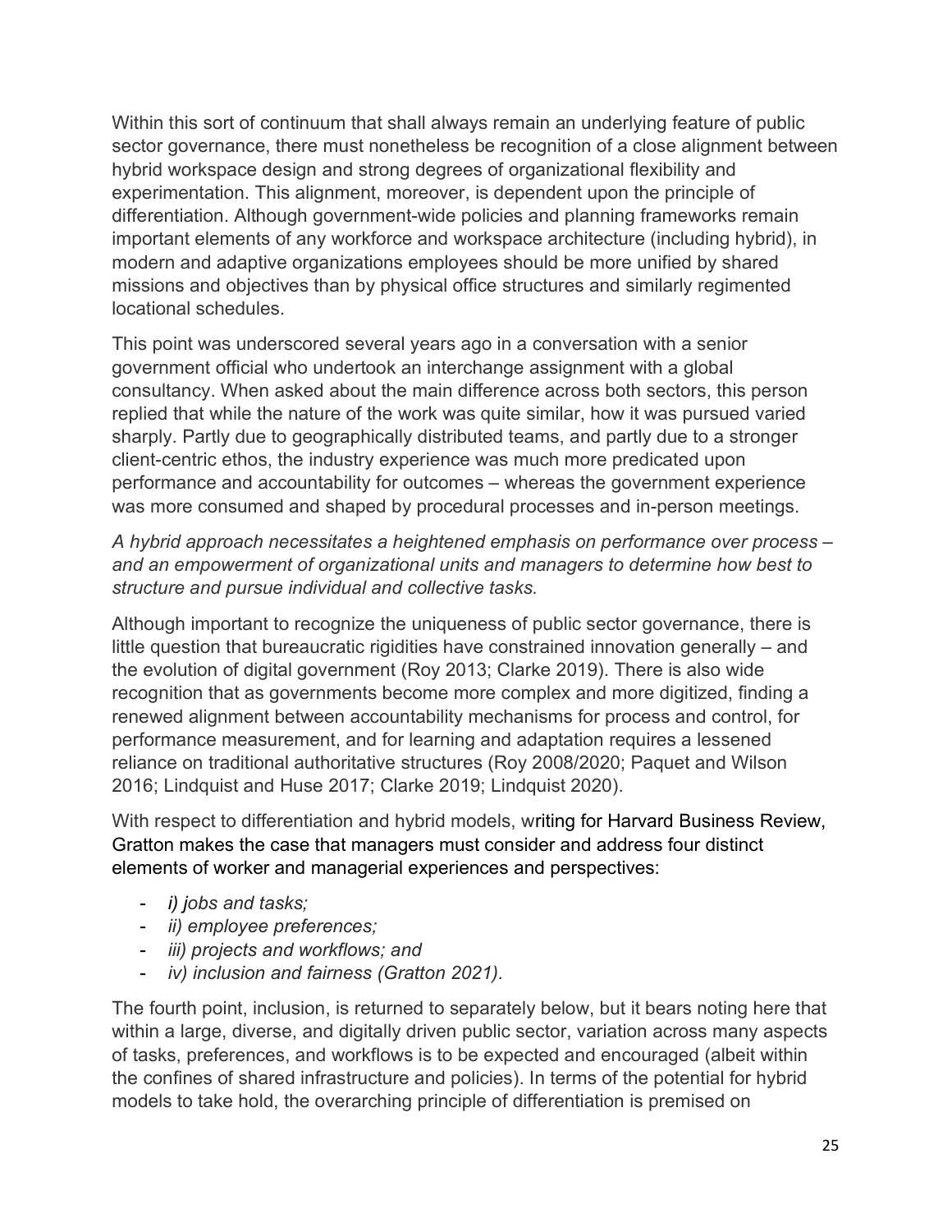Within this sort of continuum that shall always remain an underlying feature of public sector governance, there must nonetheless be recognition of a close alignment between hybrid workspace design and strong degrees of organizational flexibility and experimentation. This alignment, moreover, is dependent upon the principle of differentiation. Although government-wide policies and planning frameworks remain important elements of any workforce and workspace architecture (including hybrid), in modern and adaptive organizations employees should be more unified by shared missions and objectives than by physical office structures and similarly regimented locational schedules.

This point was underscored several years ago in a conversation with a senior government official who undertook an interchange assignment with a global consultancy. When asked about the main difference across both sectors, this person replied that while the nature of the work was quite similar, how it was pursued varied sharply. Partly due to geographically distributed teams, and partly due to a stronger client-centric ethos, the industry experience was much more predicated upon performance and accountability for outcomes – whereas the government experience was more consumed and shaped by procedural processes and in-person meetings.

*A hybrid approach necessitates a heightened emphasis on performance over process – and an empowerment of organizational units and managers to determine how best to structure and pursue individual and collective tasks.*

Although important to recognize the uniqueness of public sector governance, there is little question that bureaucratic rigidities have constrained innovation generally – and the evolution of digital government (Roy 2013; Clarke 2019). There is also wide recognition that as governments become more complex and more digitized, finding a renewed alignment between accountability mechanisms for process and control, for performance measurement, and for learning and adaptation requires a lessened reliance on traditional authoritative structures (Roy 2008/2020; Paquet and Wilson 2016; Lindquist and Huse 2017; Clarke 2019; Lindquist 2020).

With respect to differentiation and hybrid models, writing for Harvard Business Review, Gratton makes the case that managers must consider and address four distinct elements of worker and managerial experiences and perspectives:

- *i) jobs and tasks;*
- *ii) employee preferences;*
- *iii) projects and workflows; and*
- *iv) inclusion and fairness (Gratton 2021).*

The fourth point, inclusion, is returned to separately below, but it bears noting here that within a large, diverse, and digitally driven public sector, variation across many aspects of tasks, preferences, and workflows is to be expected and encouraged (albeit within the confines of shared infrastructure and policies). In terms of the potential for hybrid models to take hold, the overarching principle of differentiation is premised on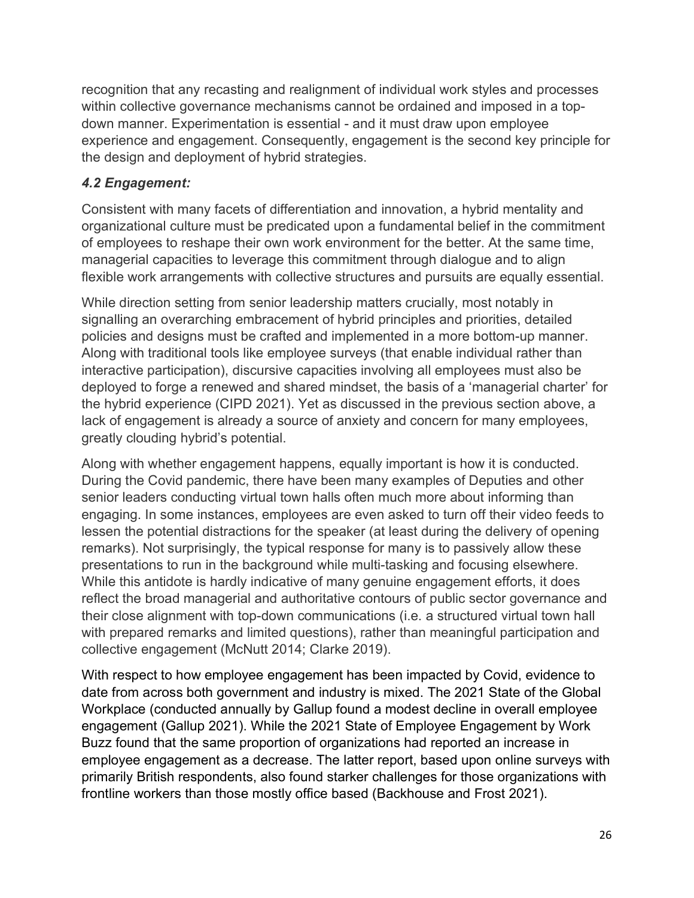recognition that any recasting and realignment of individual work styles and processes within collective governance mechanisms cannot be ordained and imposed in a top-down manner. Experimentation is essential - and it must draw upon employee experience and engagement. Consequently, engagement is the second key principle for the design and deployment of hybrid strategies.

### *4.2 Engagement:*

Consistent with many facets of differentiation and innovation, a hybrid mentality and organizational culture must be predicated upon a fundamental belief in the commitment of employees to reshape their own work environment for the better. At the same time, managerial capacities to leverage this commitment through dialogue and to align flexible work arrangements with collective structures and pursuits are equally essential.

While direction setting from senior leadership matters crucially, most notably in signalling an overarching embracement of hybrid principles and priorities, detailed policies and designs must be crafted and implemented in a more bottom-up manner. Along with traditional tools like employee surveys (that enable individual rather than interactive participation), discursive capacities involving all employees must also be deployed to forge a renewed and shared mindset, the basis of a 'managerial charter' for the hybrid experience (CIPD 2021). Yet as discussed in the previous section above, a lack of engagement is already a source of anxiety and concern for many employees, greatly clouding hybrid's potential.

Along with whether engagement happens, equally important is how it is conducted. During the Covid pandemic, there have been many examples of Deputies and other senior leaders conducting virtual town halls often much more about informing than engaging. In some instances, employees are even asked to turn off their video feeds to lessen the potential distractions for the speaker (at least during the delivery of opening remarks). Not surprisingly, the typical response for many is to passively allow these presentations to run in the background while multi-tasking and focusing elsewhere. While this antidote is hardly indicative of many genuine engagement efforts, it does reflect the broad managerial and authoritative contours of public sector governance and their close alignment with top-down communications (i.e. a structured virtual town hall with prepared remarks and limited questions), rather than meaningful participation and collective engagement (McNutt 2014; Clarke 2019).

With respect to how employee engagement has been impacted by Covid, evidence to date from across both government and industry is mixed. The 2021 State of the Global Workplace (conducted annually by Gallup found a modest decline in overall employee engagement (Gallup 2021). While the 2021 State of Employee Engagement by Work Buzz found that the same proportion of organizations had reported an increase in employee engagement as a decrease. The latter report, based upon online surveys with primarily British respondents, also found starker challenges for those organizations with frontline workers than those mostly office based (Backhouse and Frost 2021).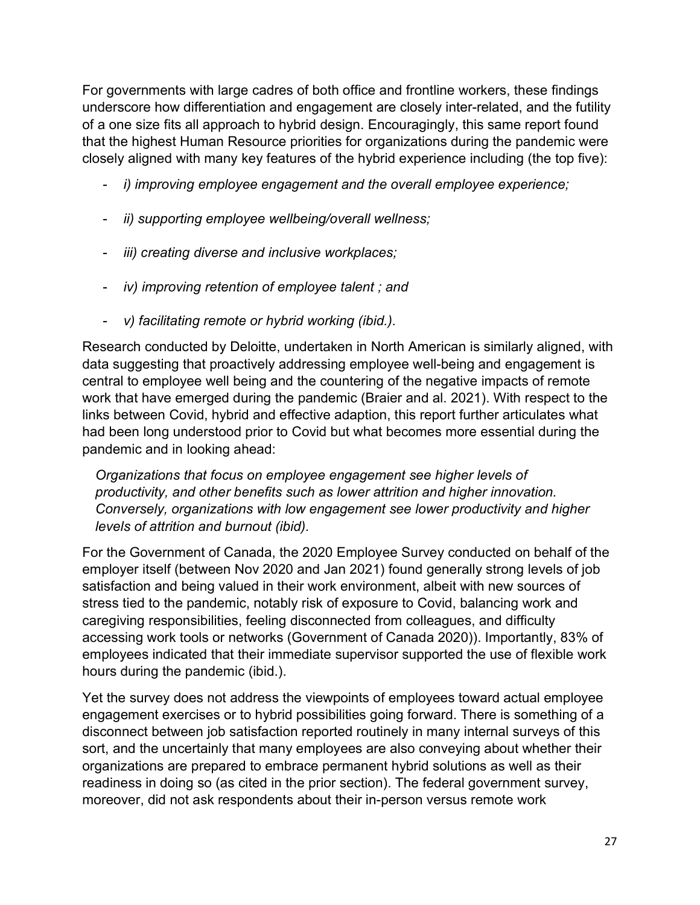For governments with large cadres of both office and frontline workers, these findings underscore how differentiation and engagement are closely inter-related, and the futility of a one size fits all approach to hybrid design. Encouragingly, this same report found that the highest Human Resource priorities for organizations during the pandemic were closely aligned with many key features of the hybrid experience including (the top five):

- *i) improving employee engagement and the overall employee experience;*
- *ii) supporting employee wellbeing/overall wellness;*
- *iii) creating diverse and inclusive workplaces;*
- *iv) improving retention of employee talent ; and*
- *v) facilitating remote or hybrid working (ibid.).*

Research conducted by Deloitte, undertaken in North American is similarly aligned, with data suggesting that proactively addressing employee well-being and engagement is central to employee well being and the countering of the negative impacts of remote work that have emerged during the pandemic (Braier and al. 2021). With respect to the links between Covid, hybrid and effective adaption, this report further articulates what had been long understood prior to Covid but what becomes more essential during the pandemic and in looking ahead:

> *Organizations that focus on employee engagement see higher levels of productivity, and other benefits such as lower attrition and higher innovation. Conversely, organizations with low engagement see lower productivity and higher levels of attrition and burnout (ibid).*

For the Government of Canada, the 2020 Employee Survey conducted on behalf of the employer itself (between Nov 2020 and Jan 2021) found generally strong levels of job satisfaction and being valued in their work environment, albeit with new sources of stress tied to the pandemic, notably risk of exposure to Covid, balancing work and caregiving responsibilities, feeling disconnected from colleagues, and difficulty accessing work tools or networks (Government of Canada 2020)). Importantly, 83% of employees indicated that their immediate supervisor supported the use of flexible work hours during the pandemic (ibid.).

Yet the survey does not address the viewpoints of employees toward actual employee engagement exercises or to hybrid possibilities going forward. There is something of a disconnect between job satisfaction reported routinely in many internal surveys of this sort, and the uncertainly that many employees are also conveying about whether their organizations are prepared to embrace permanent hybrid solutions as well as their readiness in doing so (as cited in the prior section). The federal government survey, moreover, did not ask respondents about their in-person versus remote work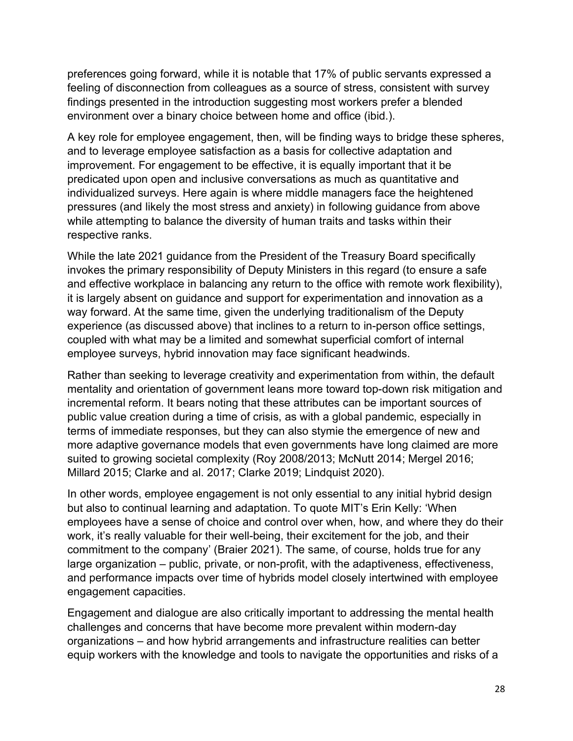preferences going forward, while it is notable that 17% of public servants expressed a feeling of disconnection from colleagues as a source of stress, consistent with survey findings presented in the introduction suggesting most workers prefer a blended environment over a binary choice between home and office (ibid.).

A key role for employee engagement, then, will be finding ways to bridge these spheres, and to leverage employee satisfaction as a basis for collective adaptation and improvement. For engagement to be effective, it is equally important that it be predicated upon open and inclusive conversations as much as quantitative and individualized surveys. Here again is where middle managers face the heightened pressures (and likely the most stress and anxiety) in following guidance from above while attempting to balance the diversity of human traits and tasks within their respective ranks.

While the late 2021 guidance from the President of the Treasury Board specifically invokes the primary responsibility of Deputy Ministers in this regard (to ensure a safe and effective workplace in balancing any return to the office with remote work flexibility), it is largely absent on guidance and support for experimentation and innovation as a way forward. At the same time, given the underlying traditionalism of the Deputy experience (as discussed above) that inclines to a return to in-person office settings, coupled with what may be a limited and somewhat superficial comfort of internal employee surveys, hybrid innovation may face significant headwinds.

Rather than seeking to leverage creativity and experimentation from within, the default mentality and orientation of government leans more toward top-down risk mitigation and incremental reform. It bears noting that these attributes can be important sources of public value creation during a time of crisis, as with a global pandemic, especially in terms of immediate responses, but they can also stymie the emergence of new and more adaptive governance models that even governments have long claimed are more suited to growing societal complexity (Roy 2008/2013; McNutt 2014; Mergel 2016; Millard 2015; Clarke and al. 2017; Clarke 2019; Lindquist 2020).

In other words, employee engagement is not only essential to any initial hybrid design but also to continual learning and adaptation. To quote MIT's Erin Kelly: 'When employees have a sense of choice and control over when, how, and where they do their work, it's really valuable for their well-being, their excitement for the job, and their commitment to the company' (Braier 2021). The same, of course, holds true for any large organization – public, private, or non-profit, with the adaptiveness, effectiveness, and performance impacts over time of hybrids model closely intertwined with employee engagement capacities.

Engagement and dialogue are also critically important to addressing the mental health challenges and concerns that have become more prevalent within modern-day organizations – and how hybrid arrangements and infrastructure realities can better equip workers with the knowledge and tools to navigate the opportunities and risks of a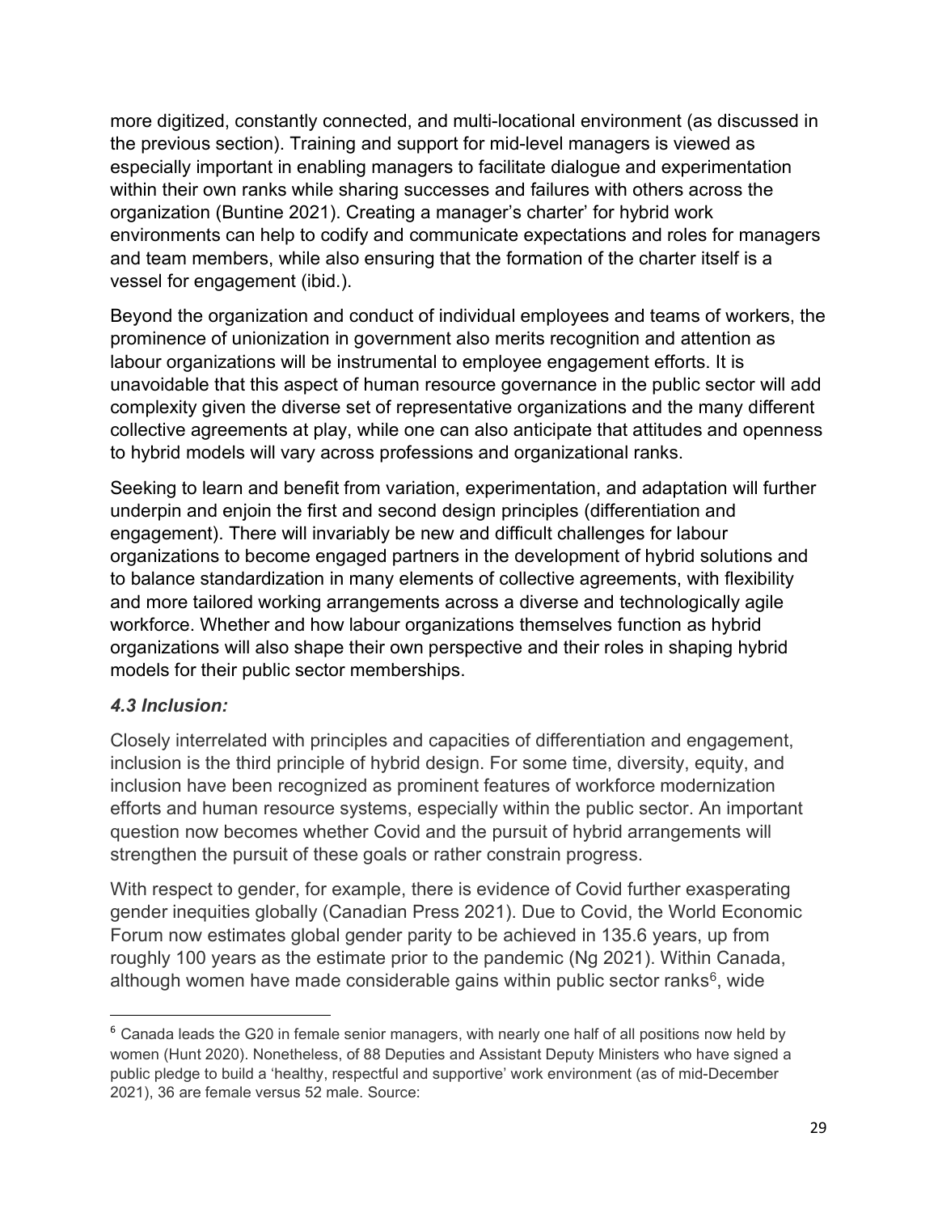more digitized, constantly connected, and multi-locational environment (as discussed in the previous section). Training and support for mid-level managers is viewed as especially important in enabling managers to facilitate dialogue and experimentation within their own ranks while sharing successes and failures with others across the organization (Buntine 2021). Creating a manager's charter' for hybrid work environments can help to codify and communicate expectations and roles for managers and team members, while also ensuring that the formation of the charter itself is a vessel for engagement (ibid.).

Beyond the organization and conduct of individual employees and teams of workers, the prominence of unionization in government also merits recognition and attention as labour organizations will be instrumental to employee engagement efforts. It is unavoidable that this aspect of human resource governance in the public sector will add complexity given the diverse set of representative organizations and the many different collective agreements at play, while one can also anticipate that attitudes and openness to hybrid models will vary across professions and organizational ranks.

Seeking to learn and benefit from variation, experimentation, and adaptation will further underpin and enjoin the first and second design principles (differentiation and engagement). There will invariably be new and difficult challenges for labour organizations to become engaged partners in the development of hybrid solutions and to balance standardization in many elements of collective agreements, with flexibility and more tailored working arrangements across a diverse and technologically agile workforce. Whether and how labour organizations themselves function as hybrid organizations will also shape their own perspective and their roles in shaping hybrid models for their public sector memberships.

### *4.3 Inclusion:*

Closely interrelated with principles and capacities of differentiation and engagement, inclusion is the third principle of hybrid design. For some time, diversity, equity, and inclusion have been recognized as prominent features of workforce modernization efforts and human resource systems, especially within the public sector. An important question now becomes whether Covid and the pursuit of hybrid arrangements will strengthen the pursuit of these goals or rather constrain progress.

With respect to gender, for example, there is evidence of Covid further exasperating gender inequities globally (Canadian Press 2021). Due to Covid, the World Economic Forum now estimates global gender parity to be achieved in 135.6 years, up from roughly 100 years as the estimate prior to the pandemic (Ng 2021). Within Canada, although women have made considerable gains within public sector ranks[6], wide

---

[6] Canada leads the G20 in female senior managers, with nearly one half of all positions now held by women (Hunt 2020). Nonetheless, of 88 Deputies and Assistant Deputy Ministers who have signed a public pledge to build a 'healthy, respectful and supportive' work environment (as of mid-December 2021), 36 are female versus 52 male. Source: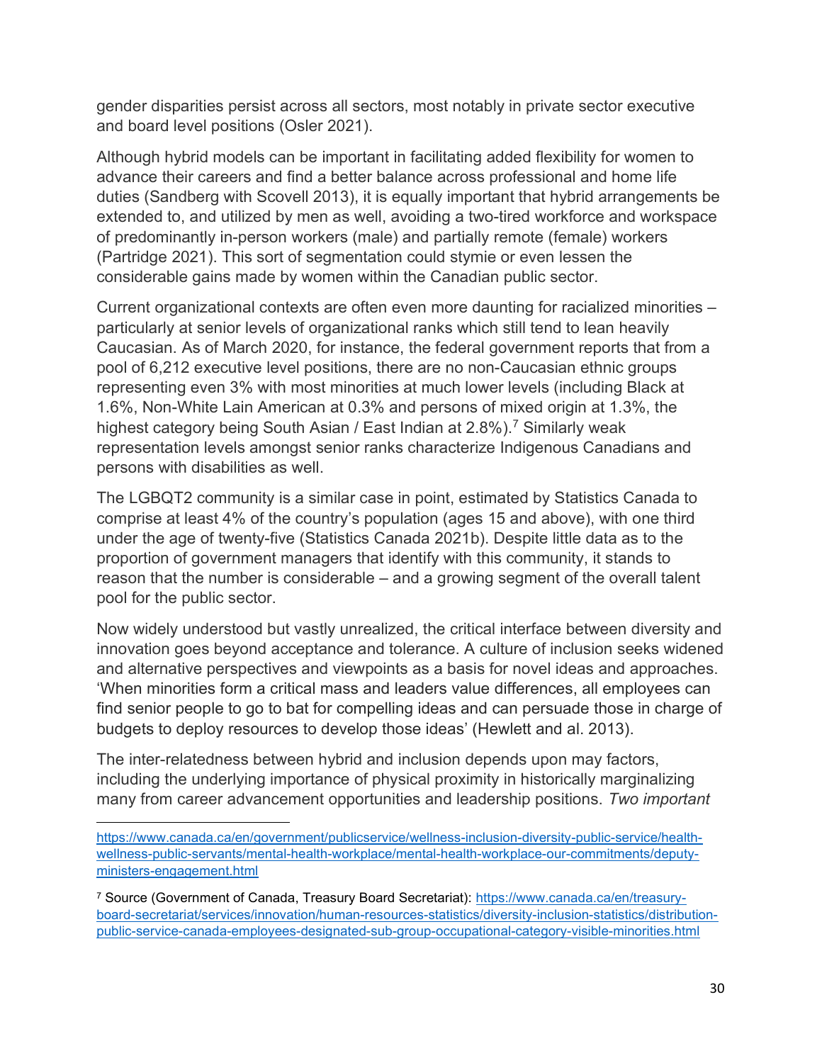gender disparities persist across all sectors, most notably in private sector executive and board level positions (Osler 2021).

Although hybrid models can be important in facilitating added flexibility for women to advance their careers and find a better balance across professional and home life duties (Sandberg with Scovell 2013), it is equally important that hybrid arrangements be extended to, and utilized by men as well, avoiding a two-tired workforce and workspace of predominantly in-person workers (male) and partially remote (female) workers (Partridge 2021). This sort of segmentation could stymie or even lessen the considerable gains made by women within the Canadian public sector.

Current organizational contexts are often even more daunting for racialized minorities – particularly at senior levels of organizational ranks which still tend to lean heavily Caucasian. As of March 2020, for instance, the federal government reports that from a pool of 6,212 executive level positions, there are no non-Caucasian ethnic groups representing even 3% with most minorities at much lower levels (including Black at 1.6%, Non-White Lain American at 0.3% and persons of mixed origin at 1.3%, the highest category being South Asian / East Indian at 2.8%).[7] Similarly weak representation levels amongst senior ranks characterize Indigenous Canadians and persons with disabilities as well.

The LGBQT2 community is a similar case in point, estimated by Statistics Canada to comprise at least 4% of the country's population (ages 15 and above), with one third under the age of twenty-five (Statistics Canada 2021b). Despite little data as to the proportion of government managers that identify with this community, it stands to reason that the number is considerable – and a growing segment of the overall talent pool for the public sector.

Now widely understood but vastly unrealized, the critical interface between diversity and innovation goes beyond acceptance and tolerance. A culture of inclusion seeks widened and alternative perspectives and viewpoints as a basis for novel ideas and approaches. 'When minorities form a critical mass and leaders value differences, all employees can find senior people to go to bat for compelling ideas and can persuade those in charge of budgets to deploy resources to develop those ideas' (Hewlett and al. 2013).

The inter-relatedness between hybrid and inclusion depends upon may factors, including the underlying importance of physical proximity in historically marginalizing many from career advancement opportunities and leadership positions. *Two important*

---

https://www.canada.ca/en/government/publicservice/wellness-inclusion-diversity-public-service/health-wellness-public-servants/mental-health-workplace/mental-health-workplace-our-commitments/deputy-ministers-engagement.html

[7] Source (Government of Canada, Treasury Board Secretariat): https://www.canada.ca/en/treasury-board-secretariat/services/innovation/human-resources-statistics/diversity-inclusion-statistics/distribution-public-service-canada-employees-designated-sub-group-occupational-category-visible-minorities.html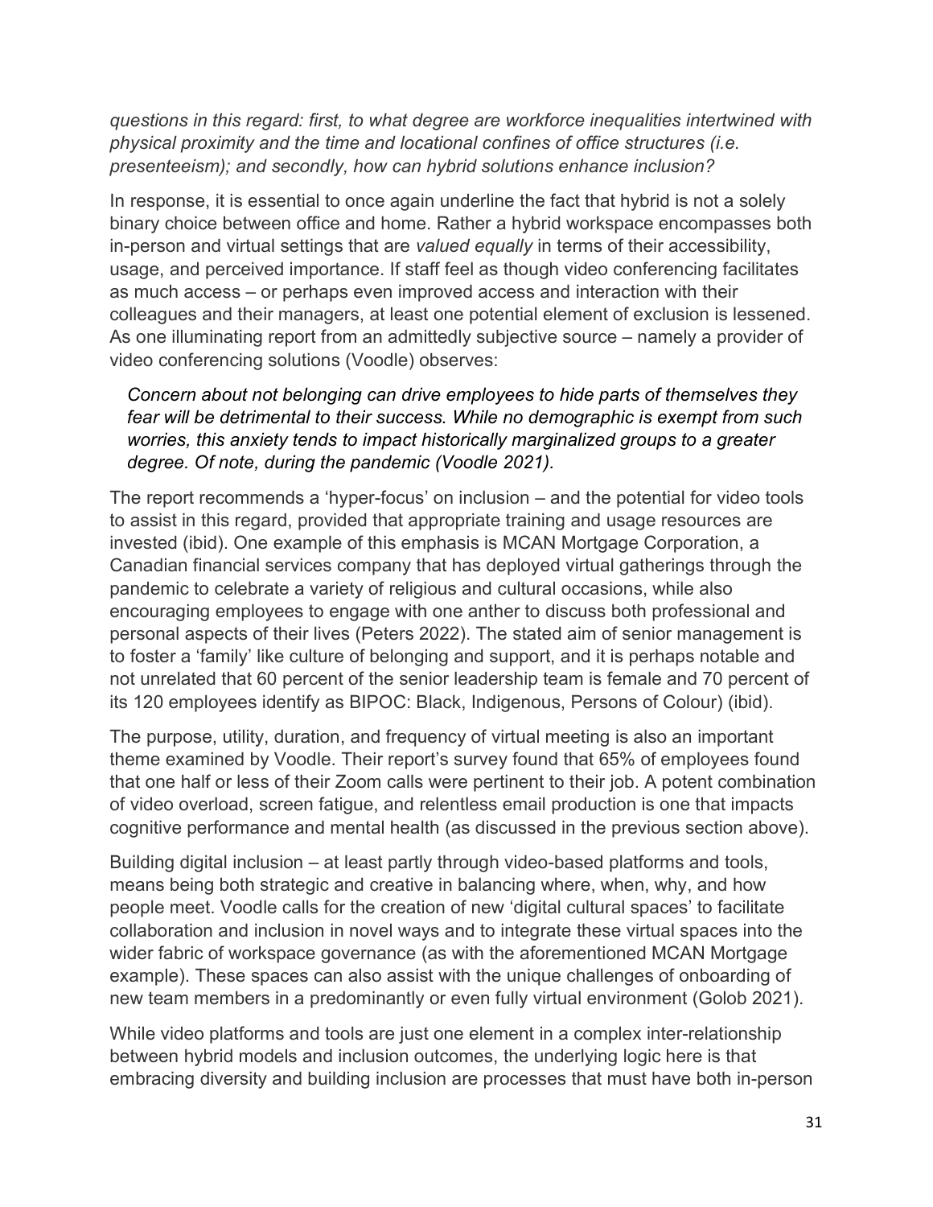*questions in this regard: first, to what degree are workforce inequalities intertwined with physical proximity and the time and locational confines of office structures (i.e. presenteeism); and secondly, how can hybrid solutions enhance inclusion?*

In response, it is essential to once again underline the fact that hybrid is not a solely binary choice between office and home. Rather a hybrid workspace encompasses both in-person and virtual settings that are *valued equally* in terms of their accessibility, usage, and perceived importance. If staff feel as though video conferencing facilitates as much access – or perhaps even improved access and interaction with their colleagues and their managers, at least one potential element of exclusion is lessened. As one illuminating report from an admittedly subjective source – namely a provider of video conferencing solutions (Voodle) observes:

> *Concern about not belonging can drive employees to hide parts of themselves they fear will be detrimental to their success. While no demographic is exempt from such worries, this anxiety tends to impact historically marginalized groups to a greater degree. Of note, during the pandemic (Voodle 2021).*

The report recommends a 'hyper-focus' on inclusion – and the potential for video tools to assist in this regard, provided that appropriate training and usage resources are invested (ibid). One example of this emphasis is MCAN Mortgage Corporation, a Canadian financial services company that has deployed virtual gatherings through the pandemic to celebrate a variety of religious and cultural occasions, while also encouraging employees to engage with one anther to discuss both professional and personal aspects of their lives (Peters 2022). The stated aim of senior management is to foster a 'family' like culture of belonging and support, and it is perhaps notable and not unrelated that 60 percent of the senior leadership team is female and 70 percent of its 120 employees identify as BIPOC: Black, Indigenous, Persons of Colour) (ibid).

The purpose, utility, duration, and frequency of virtual meeting is also an important theme examined by Voodle. Their report's survey found that 65% of employees found that one half or less of their Zoom calls were pertinent to their job. A potent combination of video overload, screen fatigue, and relentless email production is one that impacts cognitive performance and mental health (as discussed in the previous section above).

Building digital inclusion – at least partly through video-based platforms and tools, means being both strategic and creative in balancing where, when, why, and how people meet. Voodle calls for the creation of new 'digital cultural spaces' to facilitate collaboration and inclusion in novel ways and to integrate these virtual spaces into the wider fabric of workspace governance (as with the aforementioned MCAN Mortgage example). These spaces can also assist with the unique challenges of onboarding of new team members in a predominantly or even fully virtual environment (Golob 2021).

While video platforms and tools are just one element in a complex inter-relationship between hybrid models and inclusion outcomes, the underlying logic here is that embracing diversity and building inclusion are processes that must have both in-person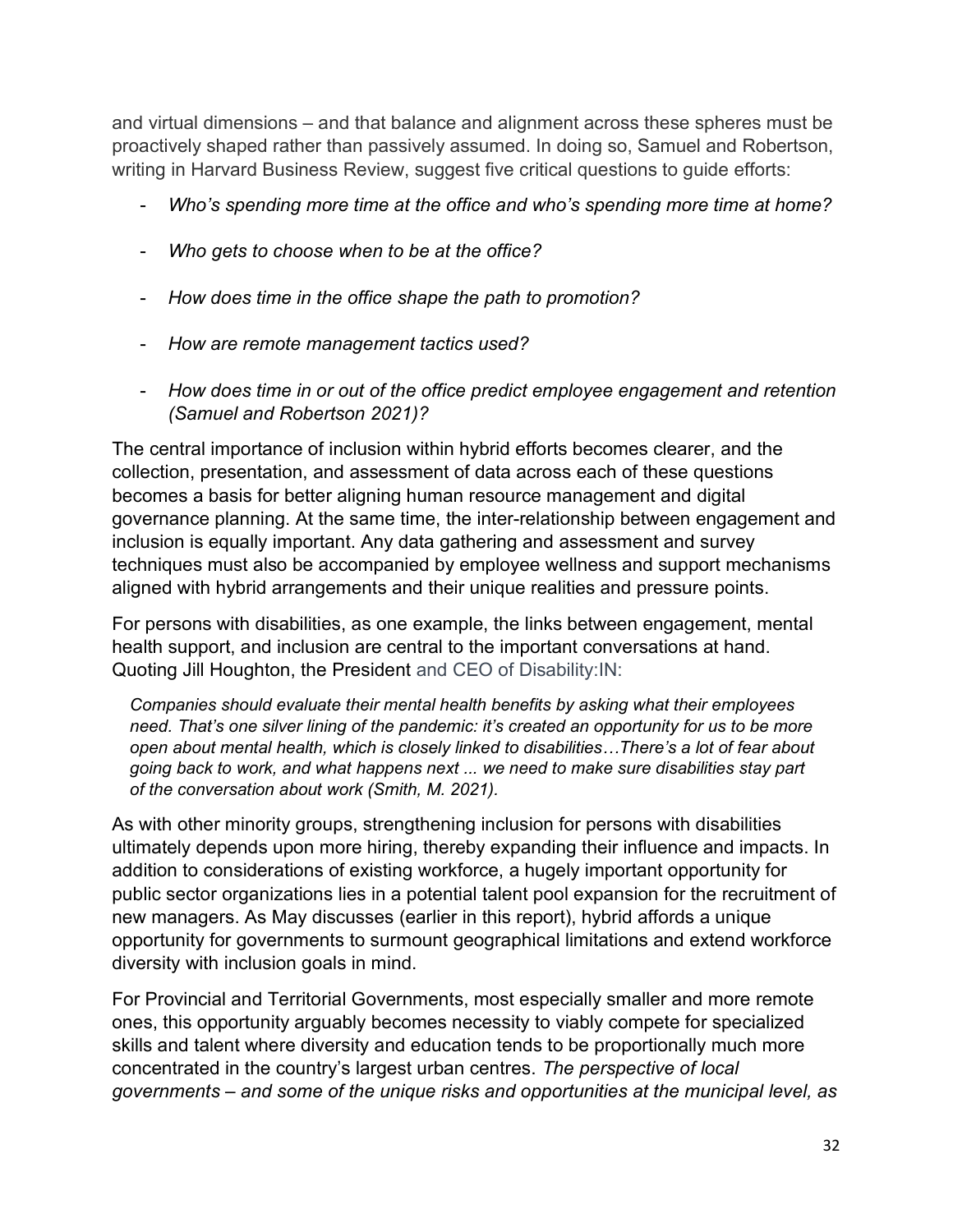and virtual dimensions – and that balance and alignment across these spheres must be proactively shaped rather than passively assumed. In doing so, Samuel and Robertson, writing in Harvard Business Review, suggest five critical questions to guide efforts:

- *Who's spending more time at the office and who's spending more time at home?*
- *Who gets to choose when to be at the office?*
- *How does time in the office shape the path to promotion?*
- *How are remote management tactics used?*
- *How does time in or out of the office predict employee engagement and retention (Samuel and Robertson 2021)?*

The central importance of inclusion within hybrid efforts becomes clearer, and the collection, presentation, and assessment of data across each of these questions becomes a basis for better aligning human resource management and digital governance planning. At the same time, the inter-relationship between engagement and inclusion is equally important. Any data gathering and assessment and survey techniques must also be accompanied by employee wellness and support mechanisms aligned with hybrid arrangements and their unique realities and pressure points.

For persons with disabilities, as one example, the links between engagement, mental health support, and inclusion are central to the important conversations at hand. Quoting Jill Houghton, the President and CEO of Disability:IN:

> *Companies should evaluate their mental health benefits by asking what their employees need. That's one silver lining of the pandemic: it's created an opportunity for us to be more open about mental health, which is closely linked to disabilities…There's a lot of fear about going back to work, and what happens next ... we need to make sure disabilities stay part of the conversation about work (Smith, M. 2021).*

As with other minority groups, strengthening inclusion for persons with disabilities ultimately depends upon more hiring, thereby expanding their influence and impacts. In addition to considerations of existing workforce, a hugely important opportunity for public sector organizations lies in a potential talent pool expansion for the recruitment of new managers. As May discusses (earlier in this report), hybrid affords a unique opportunity for governments to surmount geographical limitations and extend workforce diversity with inclusion goals in mind.

For Provincial and Territorial Governments, most especially smaller and more remote ones, this opportunity arguably becomes necessity to viably compete for specialized skills and talent where diversity and education tends to be proportionally much more concentrated in the country's largest urban centres. *The perspective of local governments – and some of the unique risks and opportunities at the municipal level, as*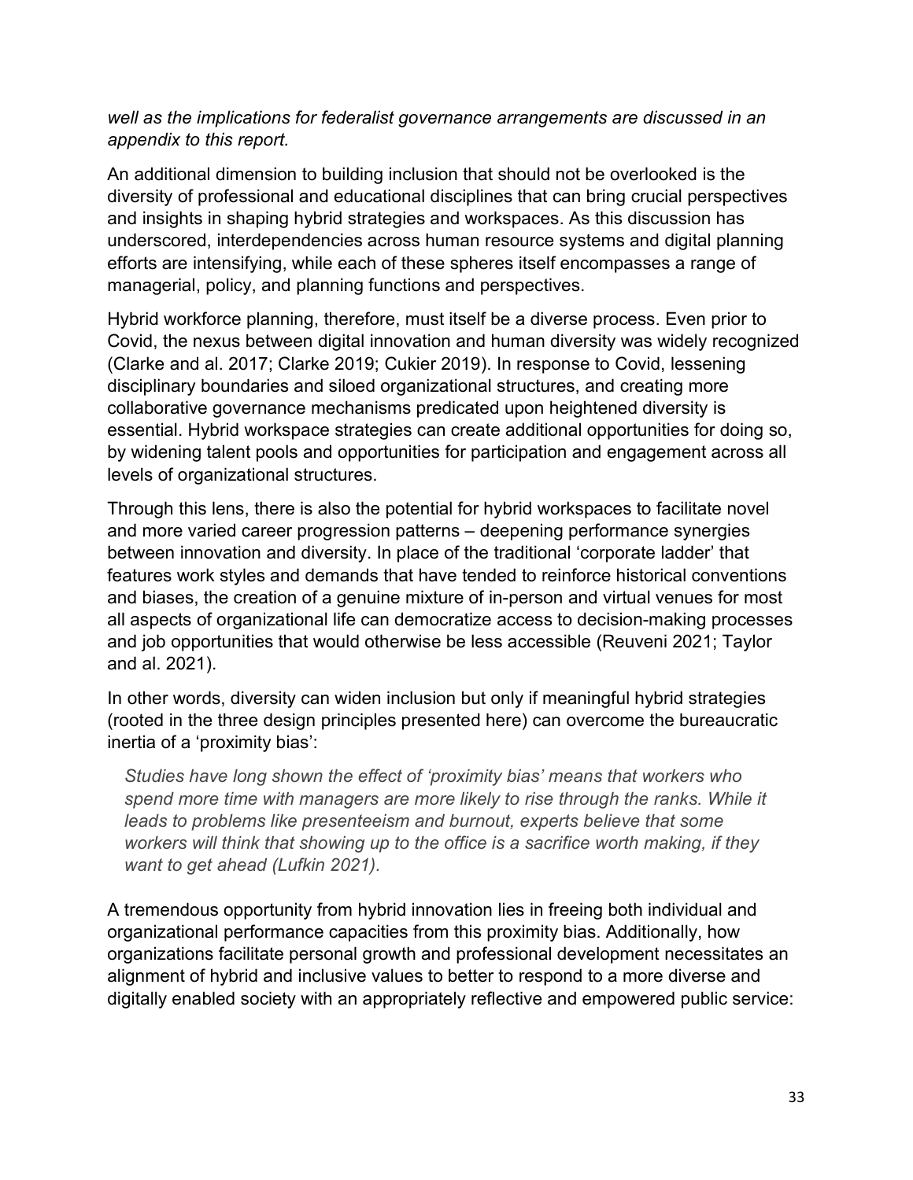*well as the implications for federalist governance arrangements are discussed in an appendix to this report.*

An additional dimension to building inclusion that should not be overlooked is the diversity of professional and educational disciplines that can bring crucial perspectives and insights in shaping hybrid strategies and workspaces. As this discussion has underscored, interdependencies across human resource systems and digital planning efforts are intensifying, while each of these spheres itself encompasses a range of managerial, policy, and planning functions and perspectives.

Hybrid workforce planning, therefore, must itself be a diverse process. Even prior to Covid, the nexus between digital innovation and human diversity was widely recognized (Clarke and al. 2017; Clarke 2019; Cukier 2019). In response to Covid, lessening disciplinary boundaries and siloed organizational structures, and creating more collaborative governance mechanisms predicated upon heightened diversity is essential. Hybrid workspace strategies can create additional opportunities for doing so, by widening talent pools and opportunities for participation and engagement across all levels of organizational structures.

Through this lens, there is also the potential for hybrid workspaces to facilitate novel and more varied career progression patterns – deepening performance synergies between innovation and diversity. In place of the traditional 'corporate ladder' that features work styles and demands that have tended to reinforce historical conventions and biases, the creation of a genuine mixture of in-person and virtual venues for most all aspects of organizational life can democratize access to decision-making processes and job opportunities that would otherwise be less accessible (Reuveni 2021; Taylor and al. 2021).

In other words, diversity can widen inclusion but only if meaningful hybrid strategies (rooted in the three design principles presented here) can overcome the bureaucratic inertia of a 'proximity bias':

> *Studies have long shown the effect of 'proximity bias' means that workers who spend more time with managers are more likely to rise through the ranks. While it leads to problems like presenteeism and burnout, experts believe that some workers will think that showing up to the office is a sacrifice worth making, if they want to get ahead (Lufkin 2021).*

A tremendous opportunity from hybrid innovation lies in freeing both individual and organizational performance capacities from this proximity bias. Additionally, how organizations facilitate personal growth and professional development necessitates an alignment of hybrid and inclusive values to better to respond to a more diverse and digitally enabled society with an appropriately reflective and empowered public service: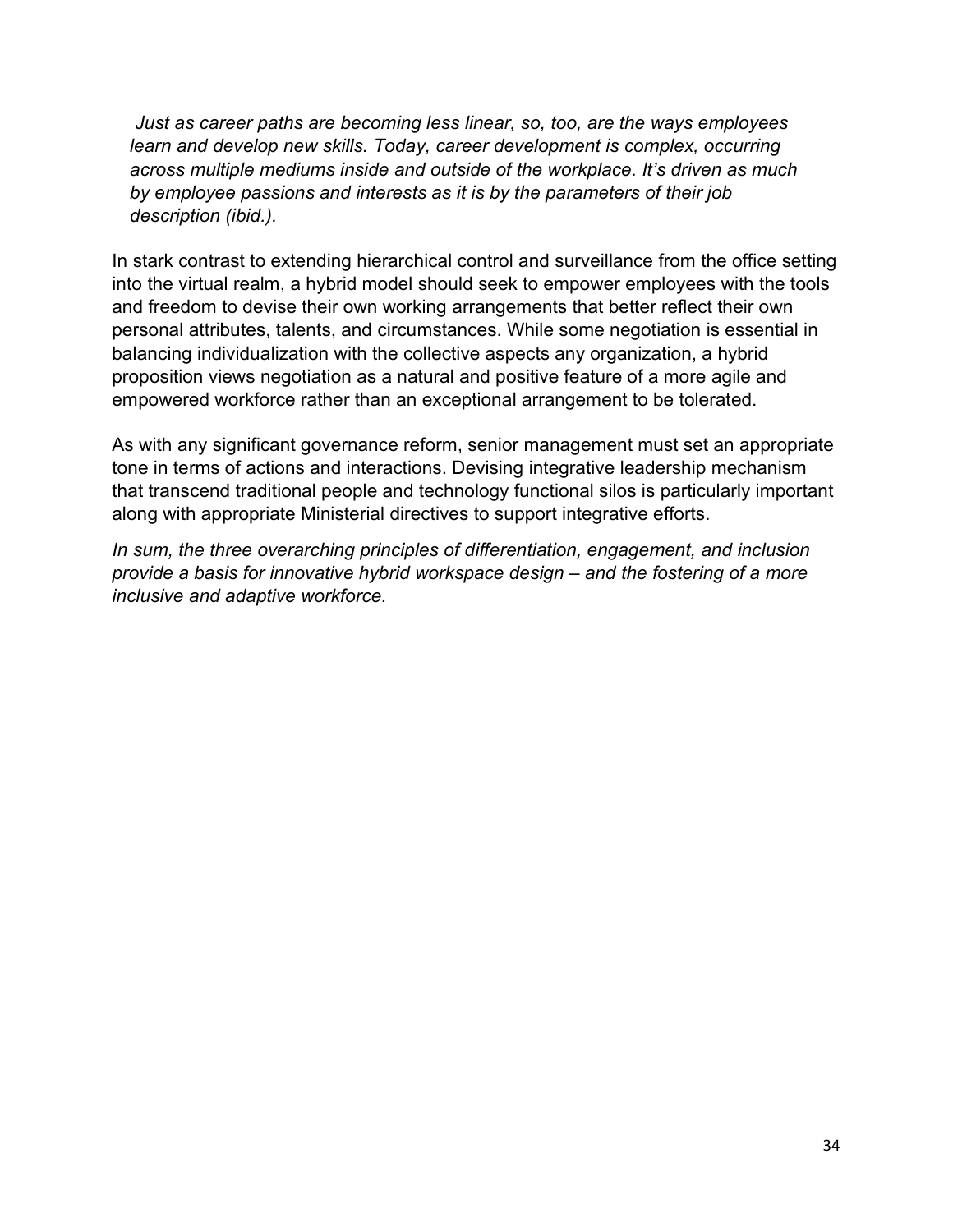> *Just as career paths are becoming less linear, so, too, are the ways employees learn and develop new skills. Today, career development is complex, occurring across multiple mediums inside and outside of the workplace. It's driven as much by employee passions and interests as it is by the parameters of their job description (ibid.).*

In stark contrast to extending hierarchical control and surveillance from the office setting into the virtual realm, a hybrid model should seek to empower employees with the tools and freedom to devise their own working arrangements that better reflect their own personal attributes, talents, and circumstances. While some negotiation is essential in balancing individualization with the collective aspects any organization, a hybrid proposition views negotiation as a natural and positive feature of a more agile and empowered workforce rather than an exceptional arrangement to be tolerated.

As with any significant governance reform, senior management must set an appropriate tone in terms of actions and interactions. Devising integrative leadership mechanism that transcend traditional people and technology functional silos is particularly important along with appropriate Ministerial directives to support integrative efforts.

*In sum, the three overarching principles of differentiation, engagement, and inclusion provide a basis for innovative hybrid workspace design – and the fostering of a more inclusive and adaptive workforce.*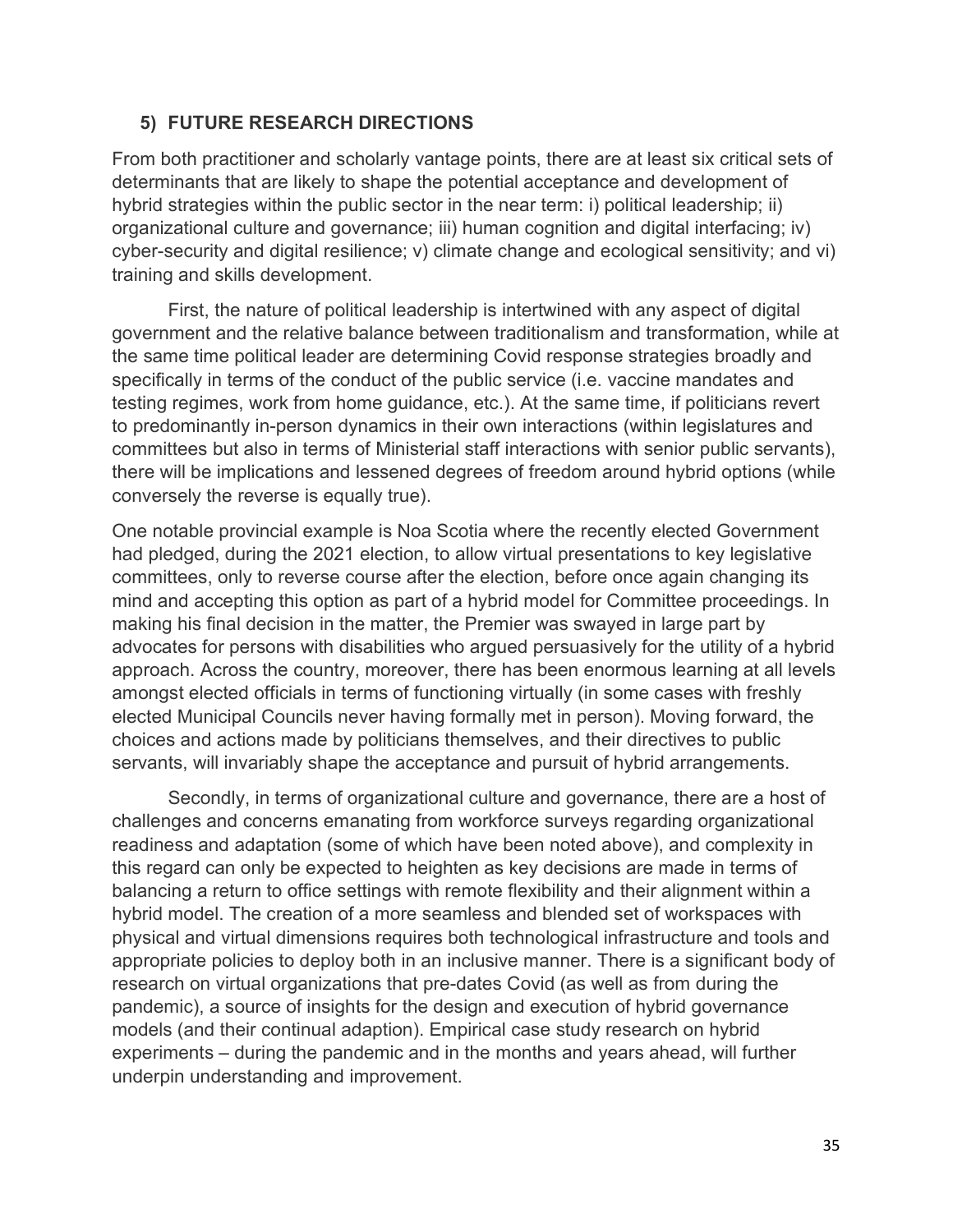## 5) FUTURE RESEARCH DIRECTIONS

From both practitioner and scholarly vantage points, there are at least six critical sets of determinants that are likely to shape the potential acceptance and development of hybrid strategies within the public sector in the near term: i) political leadership; ii) organizational culture and governance; iii) human cognition and digital interfacing; iv) cyber-security and digital resilience; v) climate change and ecological sensitivity; and vi) training and skills development.

First, the nature of political leadership is intertwined with any aspect of digital government and the relative balance between traditionalism and transformation, while at the same time political leader are determining Covid response strategies broadly and specifically in terms of the conduct of the public service (i.e. vaccine mandates and testing regimes, work from home guidance, etc.). At the same time, if politicians revert to predominantly in-person dynamics in their own interactions (within legislatures and committees but also in terms of Ministerial staff interactions with senior public servants), there will be implications and lessened degrees of freedom around hybrid options (while conversely the reverse is equally true).

One notable provincial example is Noa Scotia where the recently elected Government had pledged, during the 2021 election, to allow virtual presentations to key legislative committees, only to reverse course after the election, before once again changing its mind and accepting this option as part of a hybrid model for Committee proceedings. In making his final decision in the matter, the Premier was swayed in large part by advocates for persons with disabilities who argued persuasively for the utility of a hybrid approach. Across the country, moreover, there has been enormous learning at all levels amongst elected officials in terms of functioning virtually (in some cases with freshly elected Municipal Councils never having formally met in person). Moving forward, the choices and actions made by politicians themselves, and their directives to public servants, will invariably shape the acceptance and pursuit of hybrid arrangements.

Secondly, in terms of organizational culture and governance, there are a host of challenges and concerns emanating from workforce surveys regarding organizational readiness and adaptation (some of which have been noted above), and complexity in this regard can only be expected to heighten as key decisions are made in terms of balancing a return to office settings with remote flexibility and their alignment within a hybrid model. The creation of a more seamless and blended set of workspaces with physical and virtual dimensions requires both technological infrastructure and tools and appropriate policies to deploy both in an inclusive manner. There is a significant body of research on virtual organizations that pre-dates Covid (as well as from during the pandemic), a source of insights for the design and execution of hybrid governance models (and their continual adaption). Empirical case study research on hybrid experiments – during the pandemic and in the months and years ahead, will further underpin understanding and improvement.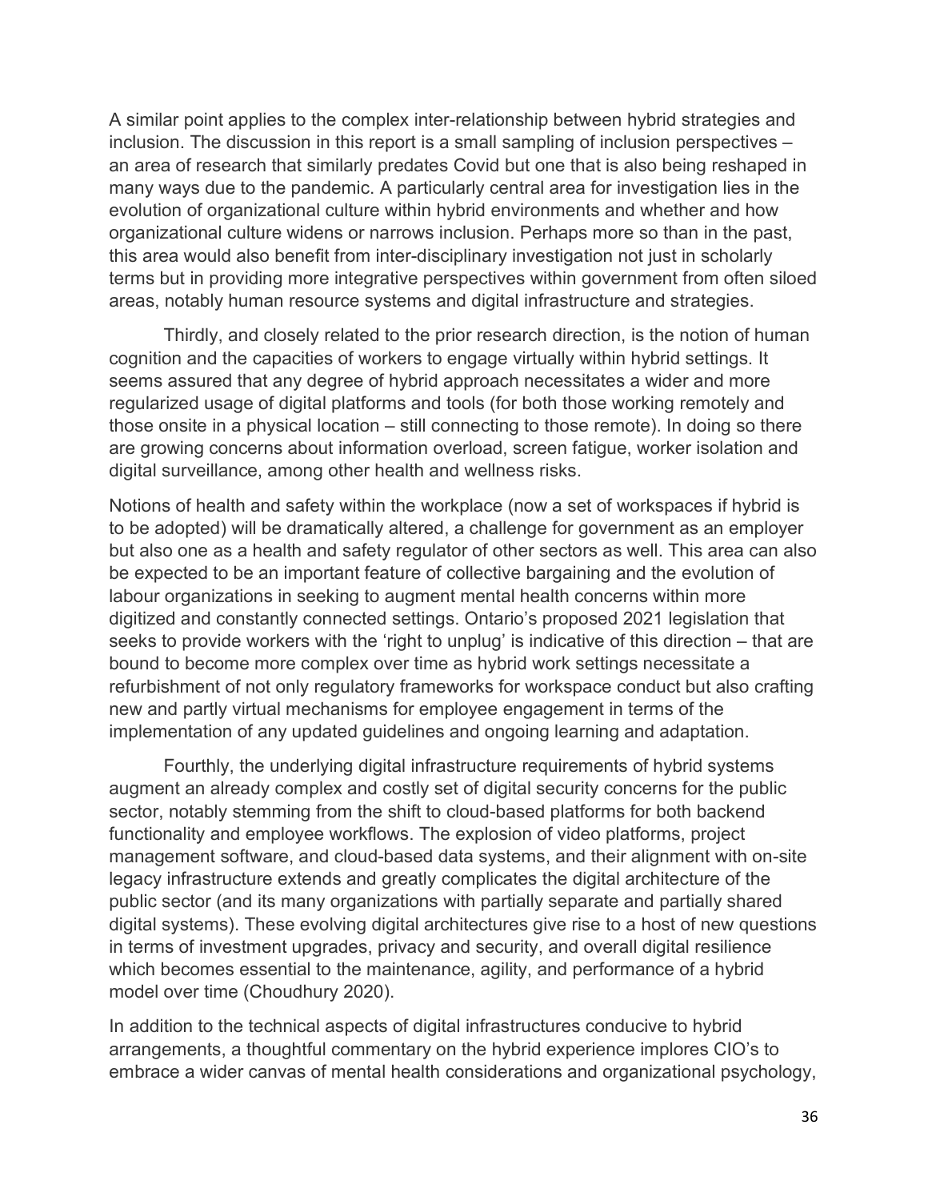A similar point applies to the complex inter-relationship between hybrid strategies and inclusion. The discussion in this report is a small sampling of inclusion perspectives – an area of research that similarly predates Covid but one that is also being reshaped in many ways due to the pandemic. A particularly central area for investigation lies in the evolution of organizational culture within hybrid environments and whether and how organizational culture widens or narrows inclusion. Perhaps more so than in the past, this area would also benefit from inter-disciplinary investigation not just in scholarly terms but in providing more integrative perspectives within government from often siloed areas, notably human resource systems and digital infrastructure and strategies.

Thirdly, and closely related to the prior research direction, is the notion of human cognition and the capacities of workers to engage virtually within hybrid settings. It seems assured that any degree of hybrid approach necessitates a wider and more regularized usage of digital platforms and tools (for both those working remotely and those onsite in a physical location – still connecting to those remote). In doing so there are growing concerns about information overload, screen fatigue, worker isolation and digital surveillance, among other health and wellness risks.

Notions of health and safety within the workplace (now a set of workspaces if hybrid is to be adopted) will be dramatically altered, a challenge for government as an employer but also one as a health and safety regulator of other sectors as well. This area can also be expected to be an important feature of collective bargaining and the evolution of labour organizations in seeking to augment mental health concerns within more digitized and constantly connected settings. Ontario's proposed 2021 legislation that seeks to provide workers with the 'right to unplug' is indicative of this direction – that are bound to become more complex over time as hybrid work settings necessitate a refurbishment of not only regulatory frameworks for workspace conduct but also crafting new and partly virtual mechanisms for employee engagement in terms of the implementation of any updated guidelines and ongoing learning and adaptation.

Fourthly, the underlying digital infrastructure requirements of hybrid systems augment an already complex and costly set of digital security concerns for the public sector, notably stemming from the shift to cloud-based platforms for both backend functionality and employee workflows. The explosion of video platforms, project management software, and cloud-based data systems, and their alignment with on-site legacy infrastructure extends and greatly complicates the digital architecture of the public sector (and its many organizations with partially separate and partially shared digital systems). These evolving digital architectures give rise to a host of new questions in terms of investment upgrades, privacy and security, and overall digital resilience which becomes essential to the maintenance, agility, and performance of a hybrid model over time (Choudhury 2020).

In addition to the technical aspects of digital infrastructures conducive to hybrid arrangements, a thoughtful commentary on the hybrid experience implores CIO's to embrace a wider canvas of mental health considerations and organizational psychology,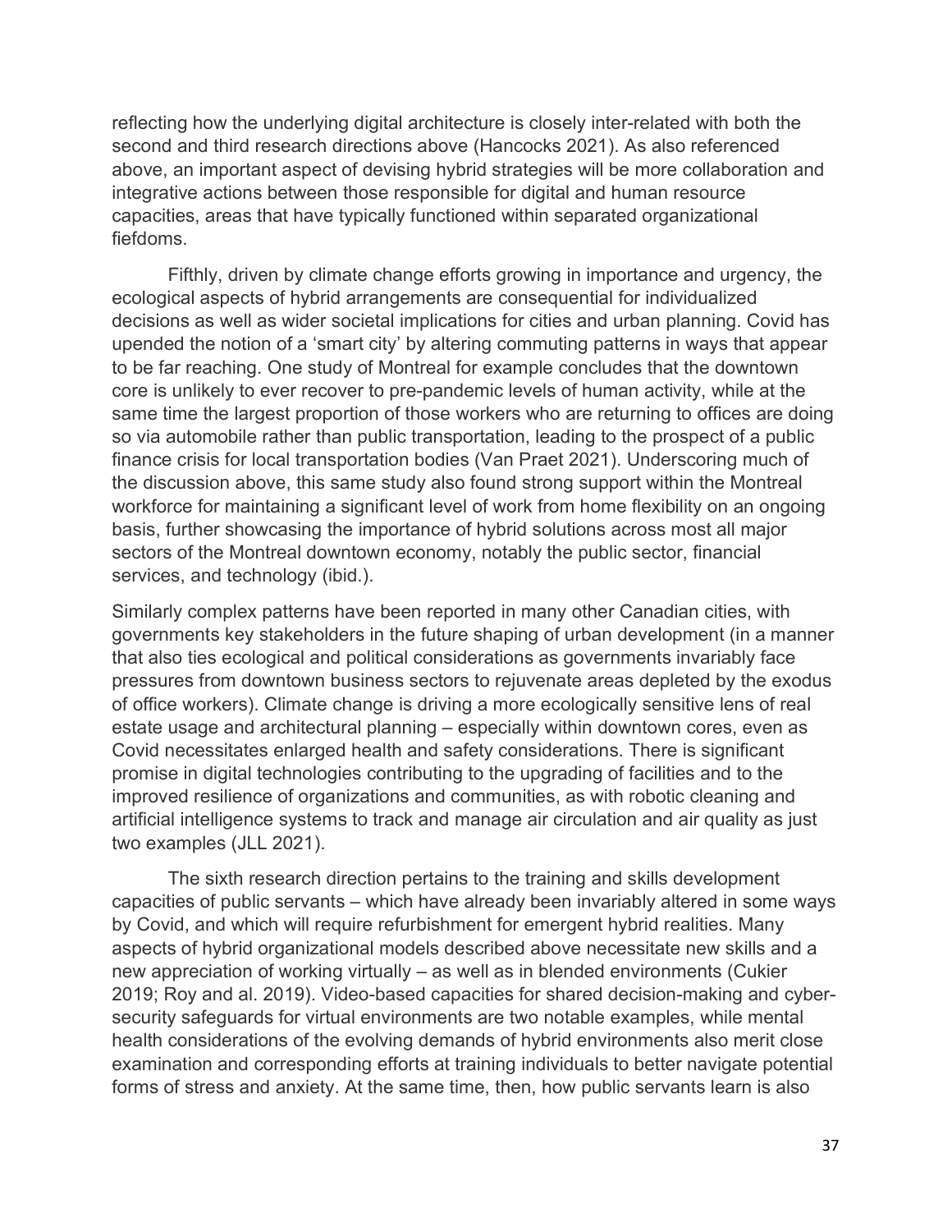reflecting how the underlying digital architecture is closely inter-related with both the second and third research directions above (Hancocks 2021). As also referenced above, an important aspect of devising hybrid strategies will be more collaboration and integrative actions between those responsible for digital and human resource capacities, areas that have typically functioned within separated organizational fiefdoms.

Fifthly, driven by climate change efforts growing in importance and urgency, the ecological aspects of hybrid arrangements are consequential for individualized decisions as well as wider societal implications for cities and urban planning. Covid has upended the notion of a 'smart city' by altering commuting patterns in ways that appear to be far reaching. One study of Montreal for example concludes that the downtown core is unlikely to ever recover to pre-pandemic levels of human activity, while at the same time the largest proportion of those workers who are returning to offices are doing so via automobile rather than public transportation, leading to the prospect of a public finance crisis for local transportation bodies (Van Praet 2021). Underscoring much of the discussion above, this same study also found strong support within the Montreal workforce for maintaining a significant level of work from home flexibility on an ongoing basis, further showcasing the importance of hybrid solutions across most all major sectors of the Montreal downtown economy, notably the public sector, financial services, and technology (ibid.).

Similarly complex patterns have been reported in many other Canadian cities, with governments key stakeholders in the future shaping of urban development (in a manner that also ties ecological and political considerations as governments invariably face pressures from downtown business sectors to rejuvenate areas depleted by the exodus of office workers). Climate change is driving a more ecologically sensitive lens of real estate usage and architectural planning – especially within downtown cores, even as Covid necessitates enlarged health and safety considerations. There is significant promise in digital technologies contributing to the upgrading of facilities and to the improved resilience of organizations and communities, as with robotic cleaning and artificial intelligence systems to track and manage air circulation and air quality as just two examples (JLL 2021).

The sixth research direction pertains to the training and skills development capacities of public servants – which have already been invariably altered in some ways by Covid, and which will require refurbishment for emergent hybrid realities. Many aspects of hybrid organizational models described above necessitate new skills and a new appreciation of working virtually – as well as in blended environments (Cukier 2019; Roy and al. 2019). Video-based capacities for shared decision-making and cyber-security safeguards for virtual environments are two notable examples, while mental health considerations of the evolving demands of hybrid environments also merit close examination and corresponding efforts at training individuals to better navigate potential forms of stress and anxiety. At the same time, then, how public servants learn is also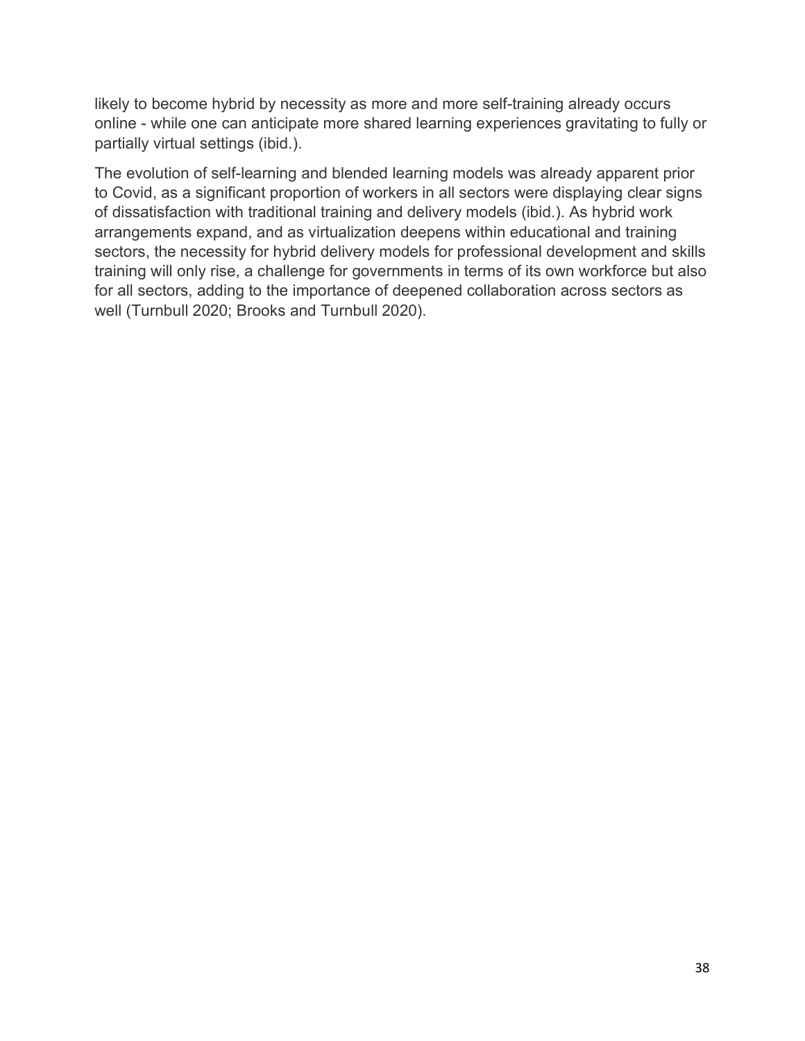likely to become hybrid by necessity as more and more self-training already occurs online - while one can anticipate more shared learning experiences gravitating to fully or partially virtual settings (ibid.).

The evolution of self-learning and blended learning models was already apparent prior to Covid, as a significant proportion of workers in all sectors were displaying clear signs of dissatisfaction with traditional training and delivery models (ibid.). As hybrid work arrangements expand, and as virtualization deepens within educational and training sectors, the necessity for hybrid delivery models for professional development and skills training will only rise, a challenge for governments in terms of its own workforce but also for all sectors, adding to the importance of deepened collaboration across sectors as well (Turnbull 2020; Brooks and Turnbull 2020).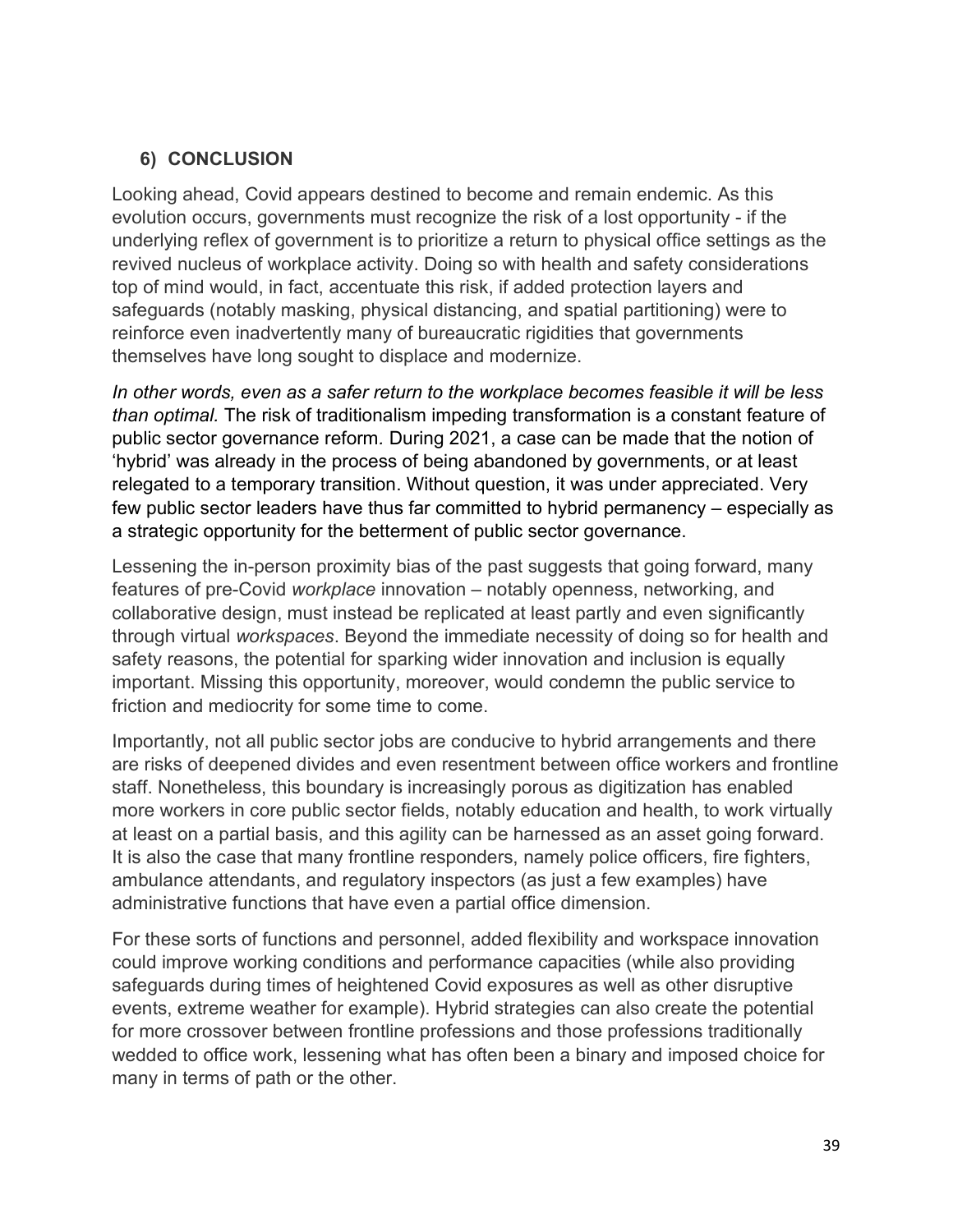## 6) CONCLUSION

Looking ahead, Covid appears destined to become and remain endemic. As this evolution occurs, governments must recognize the risk of a lost opportunity - if the underlying reflex of government is to prioritize a return to physical office settings as the revived nucleus of workplace activity. Doing so with health and safety considerations top of mind would, in fact, accentuate this risk, if added protection layers and safeguards (notably masking, physical distancing, and spatial partitioning) were to reinforce even inadvertently many of bureaucratic rigidities that governments themselves have long sought to displace and modernize.

*In other words, even as a safer return to the workplace becomes feasible it will be less than optimal.* The risk of traditionalism impeding transformation is a constant feature of public sector governance reform. During 2021, a case can be made that the notion of 'hybrid' was already in the process of being abandoned by governments, or at least relegated to a temporary transition. Without question, it was under appreciated. Very few public sector leaders have thus far committed to hybrid permanency – especially as a strategic opportunity for the betterment of public sector governance.

Lessening the in-person proximity bias of the past suggests that going forward, many features of pre-Covid *workplace* innovation – notably openness, networking, and collaborative design, must instead be replicated at least partly and even significantly through virtual *workspaces*. Beyond the immediate necessity of doing so for health and safety reasons, the potential for sparking wider innovation and inclusion is equally important. Missing this opportunity, moreover, would condemn the public service to friction and mediocrity for some time to come.

Importantly, not all public sector jobs are conducive to hybrid arrangements and there are risks of deepened divides and even resentment between office workers and frontline staff. Nonetheless, this boundary is increasingly porous as digitization has enabled more workers in core public sector fields, notably education and health, to work virtually at least on a partial basis, and this agility can be harnessed as an asset going forward. It is also the case that many frontline responders, namely police officers, fire fighters, ambulance attendants, and regulatory inspectors (as just a few examples) have administrative functions that have even a partial office dimension.

For these sorts of functions and personnel, added flexibility and workspace innovation could improve working conditions and performance capacities (while also providing safeguards during times of heightened Covid exposures as well as other disruptive events, extreme weather for example). Hybrid strategies can also create the potential for more crossover between frontline professions and those professions traditionally wedded to office work, lessening what has often been a binary and imposed choice for many in terms of path or the other.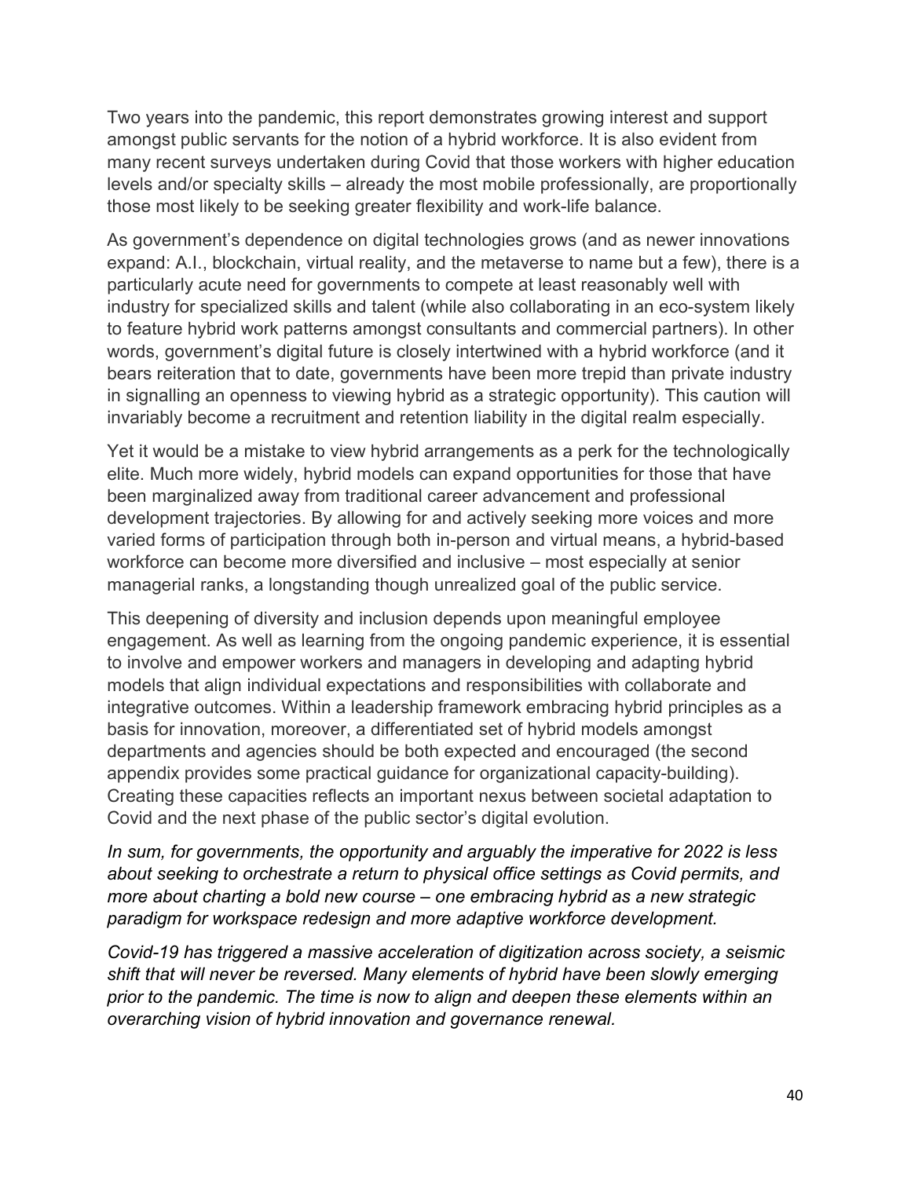Two years into the pandemic, this report demonstrates growing interest and support amongst public servants for the notion of a hybrid workforce. It is also evident from many recent surveys undertaken during Covid that those workers with higher education levels and/or specialty skills – already the most mobile professionally, are proportionally those most likely to be seeking greater flexibility and work-life balance.

As government's dependence on digital technologies grows (and as newer innovations expand: A.I., blockchain, virtual reality, and the metaverse to name but a few), there is a particularly acute need for governments to compete at least reasonably well with industry for specialized skills and talent (while also collaborating in an eco-system likely to feature hybrid work patterns amongst consultants and commercial partners). In other words, government's digital future is closely intertwined with a hybrid workforce (and it bears reiteration that to date, governments have been more trepid than private industry in signalling an openness to viewing hybrid as a strategic opportunity). This caution will invariably become a recruitment and retention liability in the digital realm especially.

Yet it would be a mistake to view hybrid arrangements as a perk for the technologically elite. Much more widely, hybrid models can expand opportunities for those that have been marginalized away from traditional career advancement and professional development trajectories. By allowing for and actively seeking more voices and more varied forms of participation through both in-person and virtual means, a hybrid-based workforce can become more diversified and inclusive – most especially at senior managerial ranks, a longstanding though unrealized goal of the public service.

This deepening of diversity and inclusion depends upon meaningful employee engagement. As well as learning from the ongoing pandemic experience, it is essential to involve and empower workers and managers in developing and adapting hybrid models that align individual expectations and responsibilities with collaborate and integrative outcomes. Within a leadership framework embracing hybrid principles as a basis for innovation, moreover, a differentiated set of hybrid models amongst departments and agencies should be both expected and encouraged (the second appendix provides some practical guidance for organizational capacity-building). Creating these capacities reflects an important nexus between societal adaptation to Covid and the next phase of the public sector's digital evolution.

*In sum, for governments, the opportunity and arguably the imperative for 2022 is less about seeking to orchestrate a return to physical office settings as Covid permits, and more about charting a bold new course – one embracing hybrid as a new strategic paradigm for workspace redesign and more adaptive workforce development.*

*Covid-19 has triggered a massive acceleration of digitization across society, a seismic shift that will never be reversed. Many elements of hybrid have been slowly emerging prior to the pandemic. The time is now to align and deepen these elements within an overarching vision of hybrid innovation and governance renewal.*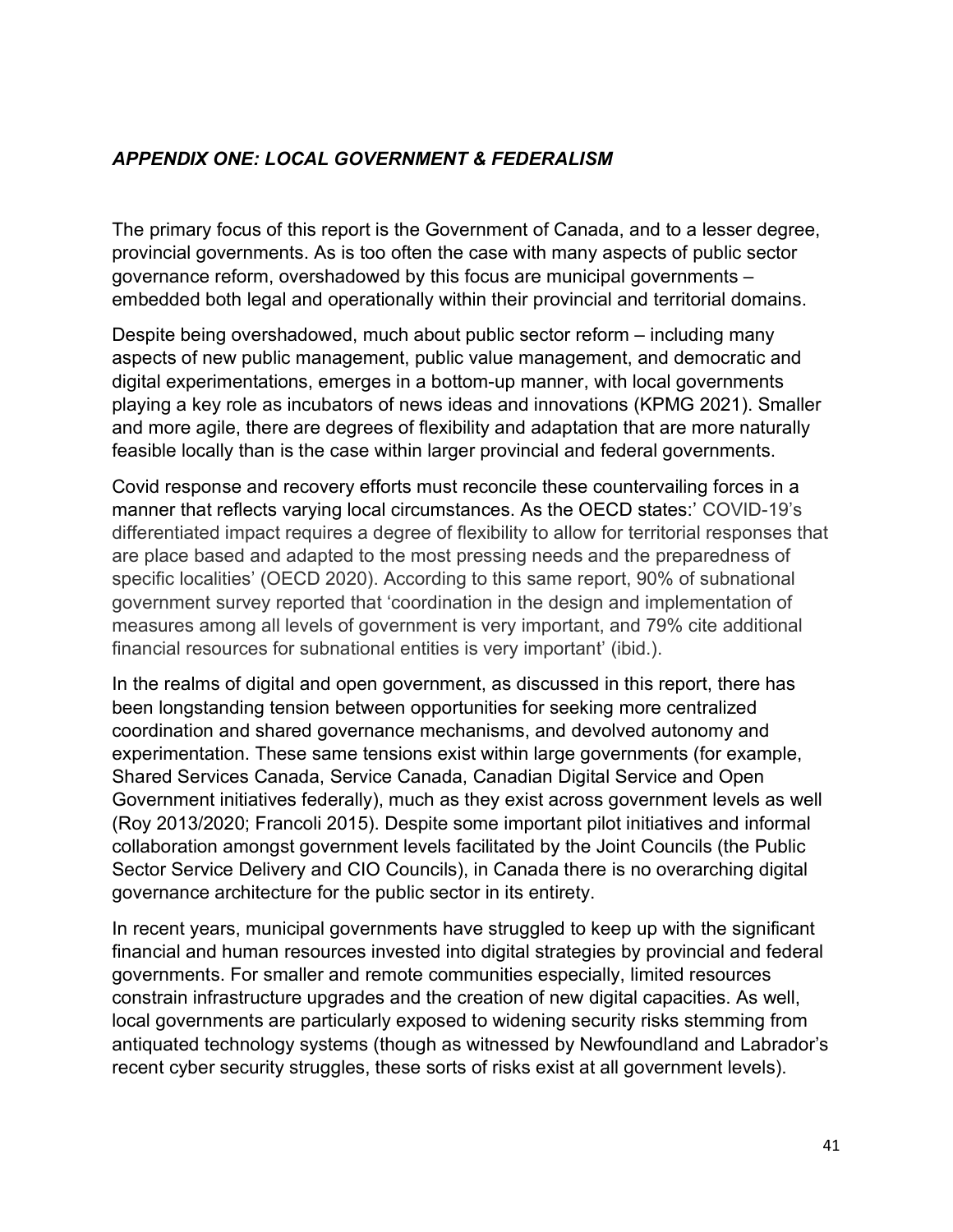## *APPENDIX ONE: LOCAL GOVERNMENT & FEDERALISM*

The primary focus of this report is the Government of Canada, and to a lesser degree, provincial governments. As is too often the case with many aspects of public sector governance reform, overshadowed by this focus are municipal governments – embedded both legal and operationally within their provincial and territorial domains.

Despite being overshadowed, much about public sector reform – including many aspects of new public management, public value management, and democratic and digital experimentations, emerges in a bottom-up manner, with local governments playing a key role as incubators of news ideas and innovations (KPMG 2021). Smaller and more agile, there are degrees of flexibility and adaptation that are more naturally feasible locally than is the case within larger provincial and federal governments.

Covid response and recovery efforts must reconcile these countervailing forces in a manner that reflects varying local circumstances. As the OECD states:' COVID-19's differentiated impact requires a degree of flexibility to allow for territorial responses that are place based and adapted to the most pressing needs and the preparedness of specific localities' (OECD 2020). According to this same report, 90% of subnational government survey reported that 'coordination in the design and implementation of measures among all levels of government is very important, and 79% cite additional financial resources for subnational entities is very important' (ibid.).

In the realms of digital and open government, as discussed in this report, there has been longstanding tension between opportunities for seeking more centralized coordination and shared governance mechanisms, and devolved autonomy and experimentation. These same tensions exist within large governments (for example, Shared Services Canada, Service Canada, Canadian Digital Service and Open Government initiatives federally), much as they exist across government levels as well (Roy 2013/2020; Francoli 2015). Despite some important pilot initiatives and informal collaboration amongst government levels facilitated by the Joint Councils (the Public Sector Service Delivery and CIO Councils), in Canada there is no overarching digital governance architecture for the public sector in its entirety.

In recent years, municipal governments have struggled to keep up with the significant financial and human resources invested into digital strategies by provincial and federal governments. For smaller and remote communities especially, limited resources constrain infrastructure upgrades and the creation of new digital capacities. As well, local governments are particularly exposed to widening security risks stemming from antiquated technology systems (though as witnessed by Newfoundland and Labrador's recent cyber security struggles, these sorts of risks exist at all government levels).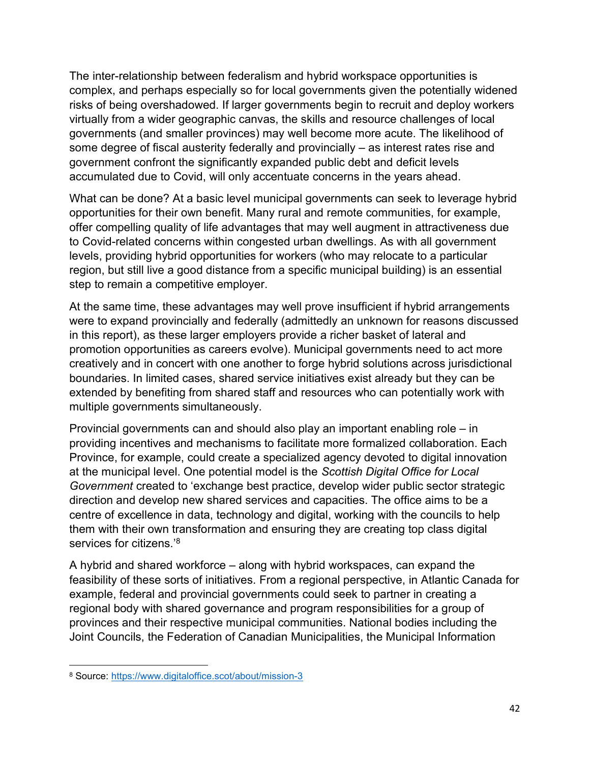The inter-relationship between federalism and hybrid workspace opportunities is complex, and perhaps especially so for local governments given the potentially widened risks of being overshadowed. If larger governments begin to recruit and deploy workers virtually from a wider geographic canvas, the skills and resource challenges of local governments (and smaller provinces) may well become more acute. The likelihood of some degree of fiscal austerity federally and provincially – as interest rates rise and government confront the significantly expanded public debt and deficit levels accumulated due to Covid, will only accentuate concerns in the years ahead.

What can be done? At a basic level municipal governments can seek to leverage hybrid opportunities for their own benefit. Many rural and remote communities, for example, offer compelling quality of life advantages that may well augment in attractiveness due to Covid-related concerns within congested urban dwellings. As with all government levels, providing hybrid opportunities for workers (who may relocate to a particular region, but still live a good distance from a specific municipal building) is an essential step to remain a competitive employer.

At the same time, these advantages may well prove insufficient if hybrid arrangements were to expand provincially and federally (admittedly an unknown for reasons discussed in this report), as these larger employers provide a richer basket of lateral and promotion opportunities as careers evolve). Municipal governments need to act more creatively and in concert with one another to forge hybrid solutions across jurisdictional boundaries. In limited cases, shared service initiatives exist already but they can be extended by benefiting from shared staff and resources who can potentially work with multiple governments simultaneously.

Provincial governments can and should also play an important enabling role – in providing incentives and mechanisms to facilitate more formalized collaboration. Each Province, for example, could create a specialized agency devoted to digital innovation at the municipal level. One potential model is the *Scottish Digital Office for Local Government* created to 'exchange best practice, develop wider public sector strategic direction and develop new shared services and capacities. The office aims to be a centre of excellence in data, technology and digital, working with the councils to help them with their own transformation and ensuring they are creating top class digital services for citizens.'[8]

A hybrid and shared workforce – along with hybrid workspaces, can expand the feasibility of these sorts of initiatives. From a regional perspective, in Atlantic Canada for example, federal and provincial governments could seek to partner in creating a regional body with shared governance and program responsibilities for a group of provinces and their respective municipal communities. National bodies including the Joint Councils, the Federation of Canadian Municipalities, the Municipal Information

---

[8] Source: https://www.digitaloffice.scot/about/mission-3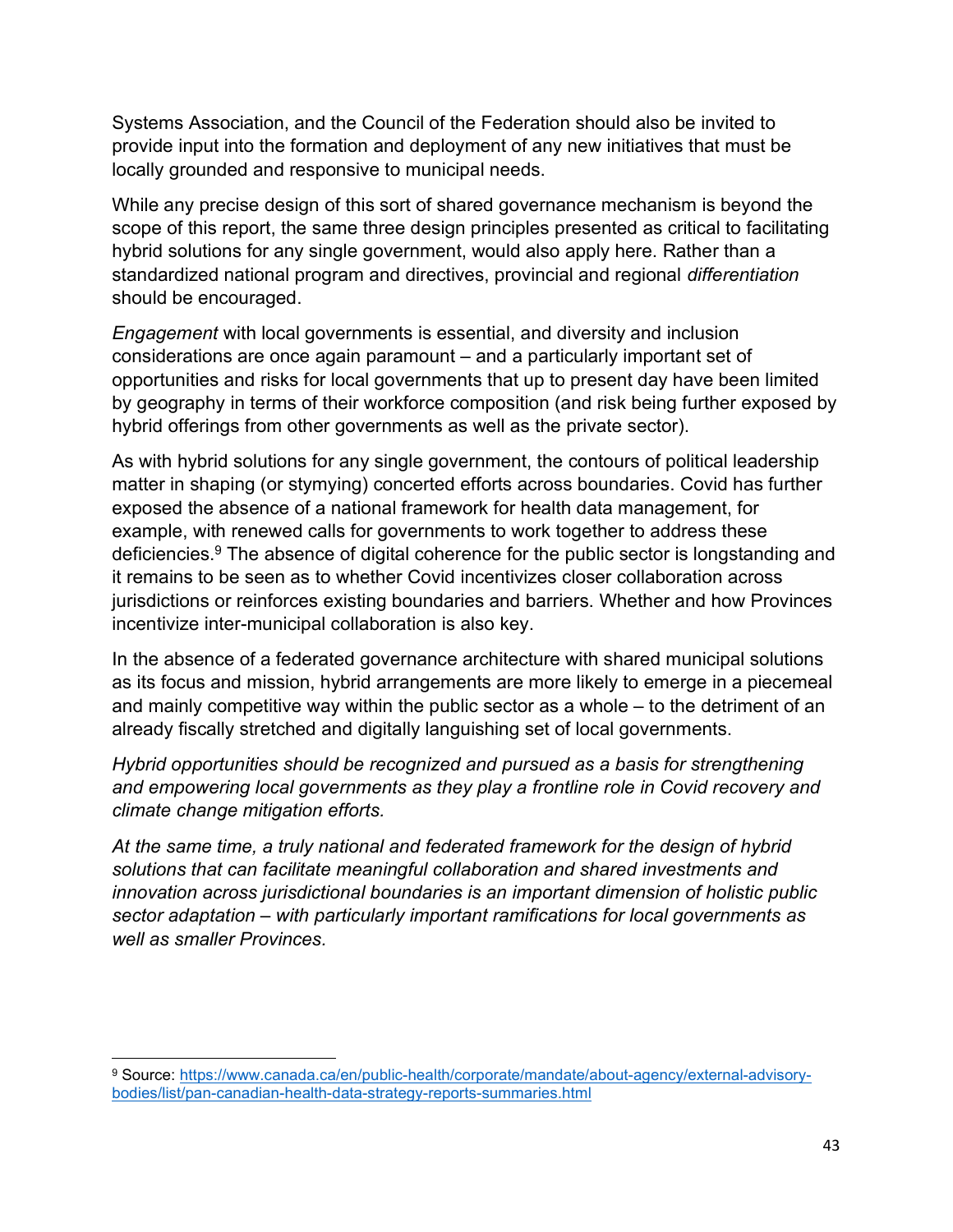Systems Association, and the Council of the Federation should also be invited to provide input into the formation and deployment of any new initiatives that must be locally grounded and responsive to municipal needs.

While any precise design of this sort of shared governance mechanism is beyond the scope of this report, the same three design principles presented as critical to facilitating hybrid solutions for any single government, would also apply here. Rather than a standardized national program and directives, provincial and regional *differentiation* should be encouraged.

*Engagement* with local governments is essential, and diversity and inclusion considerations are once again paramount – and a particularly important set of opportunities and risks for local governments that up to present day have been limited by geography in terms of their workforce composition (and risk being further exposed by hybrid offerings from other governments as well as the private sector).

As with hybrid solutions for any single government, the contours of political leadership matter in shaping (or stymying) concerted efforts across boundaries. Covid has further exposed the absence of a national framework for health data management, for example, with renewed calls for governments to work together to address these deficiencies.[9] The absence of digital coherence for the public sector is longstanding and it remains to be seen as to whether Covid incentivizes closer collaboration across jurisdictions or reinforces existing boundaries and barriers. Whether and how Provinces incentivize inter-municipal collaboration is also key.

In the absence of a federated governance architecture with shared municipal solutions as its focus and mission, hybrid arrangements are more likely to emerge in a piecemeal and mainly competitive way within the public sector as a whole – to the detriment of an already fiscally stretched and digitally languishing set of local governments.

*Hybrid opportunities should be recognized and pursued as a basis for strengthening and empowering local governments as they play a frontline role in Covid recovery and climate change mitigation efforts.*

*At the same time, a truly national and federated framework for the design of hybrid solutions that can facilitate meaningful collaboration and shared investments and innovation across jurisdictional boundaries is an important dimension of holistic public sector adaptation – with particularly important ramifications for local governments as well as smaller Provinces.*

[9] Source: https://www.canada.ca/en/public-health/corporate/mandate/about-agency/external-advisory-bodies/list/pan-canadian-health-data-strategy-reports-summaries.html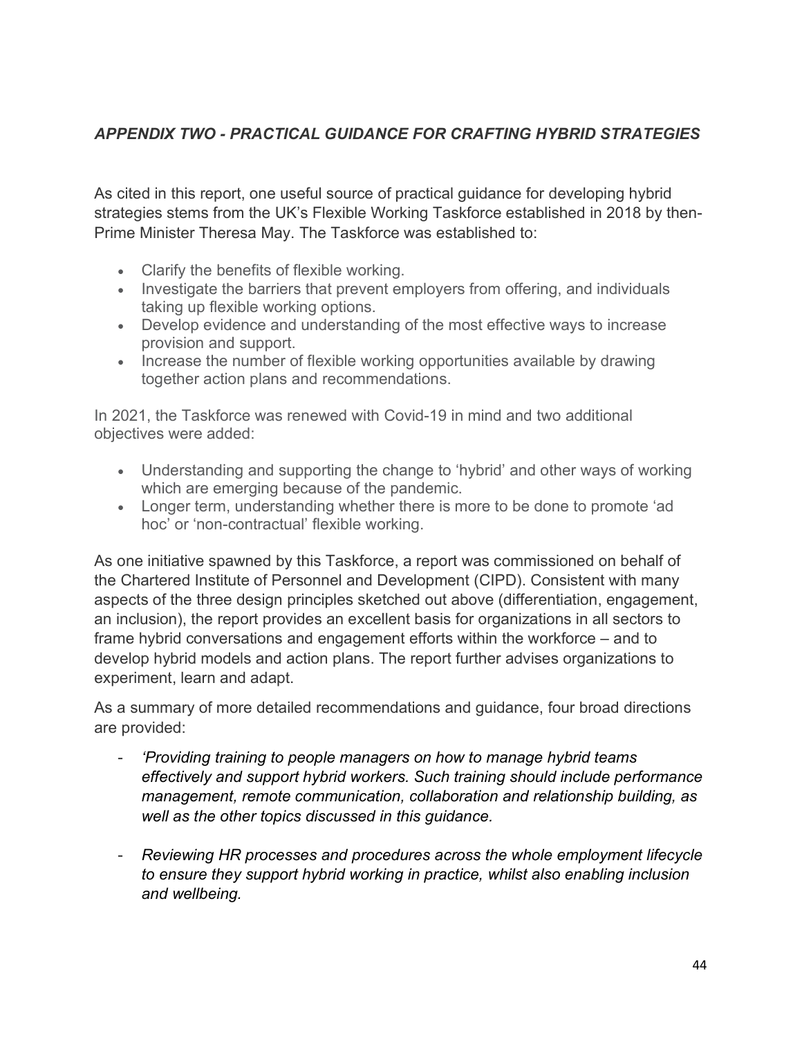## *APPENDIX TWO - PRACTICAL GUIDANCE FOR CRAFTING HYBRID STRATEGIES*

As cited in this report, one useful source of practical guidance for developing hybrid strategies stems from the UK's Flexible Working Taskforce established in 2018 by then-Prime Minister Theresa May. The Taskforce was established to:

- Clarify the benefits of flexible working.
- Investigate the barriers that prevent employers from offering, and individuals taking up flexible working options.
- Develop evidence and understanding of the most effective ways to increase provision and support.
- Increase the number of flexible working opportunities available by drawing together action plans and recommendations.

In 2021, the Taskforce was renewed with Covid-19 in mind and two additional objectives were added:

- Understanding and supporting the change to 'hybrid' and other ways of working which are emerging because of the pandemic.
- Longer term, understanding whether there is more to be done to promote 'ad hoc' or 'non-contractual' flexible working.

As one initiative spawned by this Taskforce, a report was commissioned on behalf of the Chartered Institute of Personnel and Development (CIPD). Consistent with many aspects of the three design principles sketched out above (differentiation, engagement, an inclusion), the report provides an excellent basis for organizations in all sectors to frame hybrid conversations and engagement efforts within the workforce – and to develop hybrid models and action plans. The report further advises organizations to experiment, learn and adapt.

As a summary of more detailed recommendations and guidance, four broad directions are provided:

- *'Providing training to people managers on how to manage hybrid teams effectively and support hybrid workers. Such training should include performance management, remote communication, collaboration and relationship building, as well as the other topics discussed in this guidance.*

- *Reviewing HR processes and procedures across the whole employment lifecycle to ensure they support hybrid working in practice, whilst also enabling inclusion and wellbeing.*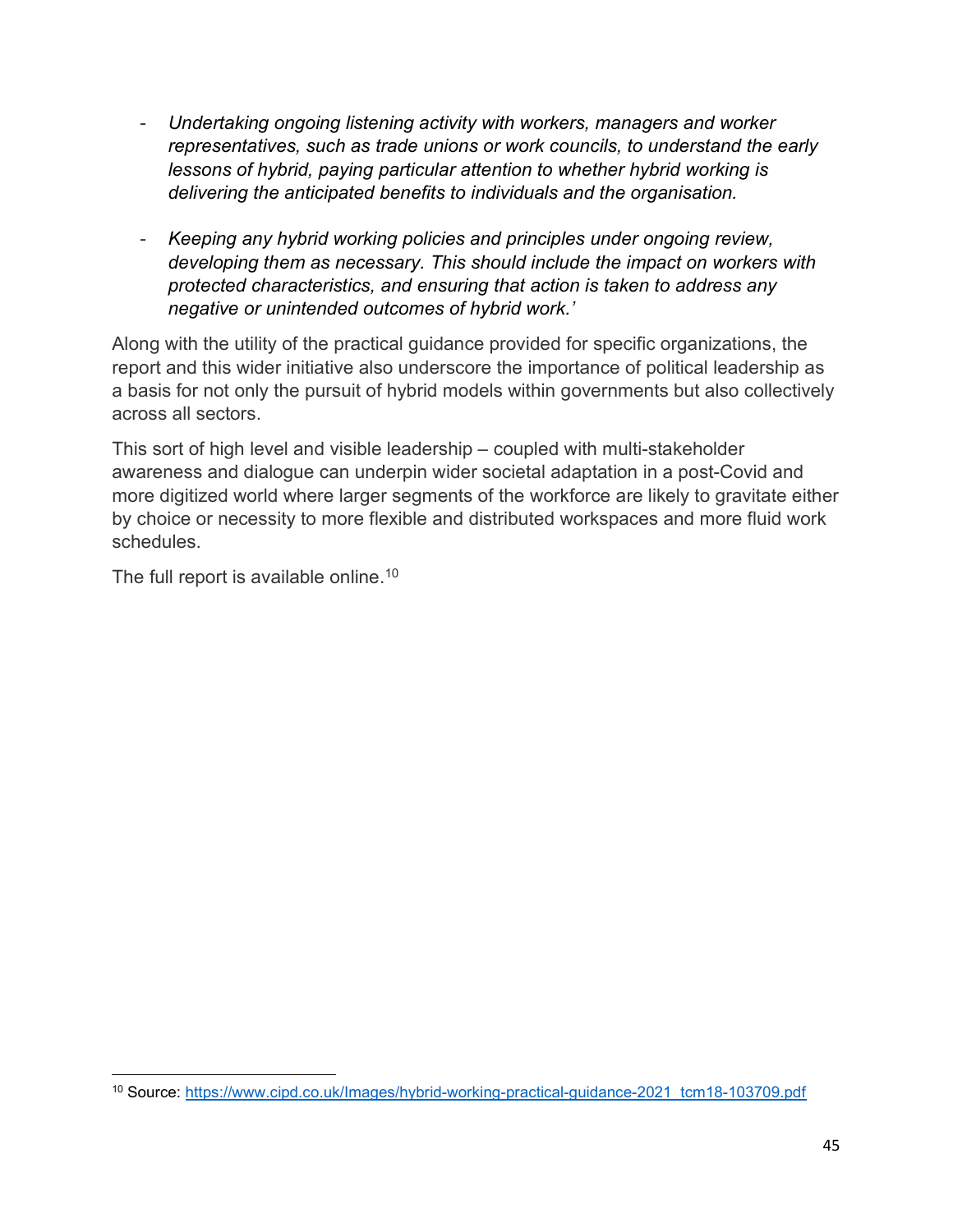- *Undertaking ongoing listening activity with workers, managers and worker representatives, such as trade unions or work councils, to understand the early lessons of hybrid, paying particular attention to whether hybrid working is delivering the anticipated benefits to individuals and the organisation.*

- *Keeping any hybrid working policies and principles under ongoing review, developing them as necessary. This should include the impact on workers with protected characteristics, and ensuring that action is taken to address any negative or unintended outcomes of hybrid work.'*

Along with the utility of the practical guidance provided for specific organizations, the report and this wider initiative also underscore the importance of political leadership as a basis for not only the pursuit of hybrid models within governments but also collectively across all sectors.

This sort of high level and visible leadership – coupled with multi-stakeholder awareness and dialogue can underpin wider societal adaptation in a post-Covid and more digitized world where larger segments of the workforce are likely to gravitate either by choice or necessity to more flexible and distributed workspaces and more fluid work schedules.

The full report is available online.[10]

[10] Source: https://www.cipd.co.uk/Images/hybrid-working-practical-guidance-2021_tcm18-103709.pdf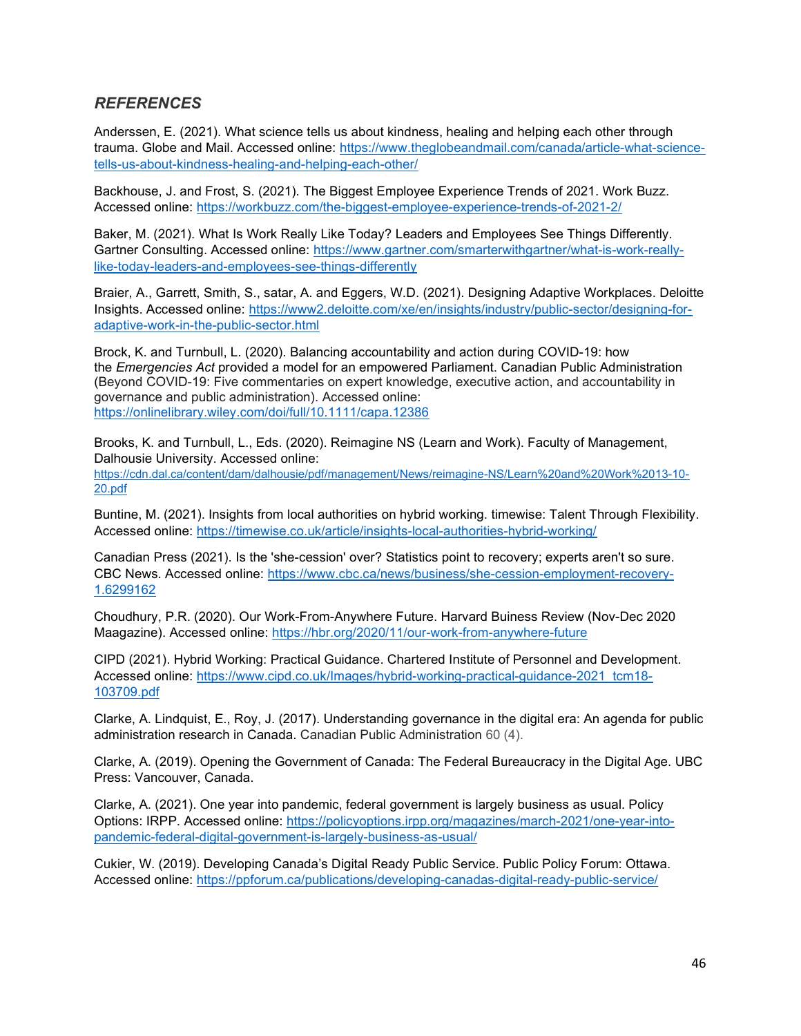## *REFERENCES*

Anderssen, E. (2021). What science tells us about kindness, healing and helping each other through trauma. Globe and Mail. Accessed online: https://www.theglobeandmail.com/canada/article-what-science-tells-us-about-kindness-healing-and-helping-each-other/

Backhouse, J. and Frost, S. (2021). The Biggest Employee Experience Trends of 2021. Work Buzz. Accessed online: https://workbuzz.com/the-biggest-employee-experience-trends-of-2021-2/

Baker, M. (2021). What Is Work Really Like Today? Leaders and Employees See Things Differently. Gartner Consulting. Accessed online: https://www.gartner.com/smarterwithgartner/what-is-work-really-like-today-leaders-and-employees-see-things-differently

Braier, A., Garrett, Smith, S., satar, A. and Eggers, W.D. (2021). Designing Adaptive Workplaces. Deloitte Insights. Accessed online: https://www2.deloitte.com/xe/en/insights/industry/public-sector/designing-for-adaptive-work-in-the-public-sector.html

Brock, K. and Turnbull, L. (2020). Balancing accountability and action during COVID-19: how the *Emergencies Act* provided a model for an empowered Parliament. Canadian Public Administration (Beyond COVID-19: Five commentaries on expert knowledge, executive action, and accountability in governance and public administration). Accessed online: https://onlinelibrary.wiley.com/doi/full/10.1111/capa.12386

Brooks, K. and Turnbull, L., Eds. (2020). Reimagine NS (Learn and Work). Faculty of Management, Dalhousie University. Accessed online: https://cdn.dal.ca/content/dam/dalhousie/pdf/management/News/reimagine-NS/Learn%20and%20Work%2013-10-20.pdf

Buntine, M. (2021). Insights from local authorities on hybrid working. timewise: Talent Through Flexibility. Accessed online: https://timewise.co.uk/article/insights-local-authorities-hybrid-working/

Canadian Press (2021). Is the 'she-cession' over? Statistics point to recovery; experts aren't so sure. CBC News. Accessed online: https://www.cbc.ca/news/business/she-cession-employment-recovery-1.6299162

Choudhury, P.R. (2020). Our Work-From-Anywhere Future. Harvard Buiness Review (Nov-Dec 2020 Maagazine). Accessed online: https://hbr.org/2020/11/our-work-from-anywhere-future

CIPD (2021). Hybrid Working: Practical Guidance. Chartered Institute of Personnel and Development. Accessed online: https://www.cipd.co.uk/Images/hybrid-working-practical-guidance-2021_tcm18-103709.pdf

Clarke, A. Lindquist, E., Roy, J. (2017). Understanding governance in the digital era: An agenda for public administration research in Canada. Canadian Public Administration 60 (4).

Clarke, A. (2019). Opening the Government of Canada: The Federal Bureaucracy in the Digital Age. UBC Press: Vancouver, Canada.

Clarke, A. (2021). One year into pandemic, federal government is largely business as usual. Policy Options: IRPP. Accessed online: https://policyoptions.irpp.org/magazines/march-2021/one-year-into-pandemic-federal-digital-government-is-largely-business-as-usual/

Cukier, W. (2019). Developing Canada's Digital Ready Public Service. Public Policy Forum: Ottawa. Accessed online: https://ppforum.ca/publications/developing-canadas-digital-ready-public-service/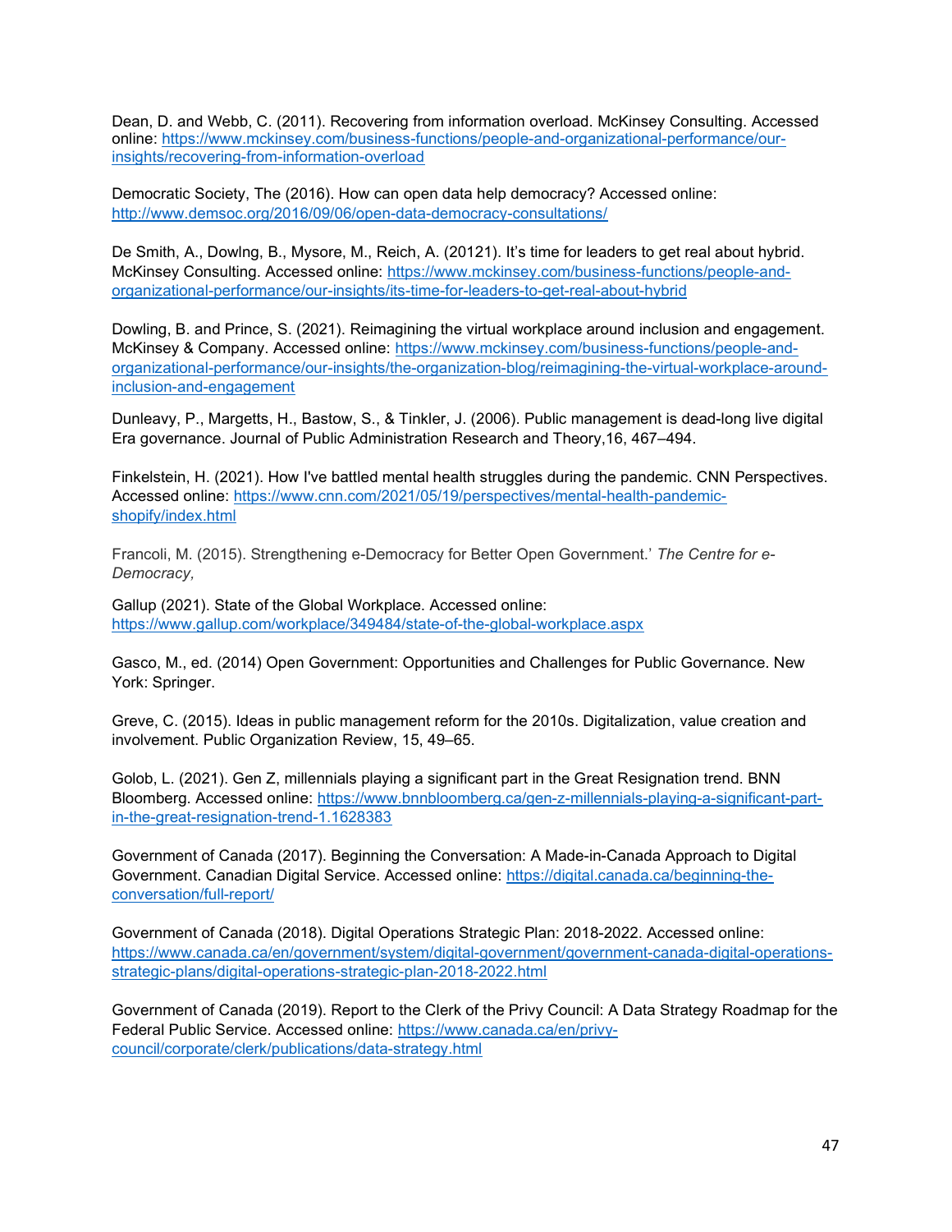Dean, D. and Webb, C. (2011). Recovering from information overload. McKinsey Consulting. Accessed online: https://www.mckinsey.com/business-functions/people-and-organizational-performance/our-insights/recovering-from-information-overload

Democratic Society, The (2016). How can open data help democracy? Accessed online: http://www.demsoc.org/2016/09/06/open-data-democracy-consultations/

De Smith, A., Dowlng, B., Mysore, M., Reich, A. (20121). It's time for leaders to get real about hybrid. McKinsey Consulting. Accessed online: https://www.mckinsey.com/business-functions/people-and-organizational-performance/our-insights/its-time-for-leaders-to-get-real-about-hybrid

Dowling, B. and Prince, S. (2021). Reimagining the virtual workplace around inclusion and engagement. McKinsey & Company. Accessed online: https://www.mckinsey.com/business-functions/people-and-organizational-performance/our-insights/the-organization-blog/reimagining-the-virtual-workplace-around-inclusion-and-engagement

Dunleavy, P., Margetts, H., Bastow, S., & Tinkler, J. (2006). Public management is dead-long live digital Era governance. Journal of Public Administration Research and Theory,16, 467–494.

Finkelstein, H. (2021). How I've battled mental health struggles during the pandemic. CNN Perspectives. Accessed online: https://www.cnn.com/2021/05/19/perspectives/mental-health-pandemic-shopify/index.html

Francoli, M. (2015). Strengthening e-Democracy for Better Open Government.' *The Centre for e-Democracy,*

Gallup (2021). State of the Global Workplace. Accessed online: https://www.gallup.com/workplace/349484/state-of-the-global-workplace.aspx

Gasco, M., ed. (2014) Open Government: Opportunities and Challenges for Public Governance. New York: Springer.

Greve, C. (2015). Ideas in public management reform for the 2010s. Digitalization, value creation and involvement. Public Organization Review, 15, 49–65.

Golob, L. (2021). Gen Z, millennials playing a significant part in the Great Resignation trend. BNN Bloomberg. Accessed online: https://www.bnnbloomberg.ca/gen-z-millennials-playing-a-significant-part-in-the-great-resignation-trend-1.1628383

Government of Canada (2017). Beginning the Conversation: A Made-in-Canada Approach to Digital Government. Canadian Digital Service. Accessed online: https://digital.canada.ca/beginning-the-conversation/full-report/

Government of Canada (2018). Digital Operations Strategic Plan: 2018-2022. Accessed online: https://www.canada.ca/en/government/system/digital-government/government-canada-digital-operations-strategic-plans/digital-operations-strategic-plan-2018-2022.html

Government of Canada (2019). Report to the Clerk of the Privy Council: A Data Strategy Roadmap for the Federal Public Service. Accessed online: https://www.canada.ca/en/privy-council/corporate/clerk/publications/data-strategy.html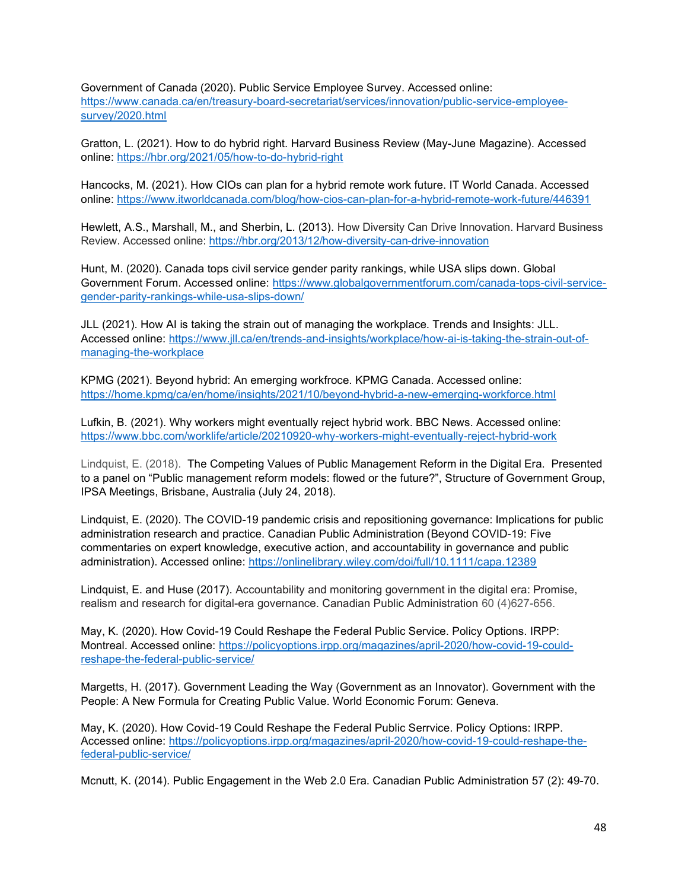Government of Canada (2020). Public Service Employee Survey. Accessed online: https://www.canada.ca/en/treasury-board-secretariat/services/innovation/public-service-employee-survey/2020.html

Gratton, L. (2021). How to do hybrid right. Harvard Business Review (May-June Magazine). Accessed online: https://hbr.org/2021/05/how-to-do-hybrid-right

Hancocks, M. (2021). How CIOs can plan for a hybrid remote work future. IT World Canada. Accessed online: https://www.itworldcanada.com/blog/how-cios-can-plan-for-a-hybrid-remote-work-future/446391

Hewlett, A.S., Marshall, M., and Sherbin, L. (2013). How Diversity Can Drive Innovation. Harvard Business Review. Accessed online: https://hbr.org/2013/12/how-diversity-can-drive-innovation

Hunt, M. (2020). Canada tops civil service gender parity rankings, while USA slips down. Global Government Forum. Accessed online: https://www.globalgovernmentforum.com/canada-tops-civil-service-gender-parity-rankings-while-usa-slips-down/

JLL (2021). How AI is taking the strain out of managing the workplace. Trends and Insights: JLL. Accessed online: https://www.jll.ca/en/trends-and-insights/workplace/how-ai-is-taking-the-strain-out-of-managing-the-workplace

KPMG (2021). Beyond hybrid: An emerging workfroce. KPMG Canada. Accessed online: https://home.kpmg/ca/en/home/insights/2021/10/beyond-hybrid-a-new-emerging-workforce.html

Lufkin, B. (2021). Why workers might eventually reject hybrid work. BBC News. Accessed online: https://www.bbc.com/worklife/article/20210920-why-workers-might-eventually-reject-hybrid-work

Lindquist, E. (2018). The Competing Values of Public Management Reform in the Digital Era. Presented to a panel on "Public management reform models: flowed or the future?", Structure of Government Group, IPSA Meetings, Brisbane, Australia (July 24, 2018).

Lindquist, E. (2020). The COVID-19 pandemic crisis and repositioning governance: Implications for public administration research and practice. Canadian Public Administration (Beyond COVID-19: Five commentaries on expert knowledge, executive action, and accountability in governance and public administration). Accessed online: https://onlinelibrary.wiley.com/doi/full/10.1111/capa.12389

Lindquist, E. and Huse (2017). Accountability and monitoring government in the digital era: Promise, realism and research for digital-era governance. Canadian Public Administration 60 (4)627-656.

May, K. (2020). How Covid-19 Could Reshape the Federal Public Service. Policy Options. IRPP: Montreal. Accessed online: https://policyoptions.irpp.org/magazines/april-2020/how-covid-19-could-reshape-the-federal-public-service/

Margetts, H. (2017). Government Leading the Way (Government as an Innovator). Government with the People: A New Formula for Creating Public Value. World Economic Forum: Geneva.

May, K. (2020). How Covid-19 Could Reshape the Federal Public Serrvice. Policy Options: IRPP. Accessed online: https://policyoptions.irpp.org/magazines/april-2020/how-covid-19-could-reshape-the-federal-public-service/

Mcnutt, K. (2014). Public Engagement in the Web 2.0 Era. Canadian Public Administration 57 (2): 49-70.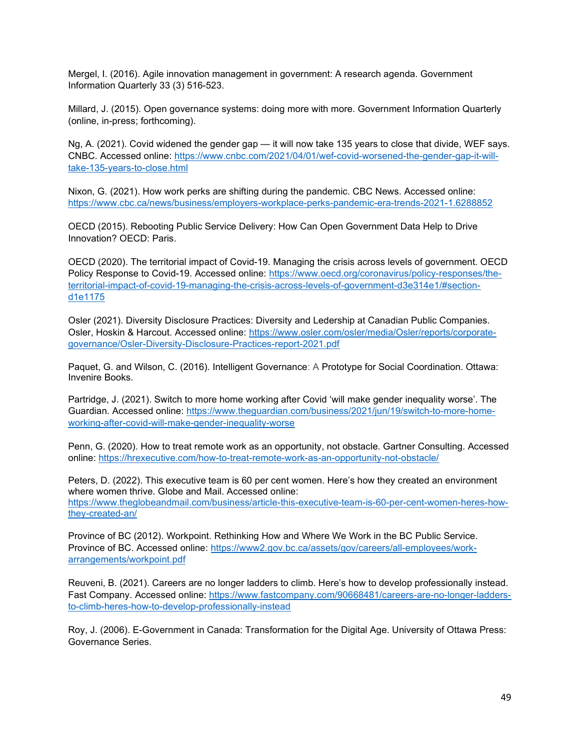Mergel, I. (2016). Agile innovation management in government: A research agenda. Government Information Quarterly 33 (3) 516-523.

Millard, J. (2015). Open governance systems: doing more with more. Government Information Quarterly (online, in-press; forthcoming).

Ng, A. (2021). Covid widened the gender gap — it will now take 135 years to close that divide, WEF says. CNBC. Accessed online: https://www.cnbc.com/2021/04/01/wef-covid-worsened-the-gender-gap-it-will-take-135-years-to-close.html

Nixon, G. (2021). How work perks are shifting during the pandemic. CBC News. Accessed online: https://www.cbc.ca/news/business/employers-workplace-perks-pandemic-era-trends-2021-1.6288852

OECD (2015). Rebooting Public Service Delivery: How Can Open Government Data Help to Drive Innovation? OECD: Paris.

OECD (2020). The territorial impact of Covid-19. Managing the crisis across levels of government. OECD Policy Response to Covid-19. Accessed online: https://www.oecd.org/coronavirus/policy-responses/the-territorial-impact-of-covid-19-managing-the-crisis-across-levels-of-government-d3e314e1/#section-d1e1175

Osler (2021). Diversity Disclosure Practices: Diversity and Ledership at Canadian Public Companies. Osler, Hoskin & Harcout. Accessed online: https://www.osler.com/osler/media/Osler/reports/corporate-governance/Osler-Diversity-Disclosure-Practices-report-2021.pdf

Paquet, G. and Wilson, C. (2016). Intelligent Governance: A Prototype for Social Coordination. Ottawa: Invenire Books.

Partridge, J. (2021). Switch to more home working after Covid 'will make gender inequality worse'. The Guardian. Accessed online: https://www.theguardian.com/business/2021/jun/19/switch-to-more-home-working-after-covid-will-make-gender-inequality-worse

Penn, G. (2020). How to treat remote work as an opportunity, not obstacle. Gartner Consulting. Accessed online: https://hrexecutive.com/how-to-treat-remote-work-as-an-opportunity-not-obstacle/

Peters, D. (2022). This executive team is 60 per cent women. Here's how they created an environment where women thrive. Globe and Mail. Accessed online: https://www.theglobeandmail.com/business/article-this-executive-team-is-60-per-cent-women-heres-how-they-created-an/

Province of BC (2012). Workpoint. Rethinking How and Where We Work in the BC Public Service. Province of BC. Accessed online: https://www2.gov.bc.ca/assets/gov/careers/all-employees/work-arrangements/workpoint.pdf

Reuveni, B. (2021). Careers are no longer ladders to climb. Here's how to develop professionally instead. Fast Company. Accessed online: https://www.fastcompany.com/90668481/careers-are-no-longer-ladders-to-climb-heres-how-to-develop-professionally-instead

Roy, J. (2006). E-Government in Canada: Transformation for the Digital Age. University of Ottawa Press: Governance Series.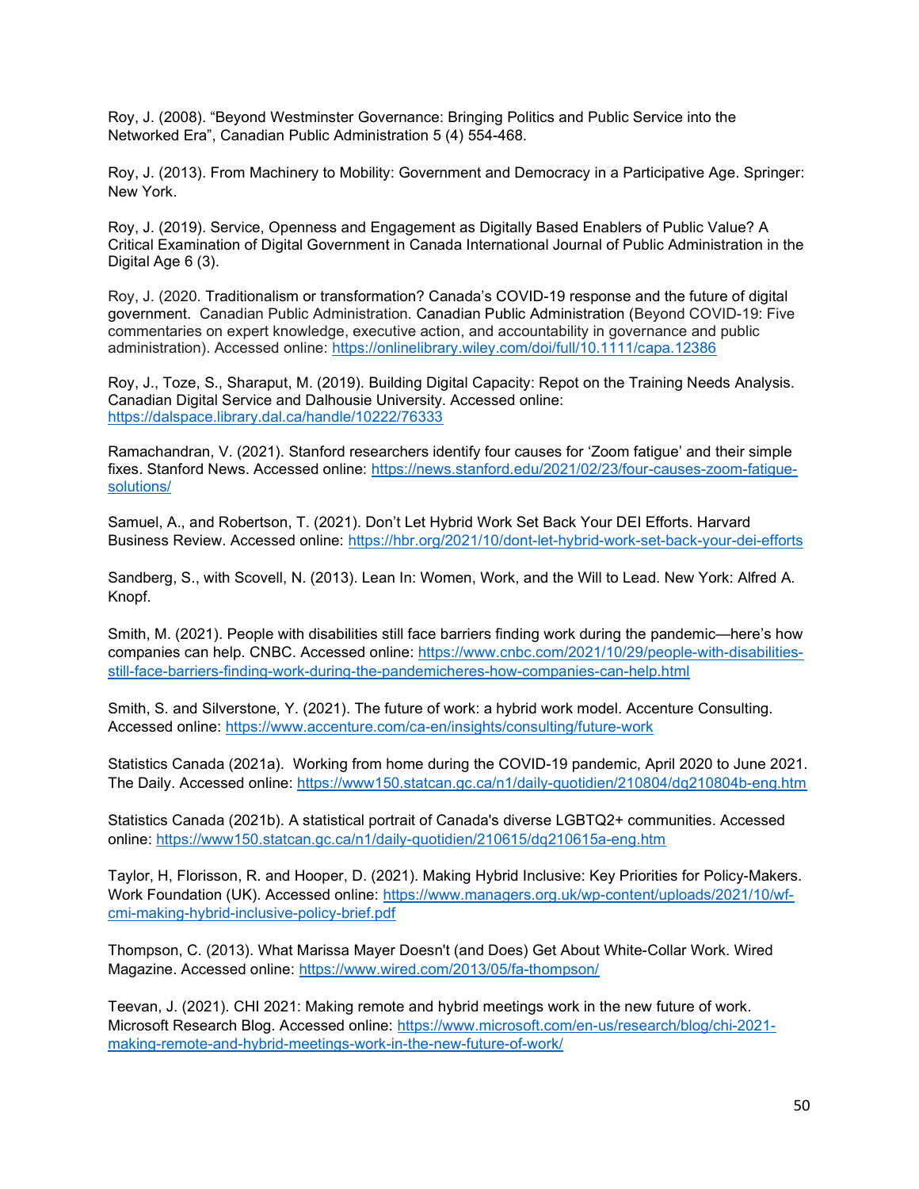Roy, J. (2008). “Beyond Westminster Governance: Bringing Politics and Public Service into the Networked Era”, Canadian Public Administration 5 (4) 554-468.

Roy, J. (2013). From Machinery to Mobility: Government and Democracy in a Participative Age. Springer: New York.

Roy, J. (2019). Service, Openness and Engagement as Digitally Based Enablers of Public Value? A Critical Examination of Digital Government in Canada International Journal of Public Administration in the Digital Age 6 (3).

Roy, J. (2020. Traditionalism or transformation? Canada’s COVID-19 response and the future of digital government. Canadian Public Administration. Canadian Public Administration (Beyond COVID-19: Five commentaries on expert knowledge, executive action, and accountability in governance and public administration). Accessed online: https://onlinelibrary.wiley.com/doi/full/10.1111/capa.12386

Roy, J., Toze, S., Sharaput, M. (2019). Building Digital Capacity: Repot on the Training Needs Analysis. Canadian Digital Service and Dalhousie University. Accessed online: https://dalspace.library.dal.ca/handle/10222/76333

Ramachandran, V. (2021). Stanford researchers identify four causes for ‘Zoom fatigue’ and their simple fixes. Stanford News. Accessed online: https://news.stanford.edu/2021/02/23/four-causes-zoom-fatigue-solutions/

Samuel, A., and Robertson, T. (2021). Don’t Let Hybrid Work Set Back Your DEI Efforts. Harvard Business Review. Accessed online: https://hbr.org/2021/10/dont-let-hybrid-work-set-back-your-dei-efforts

Sandberg, S., with Scovell, N. (2013). Lean In: Women, Work, and the Will to Lead. New York: Alfred A. Knopf.

Smith, M. (2021). People with disabilities still face barriers finding work during the pandemic—here’s how companies can help. CNBC. Accessed online: https://www.cnbc.com/2021/10/29/people-with-disabilities-still-face-barriers-finding-work-during-the-pandemicheres-how-companies-can-help.html

Smith, S. and Silverstone, Y. (2021). The future of work: a hybrid work model. Accenture Consulting. Accessed online: https://www.accenture.com/ca-en/insights/consulting/future-work

Statistics Canada (2021a). Working from home during the COVID-19 pandemic, April 2020 to June 2021. The Daily. Accessed online: https://www150.statcan.gc.ca/n1/daily-quotidien/210804/dq210804b-eng.htm

Statistics Canada (2021b). A statistical portrait of Canada's diverse LGBTQ2+ communities. Accessed online: https://www150.statcan.gc.ca/n1/daily-quotidien/210615/dq210615a-eng.htm

Taylor, H, Florisson, R. and Hooper, D. (2021). Making Hybrid Inclusive: Key Priorities for Policy-Makers. Work Foundation (UK). Accessed online: https://www.managers.org.uk/wp-content/uploads/2021/10/wf-cmi-making-hybrid-inclusive-policy-brief.pdf

Thompson, C. (2013). What Marissa Mayer Doesn't (and Does) Get About White-Collar Work. Wired Magazine. Accessed online: https://www.wired.com/2013/05/fa-thompson/

Teevan, J. (2021). CHI 2021: Making remote and hybrid meetings work in the new future of work. Microsoft Research Blog. Accessed online: https://www.microsoft.com/en-us/research/blog/chi-2021-making-remote-and-hybrid-meetings-work-in-the-new-future-of-work/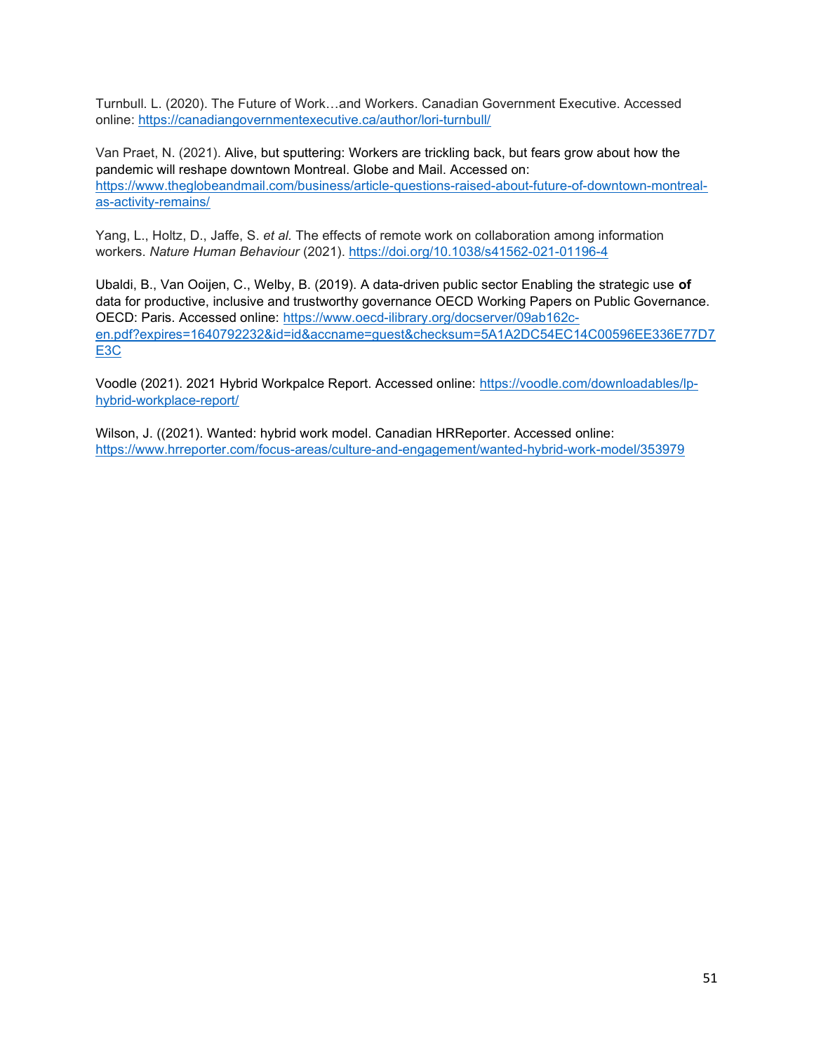Turnbull. L. (2020). The Future of Work…and Workers. Canadian Government Executive. Accessed online: https://canadiangovernmentexecutive.ca/author/lori-turnbull/

Van Praet, N. (2021). Alive, but sputtering: Workers are trickling back, but fears grow about how the pandemic will reshape downtown Montreal. Globe and Mail. Accessed on: https://www.theglobeandmail.com/business/article-questions-raised-about-future-of-downtown-montreal-as-activity-remains/

Yang, L., Holtz, D., Jaffe, S. *et al.* The effects of remote work on collaboration among information workers. *Nature Human Behaviour* (2021). https://doi.org/10.1038/s41562-021-01196-4

Ubaldi, B., Van Ooijen, C., Welby, B. (2019). A data-driven public sector Enabling the strategic use **of** data for productive, inclusive and trustworthy governance OECD Working Papers on Public Governance. OECD: Paris. Accessed online: https://www.oecd-ilibrary.org/docserver/09ab162c-en.pdf?expires=1640792232&id=id&accname=guest&checksum=5A1A2DC54EC14C00596EE336E77D7E3C

Voodle (2021). 2021 Hybrid Workpalce Report. Accessed online: https://voodle.com/downloadables/lp-hybrid-workplace-report/

Wilson, J. ((2021). Wanted: hybrid work model. Canadian HRReporter. Accessed online: https://www.hrreporter.com/focus-areas/culture-and-engagement/wanted-hybrid-work-model/353979